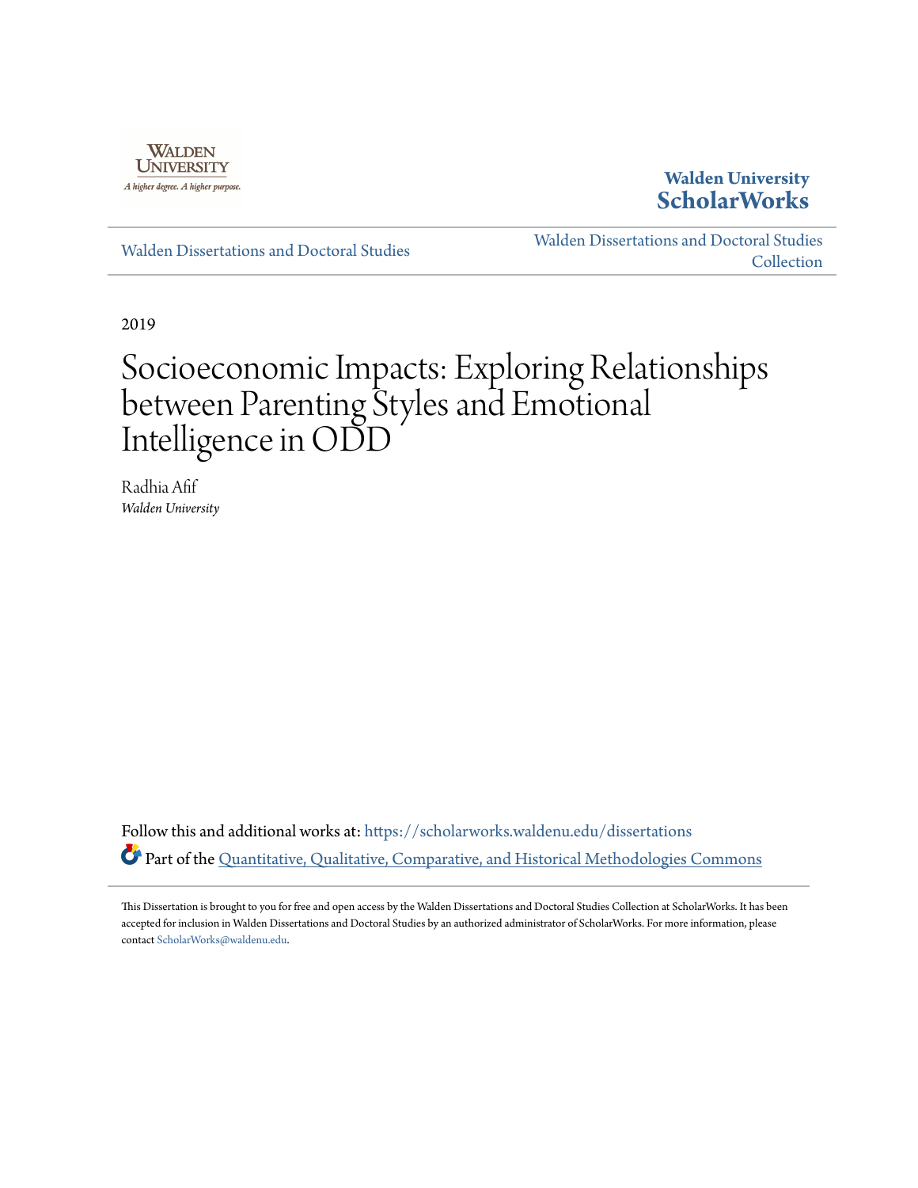Walden University

A higher degree. A higher purpose.

**Walden University ScholarWorks**

Walden Dissertations and Doctoral Studies

Walden Dissertations and Doctoral Studies Collection

2019

# Socioeconomic Impacts: Exploring Relationships between Parenting Styles and Emotional Intelligence in ODD

Radhia Afif

*Walden University*

Follow this and additional works at: https://scholarworks.waldenu.edu/dissertations

Part of the Quantitative, Qualitative, Comparative, and Historical Methodologies Commons

This Dissertation is brought to you for free and open access by the Walden Dissertations and Doctoral Studies Collection at ScholarWorks. It has been accepted for inclusion in Walden Dissertations and Doctoral Studies by an authorized administrator of ScholarWorks. For more information, please contact ScholarWorks@waldenu.edu.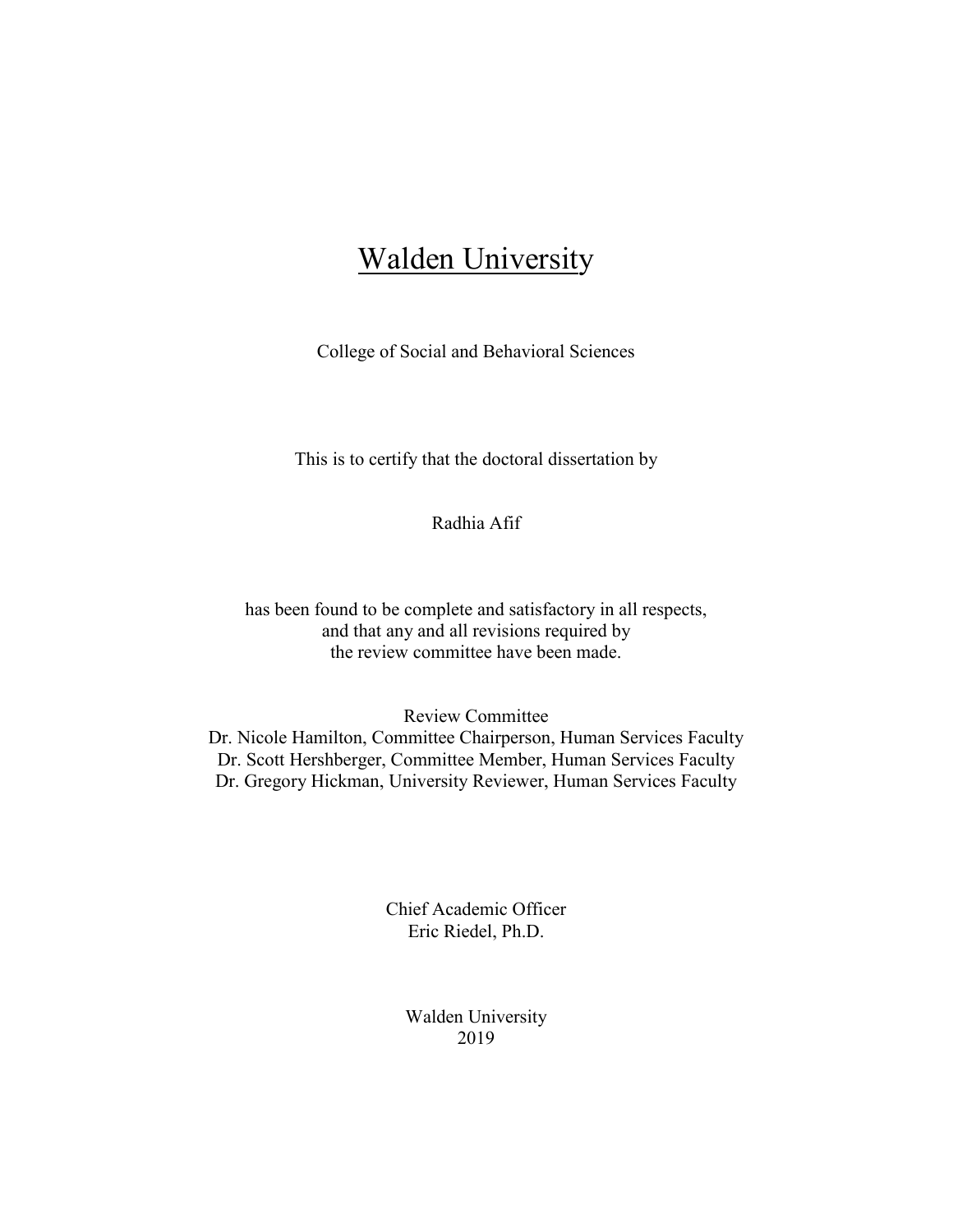# Walden University

College of Social and Behavioral Sciences

This is to certify that the doctoral dissertation by

Radhia Afif

has been found to be complete and satisfactory in all respects,
and that any and all revisions required by
the review committee have been made.

Review Committee
Dr. Nicole Hamilton, Committee Chairperson, Human Services Faculty
Dr. Scott Hershberger, Committee Member, Human Services Faculty
Dr. Gregory Hickman, University Reviewer, Human Services Faculty

Chief Academic Officer
Eric Riedel, Ph.D.

Walden University
2019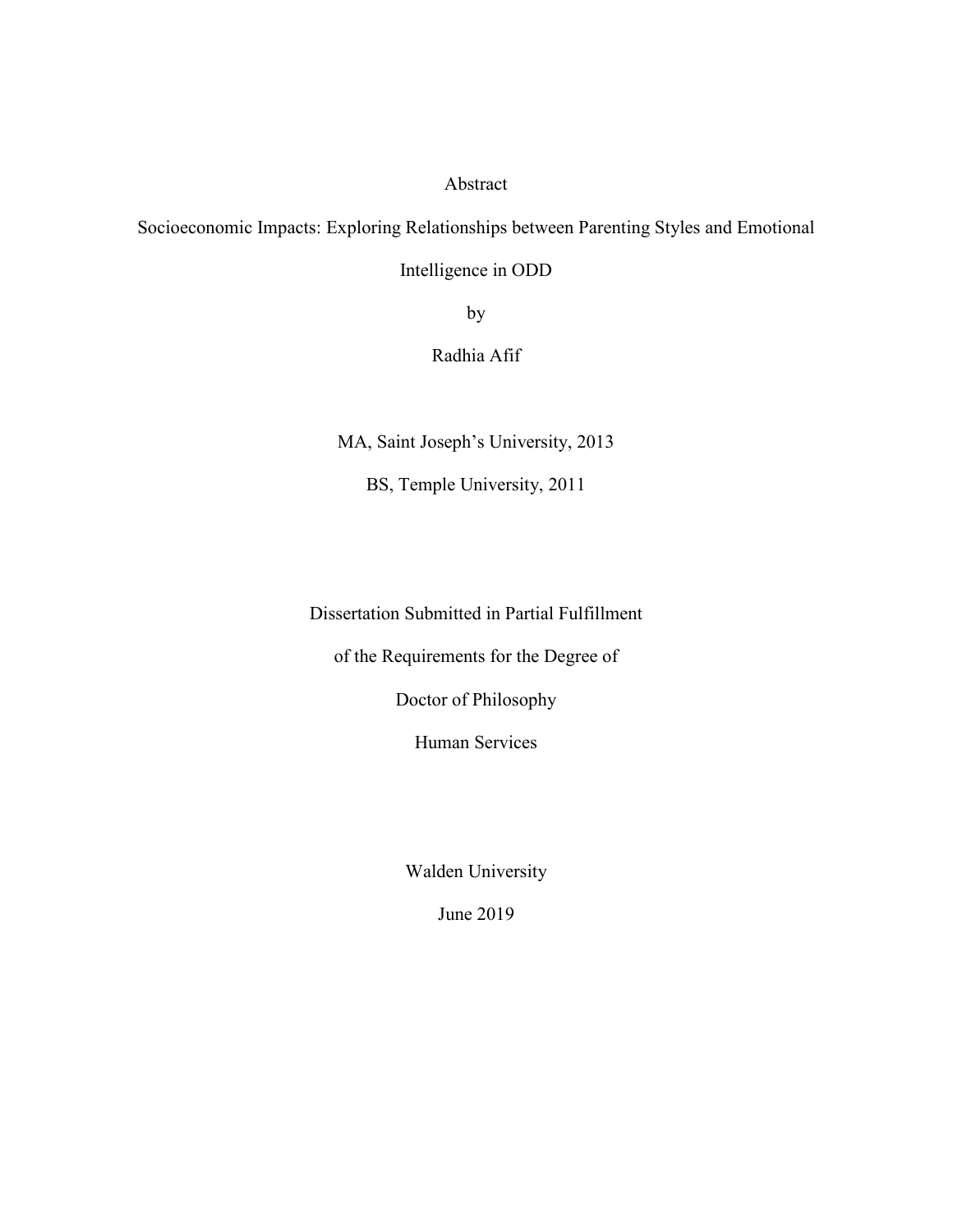Abstract

Socioeconomic Impacts: Exploring Relationships between Parenting Styles and Emotional Intelligence in ODD

by

Radhia Afif

MA, Saint Joseph's University, 2013

BS, Temple University, 2011

Dissertation Submitted in Partial Fulfillment

of the Requirements for the Degree of

Doctor of Philosophy

Human Services

Walden University

June 2019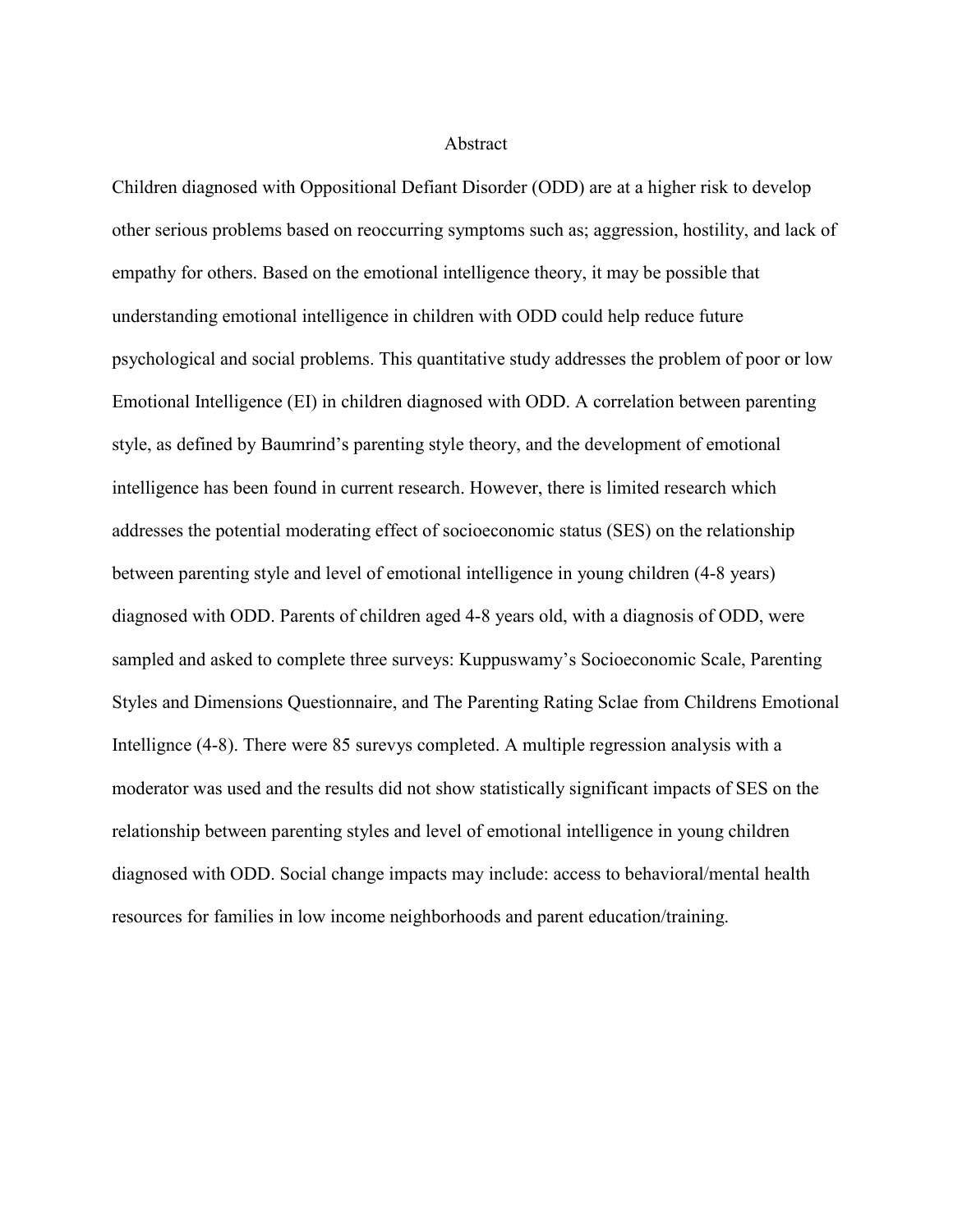# Abstract

Children diagnosed with Oppositional Defiant Disorder (ODD) are at a higher risk to develop other serious problems based on reoccurring symptoms such as; aggression, hostility, and lack of empathy for others. Based on the emotional intelligence theory, it may be possible that understanding emotional intelligence in children with ODD could help reduce future psychological and social problems. This quantitative study addresses the problem of poor or low Emotional Intelligence (EI) in children diagnosed with ODD. A correlation between parenting style, as defined by Baumrind's parenting style theory, and the development of emotional intelligence has been found in current research. However, there is limited research which addresses the potential moderating effect of socioeconomic status (SES) on the relationship between parenting style and level of emotional intelligence in young children (4-8 years) diagnosed with ODD. Parents of children aged 4-8 years old, with a diagnosis of ODD, were sampled and asked to complete three surveys: Kuppuswamy's Socioeconomic Scale, Parenting Styles and Dimensions Questionnaire, and The Parenting Rating Sclae from Childrens Emotional Intellignce (4-8). There were 85 surevys completed. A multiple regression analysis with a moderator was used and the results did not show statistically significant impacts of SES on the relationship between parenting styles and level of emotional intelligence in young children diagnosed with ODD. Social change impacts may include: access to behavioral/mental health resources for families in low income neighborhoods and parent education/training.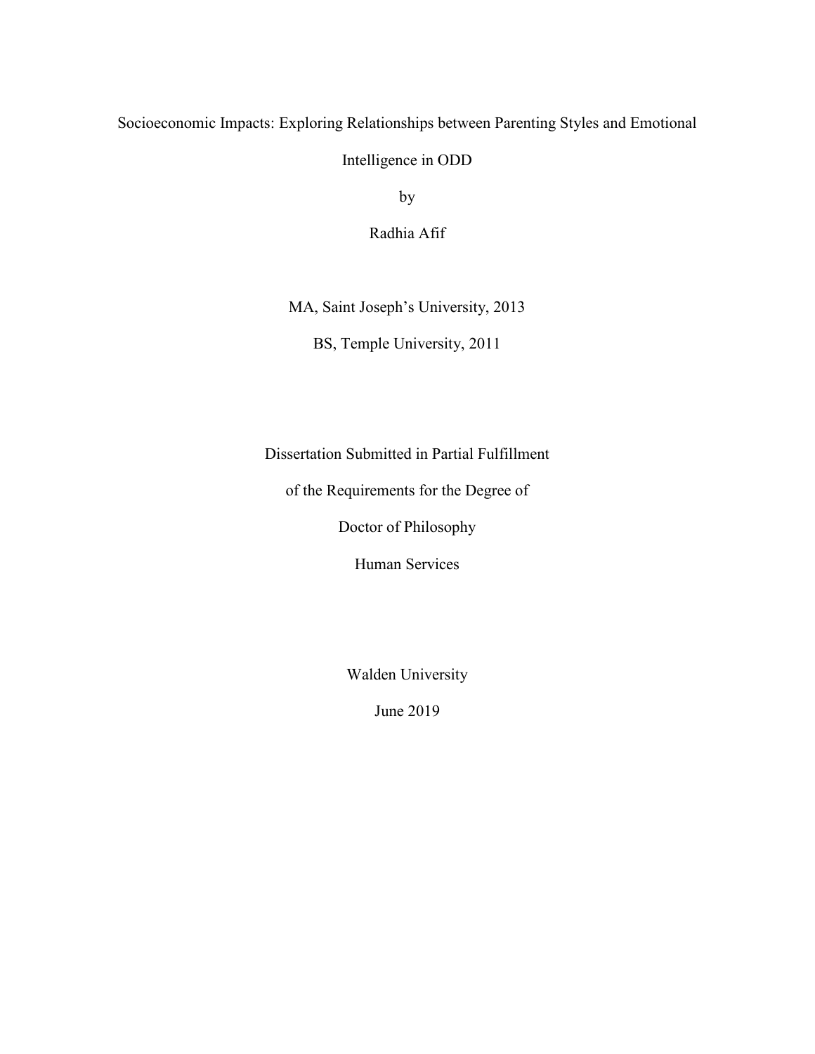# Socioeconomic Impacts: Exploring Relationships between Parenting Styles and Emotional Intelligence in ODD

by

Radhia Afif

MA, Saint Joseph's University, 2013

BS, Temple University, 2011

Dissertation Submitted in Partial Fulfillment

of the Requirements for the Degree of

Doctor of Philosophy

Human Services

Walden University

June 2019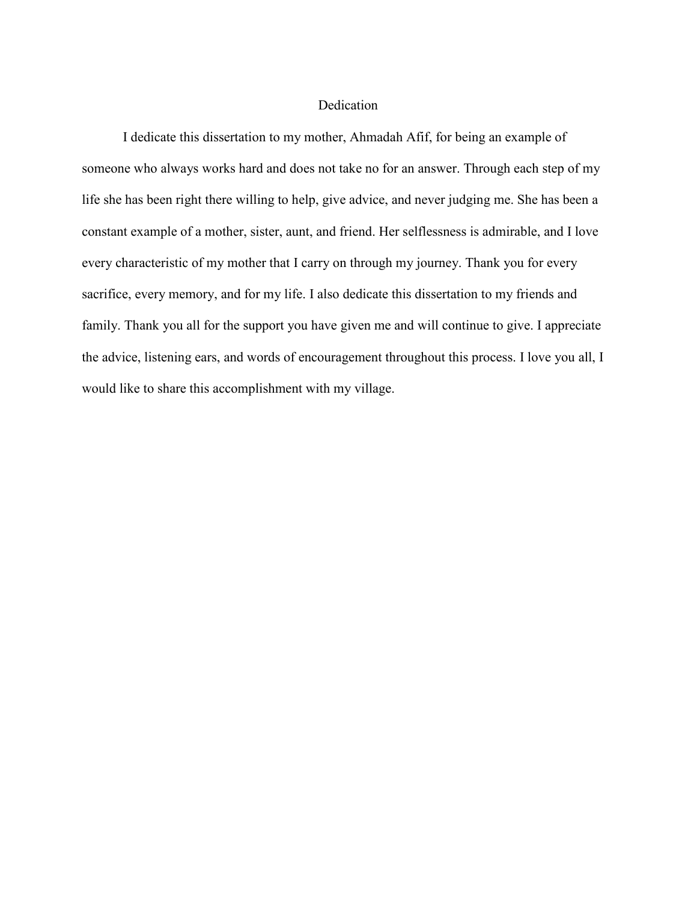# Dedication

I dedicate this dissertation to my mother, Ahmadah Afif, for being an example of someone who always works hard and does not take no for an answer. Through each step of my life she has been right there willing to help, give advice, and never judging me. She has been a constant example of a mother, sister, aunt, and friend. Her selflessness is admirable, and I love every characteristic of my mother that I carry on through my journey. Thank you for every sacrifice, every memory, and for my life. I also dedicate this dissertation to my friends and family. Thank you all for the support you have given me and will continue to give. I appreciate the advice, listening ears, and words of encouragement throughout this process. I love you all, I would like to share this accomplishment with my village.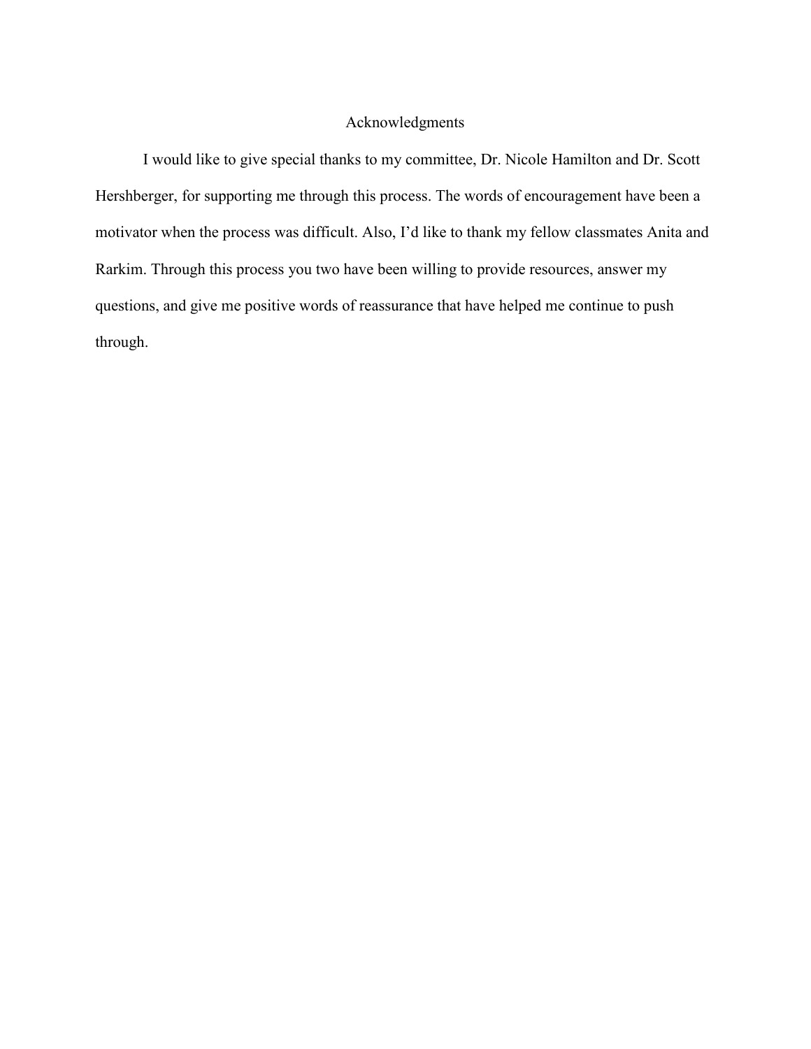# Acknowledgments

I would like to give special thanks to my committee, Dr. Nicole Hamilton and Dr. Scott Hershberger, for supporting me through this process. The words of encouragement have been a motivator when the process was difficult. Also, I'd like to thank my fellow classmates Anita and Rarkim. Through this process you two have been willing to provide resources, answer my questions, and give me positive words of reassurance that have helped me continue to push through.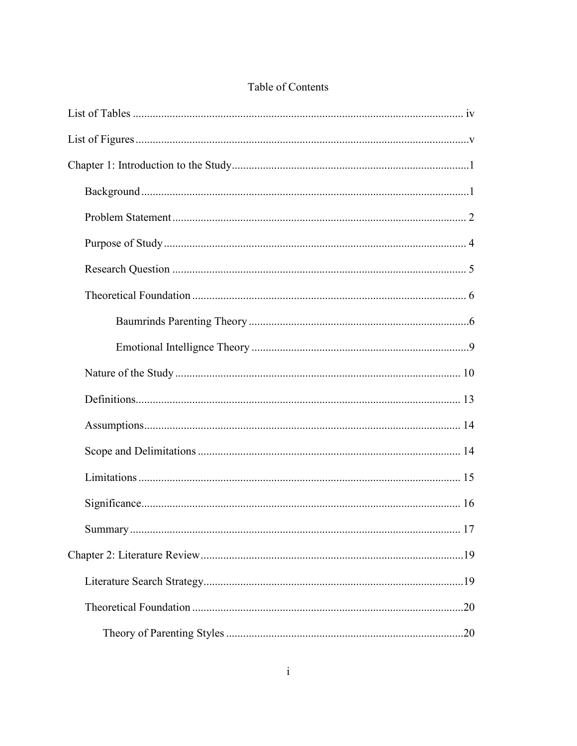# Table of Contents

List of Tables ..... iv

List of Figures ..... v

Chapter 1: Introduction to the Study ..... 1

  Background ..... 1

  Problem Statement ..... 2

  Purpose of Study ..... 4

  Research Question ..... 5

  Theoretical Foundation ..... 6

    Baumrinds Parenting Theory ..... 6

    Emotional Intellignce Theory ..... 9

  Nature of the Study ..... 10

  Definitions ..... 13

  Assumptions ..... 14

  Scope and Delimitations ..... 14

  Limitations ..... 15

  Significance ..... 16

  Summary ..... 17

Chapter 2: Literature Review ..... 19

  Literature Search Strategy ..... 19

  Theoretical Foundation ..... 20

    Theory of Parenting Styles ..... 20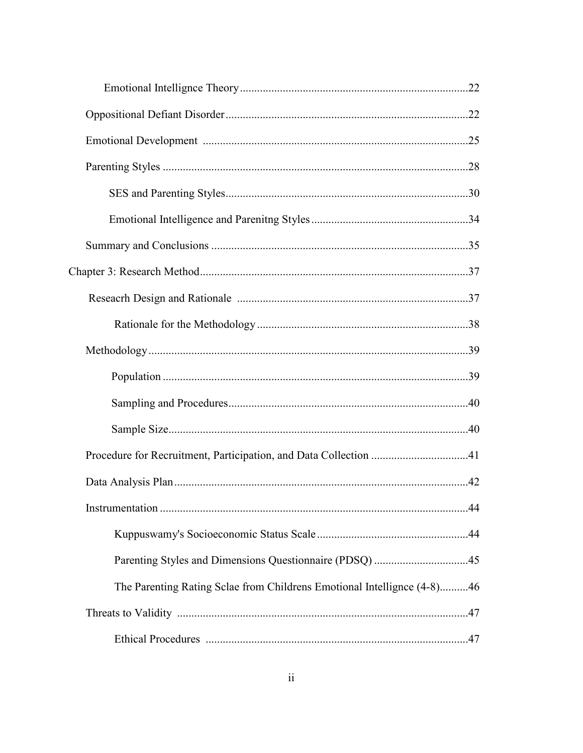Emotional Intellignce Theory ....................................................................................22

Oppositional Defiant Disorder ..................................................................................22

Emotional Development ..........................................................................................25

Parenting Styles .......................................................................................................28

SES and Parenting Styles ...................................................................................30

Emotional Intelligence and Parenitng Styles .....................................................34

Summary and Conclusions .......................................................................................35

Chapter 3: Research Method ............................................................................................37

Reseacrh Design and Rationale ..............................................................................37

Rationale for the Methodology ..........................................................................38

Methodology ............................................................................................................39

Population ..........................................................................................................39

Sampling and Procedures ...................................................................................40

Sample Size .......................................................................................................40

Procedure for Recruitment, Participation, and Data Collection ..................................41

Data Analysis Plan ....................................................................................................42

Instrumentation .........................................................................................................44

Kuppuswamy's Socioeconomic Status Scale ......................................................44

Parenting Styles and Dimensions Questionnaire (PDSQ) .................................45

The Parenting Rating Sclae from Childrens Emotional Intellignce (4-8)..........46

Threats to Validity ....................................................................................................47

Ethical Procedures ..........................................................................................47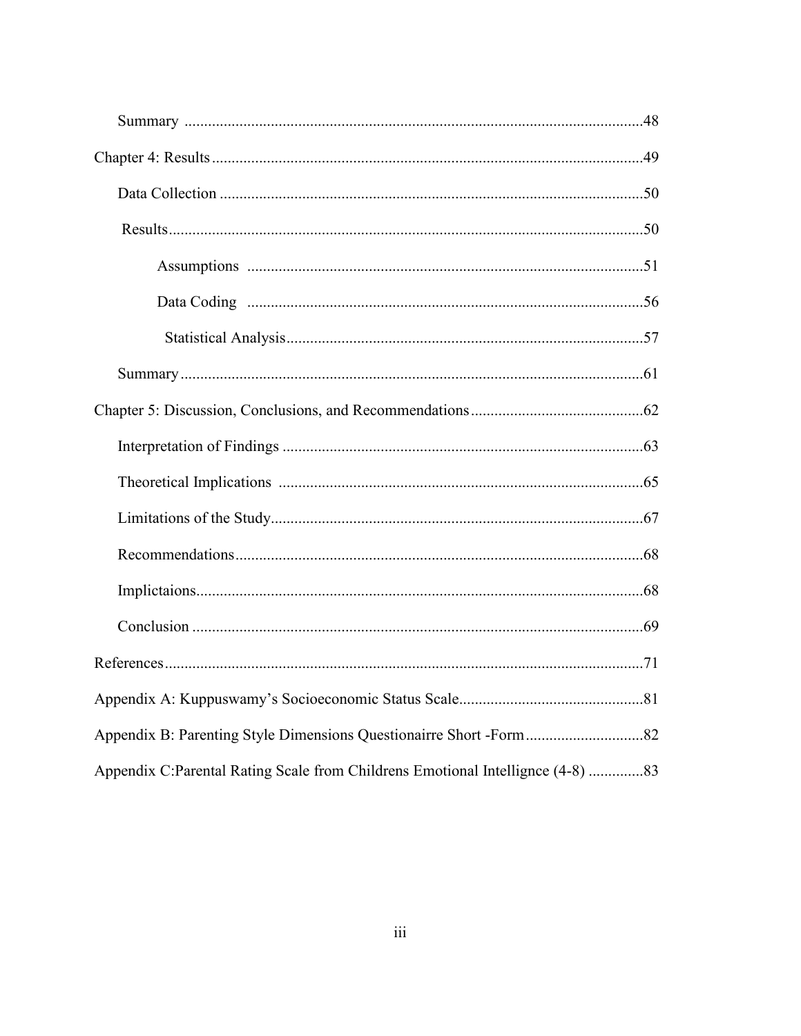Summary ....................................................................................................................48

Chapter 4: Results ............................................................................................................49

Data Collection ...........................................................................................................50

Results.........................................................................................................................50

Assumptions ....................................................................................................51

Data Coding ....................................................................................................56

Statistical Analysis..........................................................................................57

Summary .....................................................................................................................61

Chapter 5: Discussion, Conclusions, and Recommendations ............................................62

Interpretation of Findings ............................................................................................63

Theoretical Implications .............................................................................................65

Limitations of the Study...............................................................................................67

Recommendations........................................................................................................68

Implictaions..................................................................................................................68

Conclusion ...................................................................................................................69

References..........................................................................................................................71

Appendix A: Kuppuswamy's Socioeconomic Status Scale...............................................81

Appendix B: Parenting Style Dimensions Questionairre Short -Form..............................82

Appendix C:Parental Rating Scale from Childrens Emotional Intellignce (4-8) ..............83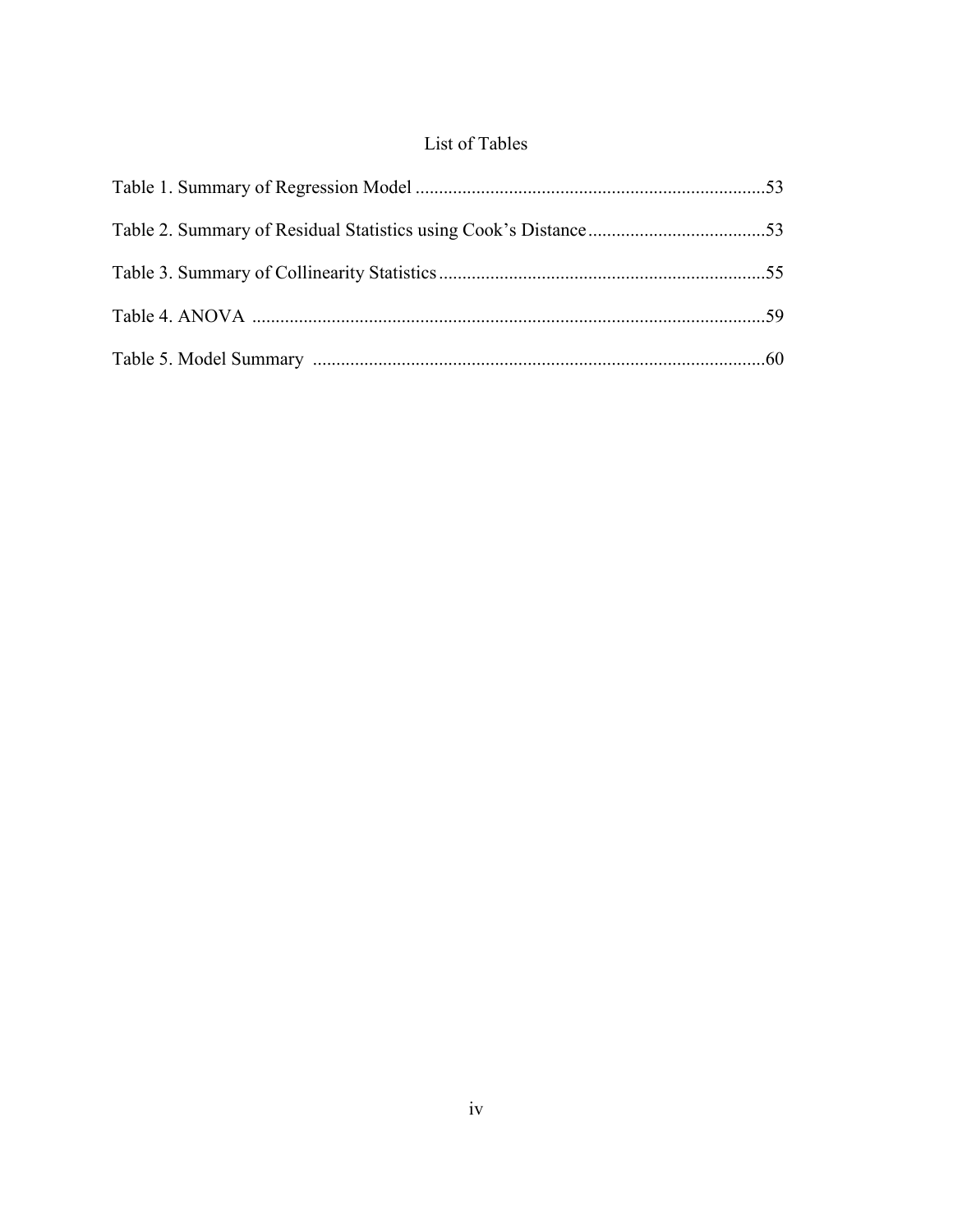# List of Tables

Table 1. Summary of Regression Model ..........................................................................53

Table 2. Summary of Residual Statistics using Cook's Distance......................................53

Table 3. Summary of Collinearity Statistics.....................................................................55

Table 4. ANOVA .............................................................................................................59

Table 5. Model Summary ................................................................................................60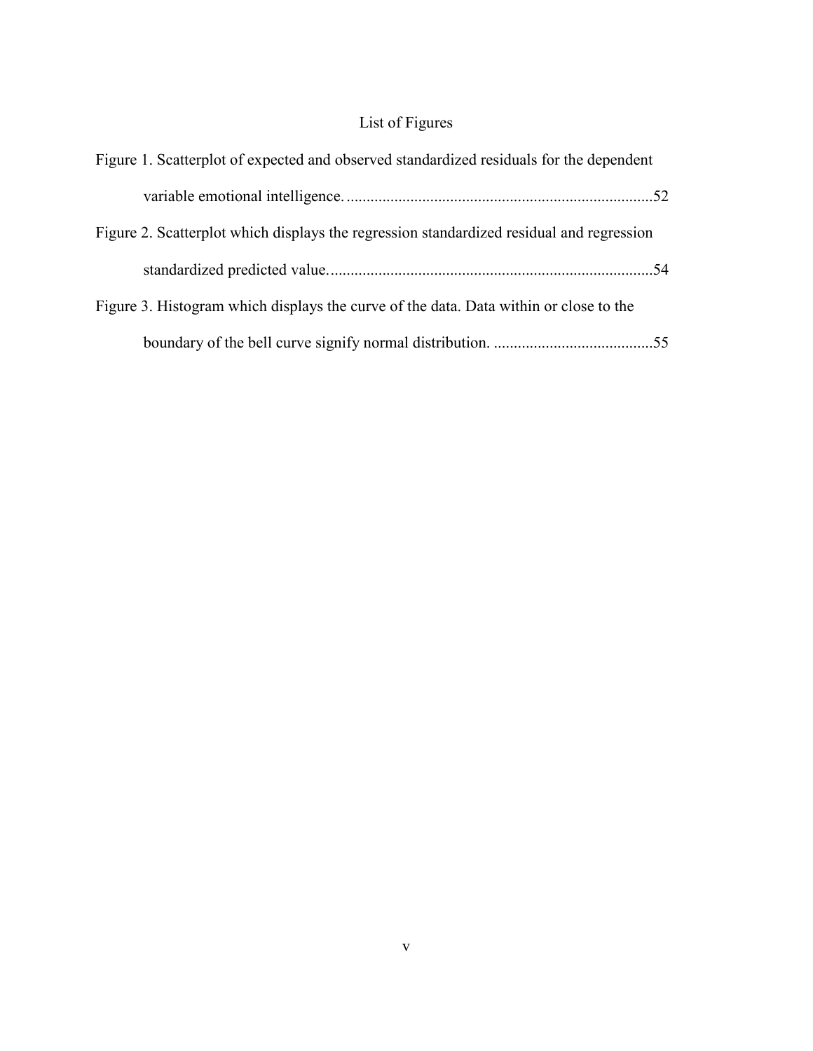# List of Figures

Figure 1. Scatterplot of expected and observed standardized residuals for the dependent variable emotional intelligence. ............................................................................52

Figure 2. Scatterplot which displays the regression standardized residual and regression standardized predicted value. ................................................................................54

Figure 3. Histogram which displays the curve of the data. Data within or close to the boundary of the bell curve signify normal distribution. ........................................55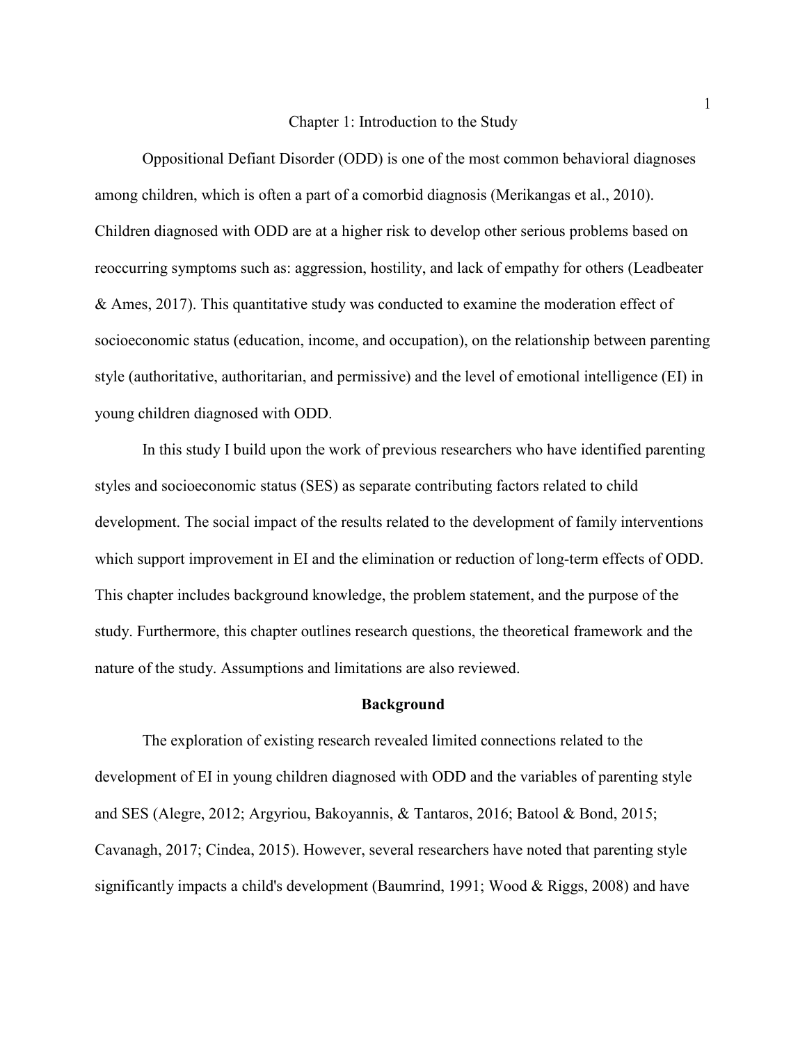# Chapter 1: Introduction to the Study

Oppositional Defiant Disorder (ODD) is one of the most common behavioral diagnoses among children, which is often a part of a comorbid diagnosis (Merikangas et al., 2010). Children diagnosed with ODD are at a higher risk to develop other serious problems based on reoccurring symptoms such as: aggression, hostility, and lack of empathy for others (Leadbeater & Ames, 2017). This quantitative study was conducted to examine the moderation effect of socioeconomic status (education, income, and occupation), on the relationship between parenting style (authoritative, authoritarian, and permissive) and the level of emotional intelligence (EI) in young children diagnosed with ODD.

In this study I build upon the work of previous researchers who have identified parenting styles and socioeconomic status (SES) as separate contributing factors related to child development. The social impact of the results related to the development of family interventions which support improvement in EI and the elimination or reduction of long-term effects of ODD. This chapter includes background knowledge, the problem statement, and the purpose of the study. Furthermore, this chapter outlines research questions, the theoretical framework and the nature of the study. Assumptions and limitations are also reviewed.

## Background

The exploration of existing research revealed limited connections related to the development of EI in young children diagnosed with ODD and the variables of parenting style and SES (Alegre, 2012; Argyriou, Bakoyannis, & Tantaros, 2016; Batool & Bond, 2015; Cavanagh, 2017; Cindea, 2015). However, several researchers have noted that parenting style significantly impacts a child's development (Baumrind, 1991; Wood & Riggs, 2008) and have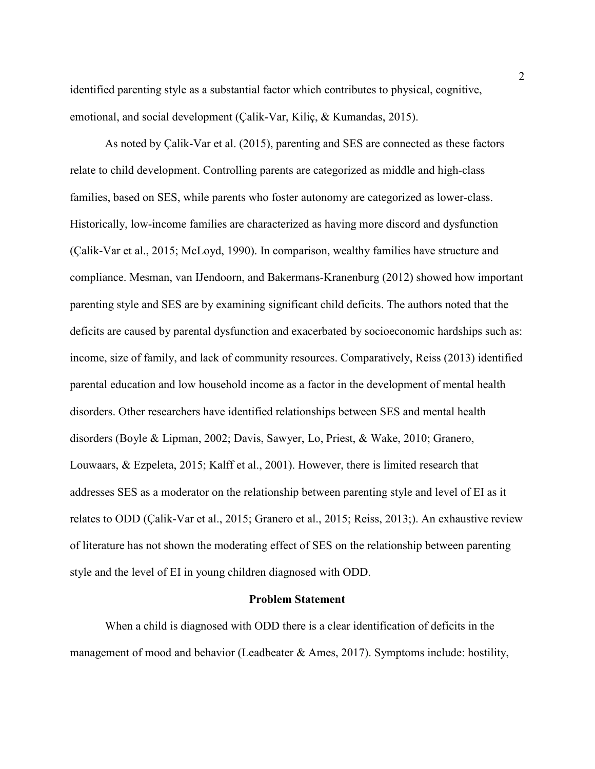identified parenting style as a substantial factor which contributes to physical, cognitive, emotional, and social development (Çalik-Var, Kiliç, & Kumandas, 2015).

As noted by Çalik-Var et al. (2015), parenting and SES are connected as these factors relate to child development. Controlling parents are categorized as middle and high-class families, based on SES, while parents who foster autonomy are categorized as lower-class. Historically, low-income families are characterized as having more discord and dysfunction (Çalik-Var et al., 2015; McLoyd, 1990). In comparison, wealthy families have structure and compliance. Mesman, van IJendoorn, and Bakermans-Kranenburg (2012) showed how important parenting style and SES are by examining significant child deficits. The authors noted that the deficits are caused by parental dysfunction and exacerbated by socioeconomic hardships such as: income, size of family, and lack of community resources. Comparatively, Reiss (2013) identified parental education and low household income as a factor in the development of mental health disorders. Other researchers have identified relationships between SES and mental health disorders (Boyle & Lipman, 2002; Davis, Sawyer, Lo, Priest, & Wake, 2010; Granero, Louwaars, & Ezpeleta, 2015; Kalff et al., 2001). However, there is limited research that addresses SES as a moderator on the relationship between parenting style and level of EI as it relates to ODD (Çalik-Var et al., 2015; Granero et al., 2015; Reiss, 2013;). An exhaustive review of literature has not shown the moderating effect of SES on the relationship between parenting style and the level of EI in young children diagnosed with ODD.

## Problem Statement

When a child is diagnosed with ODD there is a clear identification of deficits in the management of mood and behavior (Leadbeater & Ames, 2017). Symptoms include: hostility,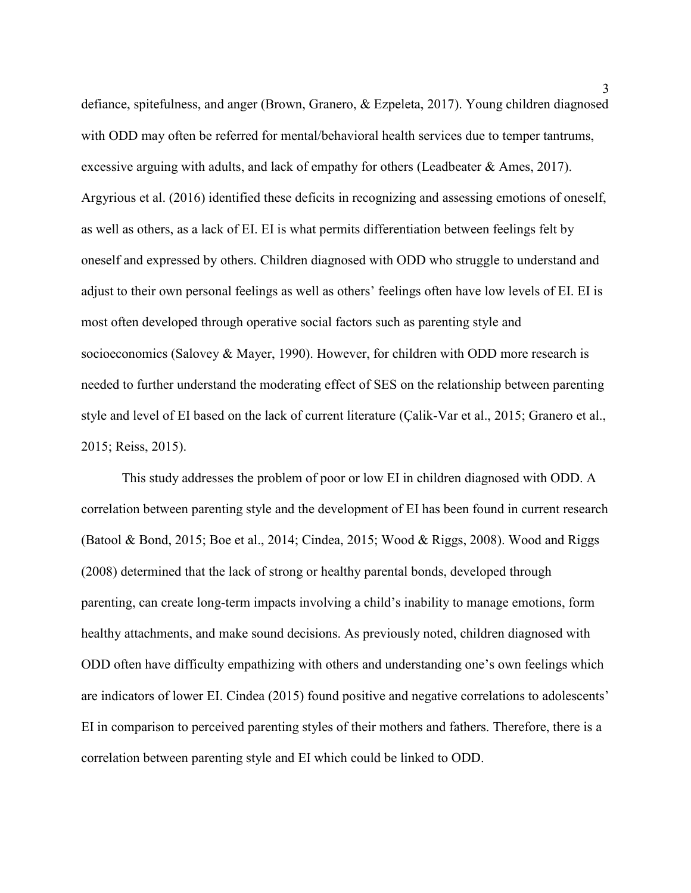defiance, spitefulness, and anger (Brown, Granero, & Ezpeleta, 2017). Young children diagnosed with ODD may often be referred for mental/behavioral health services due to temper tantrums, excessive arguing with adults, and lack of empathy for others (Leadbeater & Ames, 2017). Argyrious et al. (2016) identified these deficits in recognizing and assessing emotions of oneself, as well as others, as a lack of EI. EI is what permits differentiation between feelings felt by oneself and expressed by others. Children diagnosed with ODD who struggle to understand and adjust to their own personal feelings as well as others' feelings often have low levels of EI. EI is most often developed through operative social factors such as parenting style and socioeconomics (Salovey & Mayer, 1990). However, for children with ODD more research is needed to further understand the moderating effect of SES on the relationship between parenting style and level of EI based on the lack of current literature (Çalik-Var et al., 2015; Granero et al., 2015; Reiss, 2015).

This study addresses the problem of poor or low EI in children diagnosed with ODD. A correlation between parenting style and the development of EI has been found in current research (Batool & Bond, 2015; Boe et al., 2014; Cindea, 2015; Wood & Riggs, 2008). Wood and Riggs (2008) determined that the lack of strong or healthy parental bonds, developed through parenting, can create long-term impacts involving a child's inability to manage emotions, form healthy attachments, and make sound decisions. As previously noted, children diagnosed with ODD often have difficulty empathizing with others and understanding one's own feelings which are indicators of lower EI. Cindea (2015) found positive and negative correlations to adolescents' EI in comparison to perceived parenting styles of their mothers and fathers. Therefore, there is a correlation between parenting style and EI which could be linked to ODD.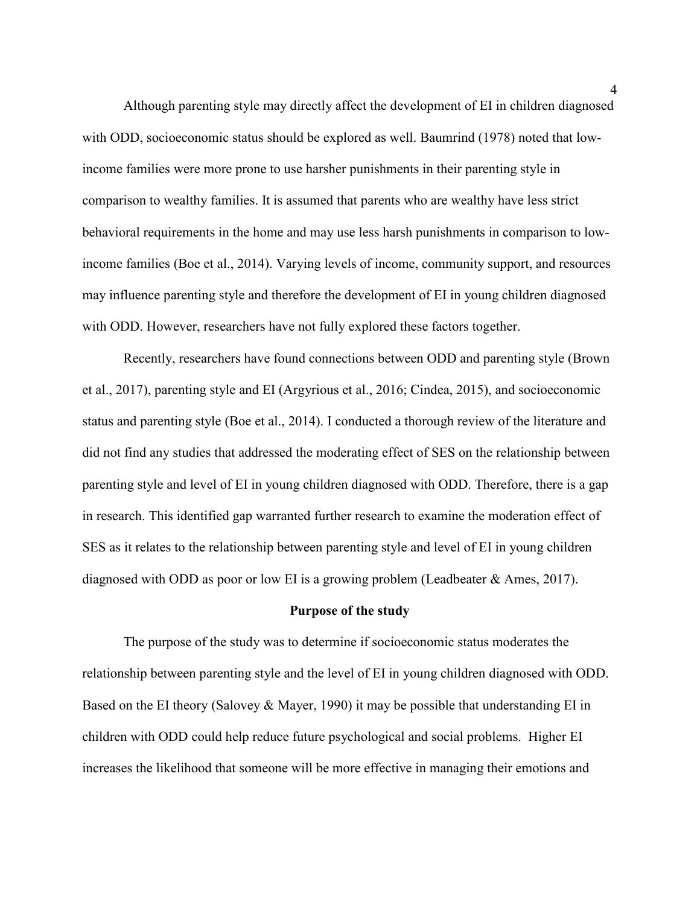Although parenting style may directly affect the development of EI in children diagnosed with ODD, socioeconomic status should be explored as well. Baumrind (1978) noted that low-income families were more prone to use harsher punishments in their parenting style in comparison to wealthy families. It is assumed that parents who are wealthy have less strict behavioral requirements in the home and may use less harsh punishments in comparison to low-income families (Boe et al., 2014). Varying levels of income, community support, and resources may influence parenting style and therefore the development of EI in young children diagnosed with ODD. However, researchers have not fully explored these factors together.

Recently, researchers have found connections between ODD and parenting style (Brown et al., 2017), parenting style and EI (Argyrious et al., 2016; Cindea, 2015), and socioeconomic status and parenting style (Boe et al., 2014). I conducted a thorough review of the literature and did not find any studies that addressed the moderating effect of SES on the relationship between parenting style and level of EI in young children diagnosed with ODD. Therefore, there is a gap in research. This identified gap warranted further research to examine the moderation effect of SES as it relates to the relationship between parenting style and level of EI in young children diagnosed with ODD as poor or low EI is a growing problem (Leadbeater & Ames, 2017).

## Purpose of the study

The purpose of the study was to determine if socioeconomic status moderates the relationship between parenting style and the level of EI in young children diagnosed with ODD. Based on the EI theory (Salovey & Mayer, 1990) it may be possible that understanding EI in children with ODD could help reduce future psychological and social problems. Higher EI increases the likelihood that someone will be more effective in managing their emotions and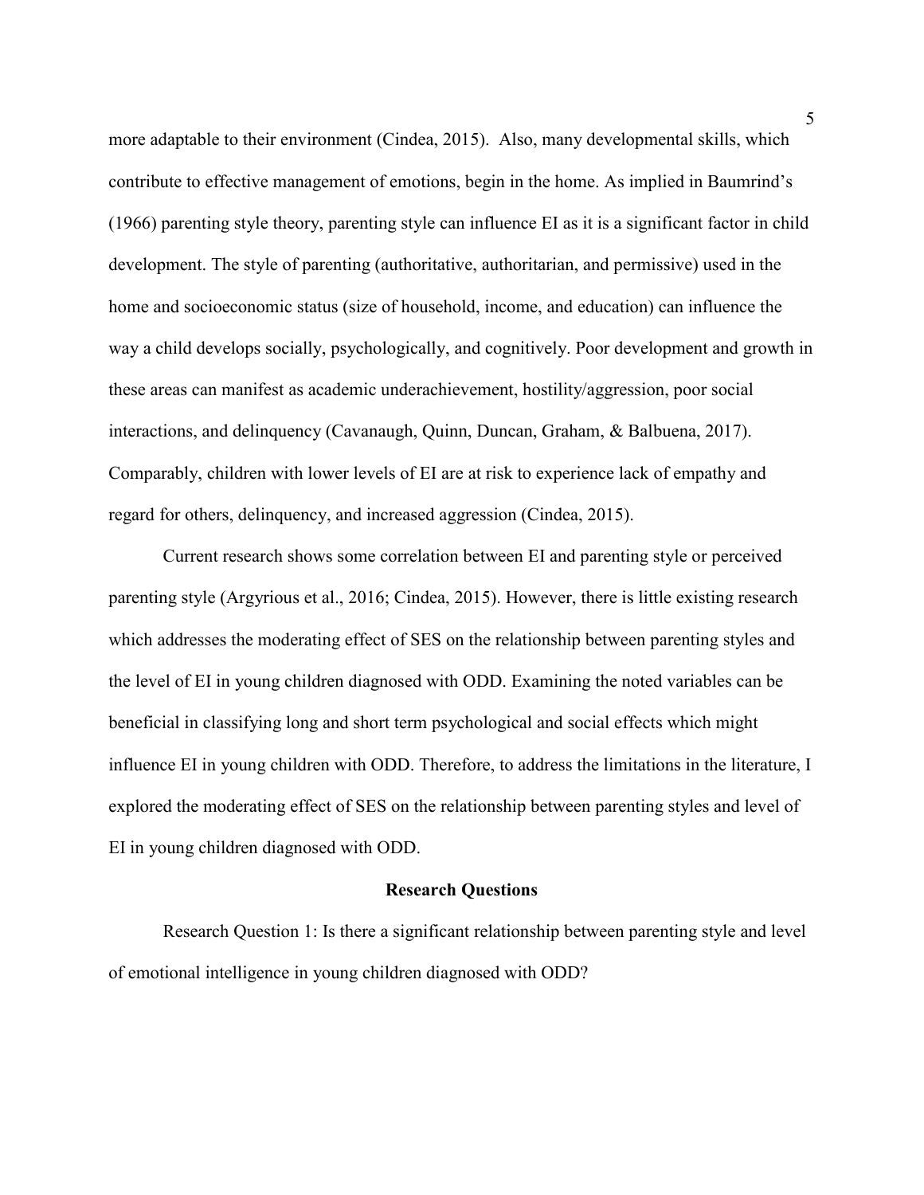more adaptable to their environment (Cindea, 2015). Also, many developmental skills, which contribute to effective management of emotions, begin in the home. As implied in Baumrind's (1966) parenting style theory, parenting style can influence EI as it is a significant factor in child development. The style of parenting (authoritative, authoritarian, and permissive) used in the home and socioeconomic status (size of household, income, and education) can influence the way a child develops socially, psychologically, and cognitively. Poor development and growth in these areas can manifest as academic underachievement, hostility/aggression, poor social interactions, and delinquency (Cavanaugh, Quinn, Duncan, Graham, & Balbuena, 2017). Comparably, children with lower levels of EI are at risk to experience lack of empathy and regard for others, delinquency, and increased aggression (Cindea, 2015).

Current research shows some correlation between EI and parenting style or perceived parenting style (Argyrious et al., 2016; Cindea, 2015). However, there is little existing research which addresses the moderating effect of SES on the relationship between parenting styles and the level of EI in young children diagnosed with ODD. Examining the noted variables can be beneficial in classifying long and short term psychological and social effects which might influence EI in young children with ODD. Therefore, to address the limitations in the literature, I explored the moderating effect of SES on the relationship between parenting styles and level of EI in young children diagnosed with ODD.

## Research Questions

Research Question 1: Is there a significant relationship between parenting style and level of emotional intelligence in young children diagnosed with ODD?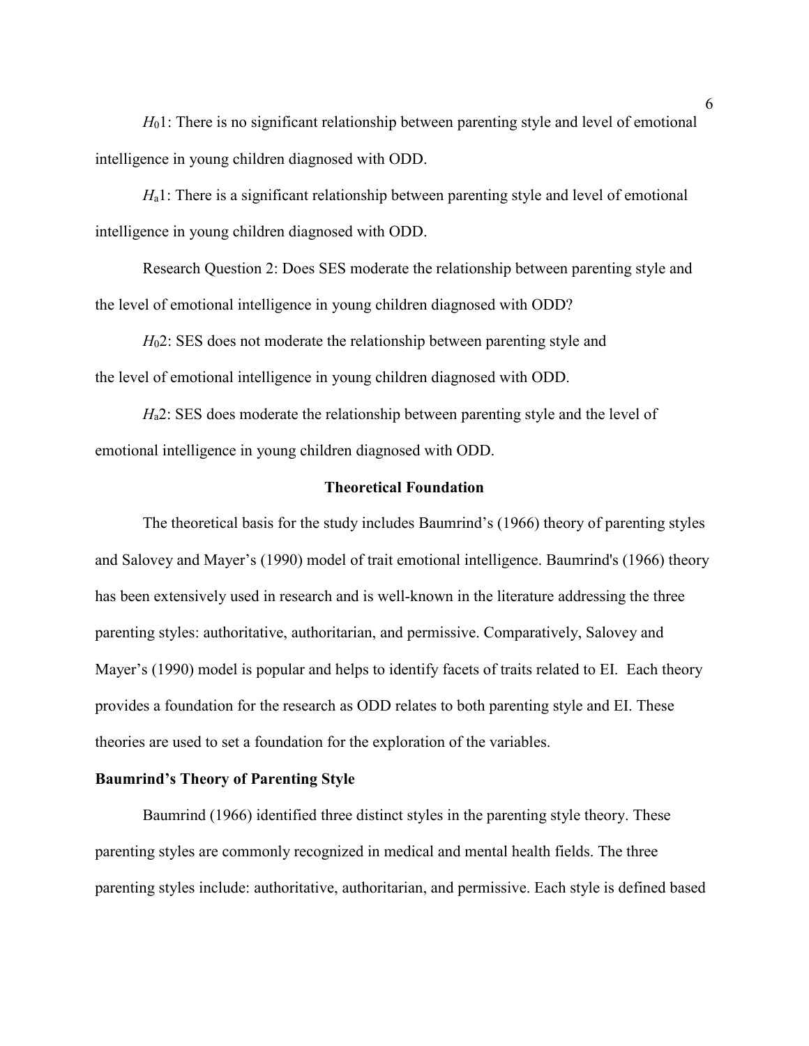$H_01$: There is no significant relationship between parenting style and level of emotional intelligence in young children diagnosed with ODD.

$H_a1$: There is a significant relationship between parenting style and level of emotional intelligence in young children diagnosed with ODD.

Research Question 2: Does SES moderate the relationship between parenting style and the level of emotional intelligence in young children diagnosed with ODD?

$H_02$: SES does not moderate the relationship between parenting style and the level of emotional intelligence in young children diagnosed with ODD.

$H_a2$: SES does moderate the relationship between parenting style and the level of emotional intelligence in young children diagnosed with ODD.

## Theoretical Foundation

The theoretical basis for the study includes Baumrind's (1966) theory of parenting styles and Salovey and Mayer's (1990) model of trait emotional intelligence. Baumrind's (1966) theory has been extensively used in research and is well-known in the literature addressing the three parenting styles: authoritative, authoritarian, and permissive. Comparatively, Salovey and Mayer's (1990) model is popular and helps to identify facets of traits related to EI. Each theory provides a foundation for the research as ODD relates to both parenting style and EI. These theories are used to set a foundation for the exploration of the variables.

### Baumrind's Theory of Parenting Style

Baumrind (1966) identified three distinct styles in the parenting style theory. These parenting styles are commonly recognized in medical and mental health fields. The three parenting styles include: authoritative, authoritarian, and permissive. Each style is defined based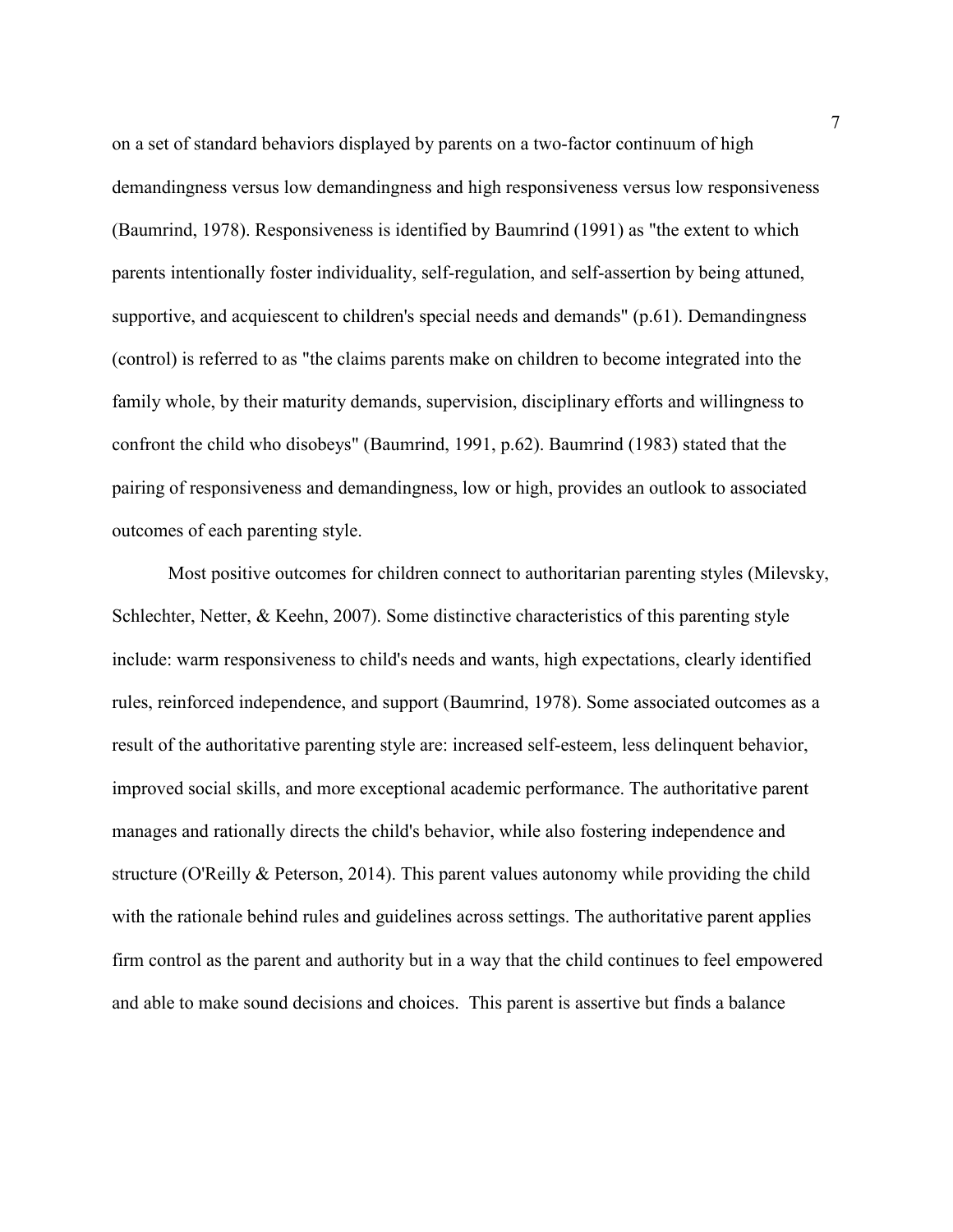on a set of standard behaviors displayed by parents on a two-factor continuum of high demandingness versus low demandingness and high responsiveness versus low responsiveness (Baumrind, 1978). Responsiveness is identified by Baumrind (1991) as "the extent to which parents intentionally foster individuality, self-regulation, and self-assertion by being attuned, supportive, and acquiescent to children's special needs and demands" (p.61). Demandingness (control) is referred to as "the claims parents make on children to become integrated into the family whole, by their maturity demands, supervision, disciplinary efforts and willingness to confront the child who disobeys" (Baumrind, 1991, p.62). Baumrind (1983) stated that the pairing of responsiveness and demandingness, low or high, provides an outlook to associated outcomes of each parenting style.

Most positive outcomes for children connect to authoritarian parenting styles (Milevsky, Schlechter, Netter, & Keehn, 2007). Some distinctive characteristics of this parenting style include: warm responsiveness to child's needs and wants, high expectations, clearly identified rules, reinforced independence, and support (Baumrind, 1978). Some associated outcomes as a result of the authoritative parenting style are: increased self-esteem, less delinquent behavior, improved social skills, and more exceptional academic performance. The authoritative parent manages and rationally directs the child's behavior, while also fostering independence and structure (O'Reilly & Peterson, 2014). This parent values autonomy while providing the child with the rationale behind rules and guidelines across settings. The authoritative parent applies firm control as the parent and authority but in a way that the child continues to feel empowered and able to make sound decisions and choices. This parent is assertive but finds a balance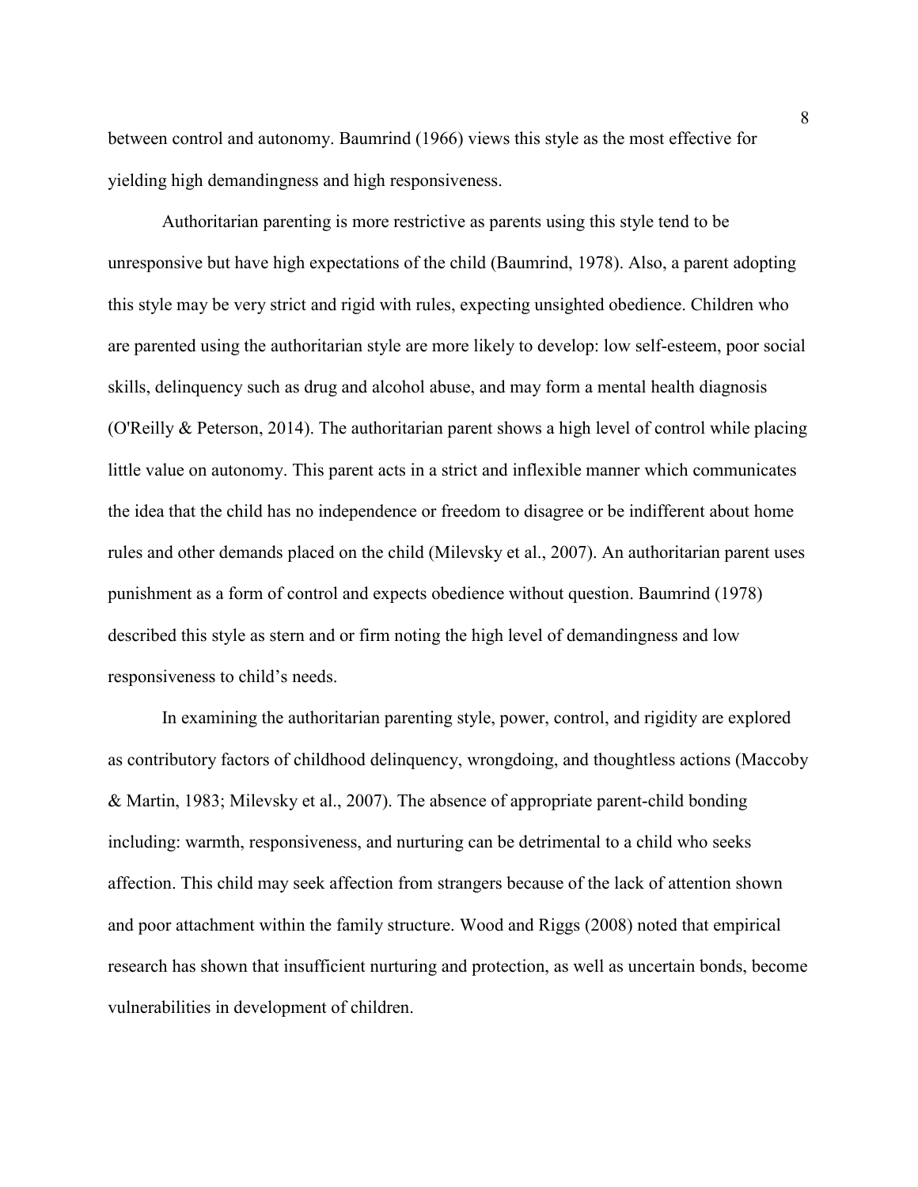between control and autonomy. Baumrind (1966) views this style as the most effective for yielding high demandingness and high responsiveness.

Authoritarian parenting is more restrictive as parents using this style tend to be unresponsive but have high expectations of the child (Baumrind, 1978). Also, a parent adopting this style may be very strict and rigid with rules, expecting unsighted obedience. Children who are parented using the authoritarian style are more likely to develop: low self-esteem, poor social skills, delinquency such as drug and alcohol abuse, and may form a mental health diagnosis (O'Reilly & Peterson, 2014). The authoritarian parent shows a high level of control while placing little value on autonomy. This parent acts in a strict and inflexible manner which communicates the idea that the child has no independence or freedom to disagree or be indifferent about home rules and other demands placed on the child (Milevsky et al., 2007). An authoritarian parent uses punishment as a form of control and expects obedience without question. Baumrind (1978) described this style as stern and or firm noting the high level of demandingness and low responsiveness to child's needs.

In examining the authoritarian parenting style, power, control, and rigidity are explored as contributory factors of childhood delinquency, wrongdoing, and thoughtless actions (Maccoby & Martin, 1983; Milevsky et al., 2007). The absence of appropriate parent-child bonding including: warmth, responsiveness, and nurturing can be detrimental to a child who seeks affection. This child may seek affection from strangers because of the lack of attention shown and poor attachment within the family structure. Wood and Riggs (2008) noted that empirical research has shown that insufficient nurturing and protection, as well as uncertain bonds, become vulnerabilities in development of children.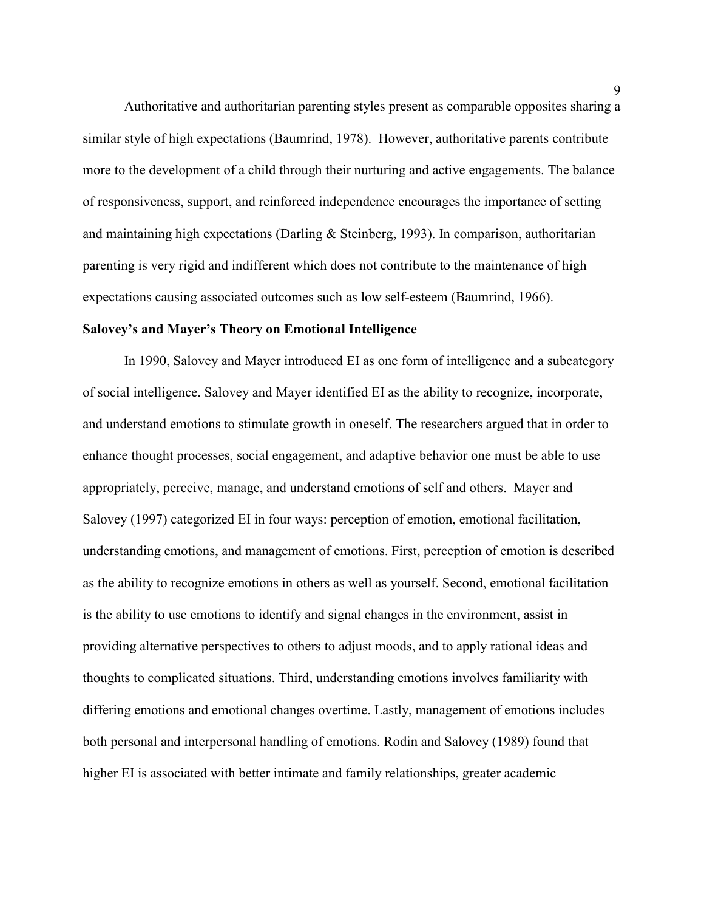Authoritative and authoritarian parenting styles present as comparable opposites sharing a similar style of high expectations (Baumrind, 1978). However, authoritative parents contribute more to the development of a child through their nurturing and active engagements. The balance of responsiveness, support, and reinforced independence encourages the importance of setting and maintaining high expectations (Darling & Steinberg, 1993). In comparison, authoritarian parenting is very rigid and indifferent which does not contribute to the maintenance of high expectations causing associated outcomes such as low self-esteem (Baumrind, 1966).

**Salovey's and Mayer's Theory on Emotional Intelligence**

In 1990, Salovey and Mayer introduced EI as one form of intelligence and a subcategory of social intelligence. Salovey and Mayer identified EI as the ability to recognize, incorporate, and understand emotions to stimulate growth in oneself. The researchers argued that in order to enhance thought processes, social engagement, and adaptive behavior one must be able to use appropriately, perceive, manage, and understand emotions of self and others. Mayer and Salovey (1997) categorized EI in four ways: perception of emotion, emotional facilitation, understanding emotions, and management of emotions. First, perception of emotion is described as the ability to recognize emotions in others as well as yourself. Second, emotional facilitation is the ability to use emotions to identify and signal changes in the environment, assist in providing alternative perspectives to others to adjust moods, and to apply rational ideas and thoughts to complicated situations. Third, understanding emotions involves familiarity with differing emotions and emotional changes overtime. Lastly, management of emotions includes both personal and interpersonal handling of emotions. Rodin and Salovey (1989) found that higher EI is associated with better intimate and family relationships, greater academic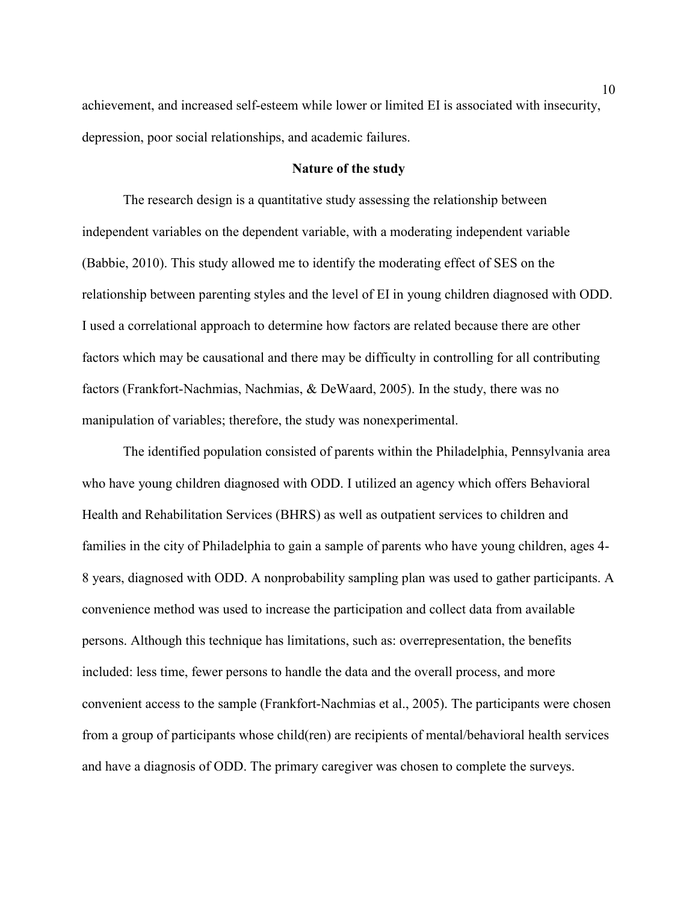achievement, and increased self-esteem while lower or limited EI is associated with insecurity, depression, poor social relationships, and academic failures.

## Nature of the study

The research design is a quantitative study assessing the relationship between independent variables on the dependent variable, with a moderating independent variable (Babbie, 2010). This study allowed me to identify the moderating effect of SES on the relationship between parenting styles and the level of EI in young children diagnosed with ODD. I used a correlational approach to determine how factors are related because there are other factors which may be causational and there may be difficulty in controlling for all contributing factors (Frankfort-Nachmias, Nachmias, & DeWaard, 2005). In the study, there was no manipulation of variables; therefore, the study was nonexperimental.

The identified population consisted of parents within the Philadelphia, Pennsylvania area who have young children diagnosed with ODD. I utilized an agency which offers Behavioral Health and Rehabilitation Services (BHRS) as well as outpatient services to children and families in the city of Philadelphia to gain a sample of parents who have young children, ages 4-8 years, diagnosed with ODD. A nonprobability sampling plan was used to gather participants. A convenience method was used to increase the participation and collect data from available persons. Although this technique has limitations, such as: overrepresentation, the benefits included: less time, fewer persons to handle the data and the overall process, and more convenient access to the sample (Frankfort-Nachmias et al., 2005). The participants were chosen from a group of participants whose child(ren) are recipients of mental/behavioral health services and have a diagnosis of ODD. The primary caregiver was chosen to complete the surveys.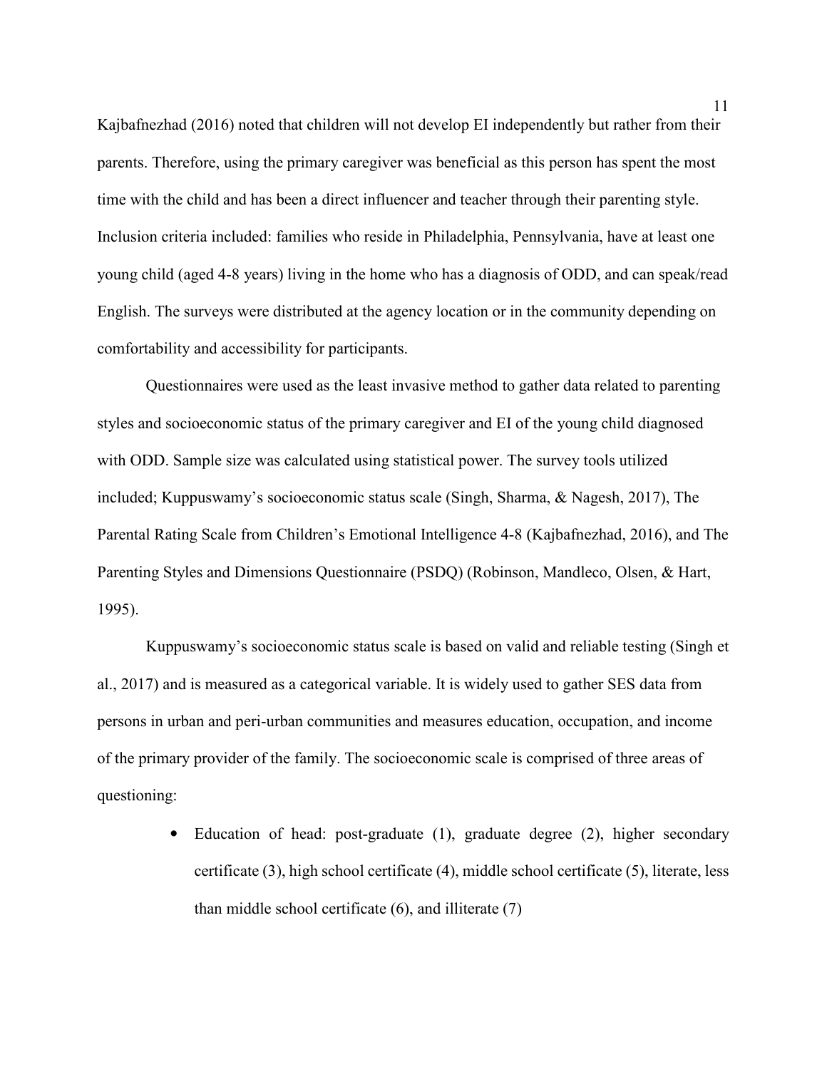Kajbafnezhad (2016) noted that children will not develop EI independently but rather from their parents. Therefore, using the primary caregiver was beneficial as this person has spent the most time with the child and has been a direct influencer and teacher through their parenting style. Inclusion criteria included: families who reside in Philadelphia, Pennsylvania, have at least one young child (aged 4-8 years) living in the home who has a diagnosis of ODD, and can speak/read English. The surveys were distributed at the agency location or in the community depending on comfortability and accessibility for participants.

Questionnaires were used as the least invasive method to gather data related to parenting styles and socioeconomic status of the primary caregiver and EI of the young child diagnosed with ODD. Sample size was calculated using statistical power. The survey tools utilized included; Kuppuswamy's socioeconomic status scale (Singh, Sharma, & Nagesh, 2017), The Parental Rating Scale from Children's Emotional Intelligence 4-8 (Kajbafnezhad, 2016), and The Parenting Styles and Dimensions Questionnaire (PSDQ) (Robinson, Mandleco, Olsen, & Hart, 1995).

Kuppuswamy's socioeconomic status scale is based on valid and reliable testing (Singh et al., 2017) and is measured as a categorical variable. It is widely used to gather SES data from persons in urban and peri-urban communities and measures education, occupation, and income of the primary provider of the family. The socioeconomic scale is comprised of three areas of questioning:

- Education of head: post-graduate (1), graduate degree (2), higher secondary certificate (3), high school certificate (4), middle school certificate (5), literate, less than middle school certificate (6), and illiterate (7)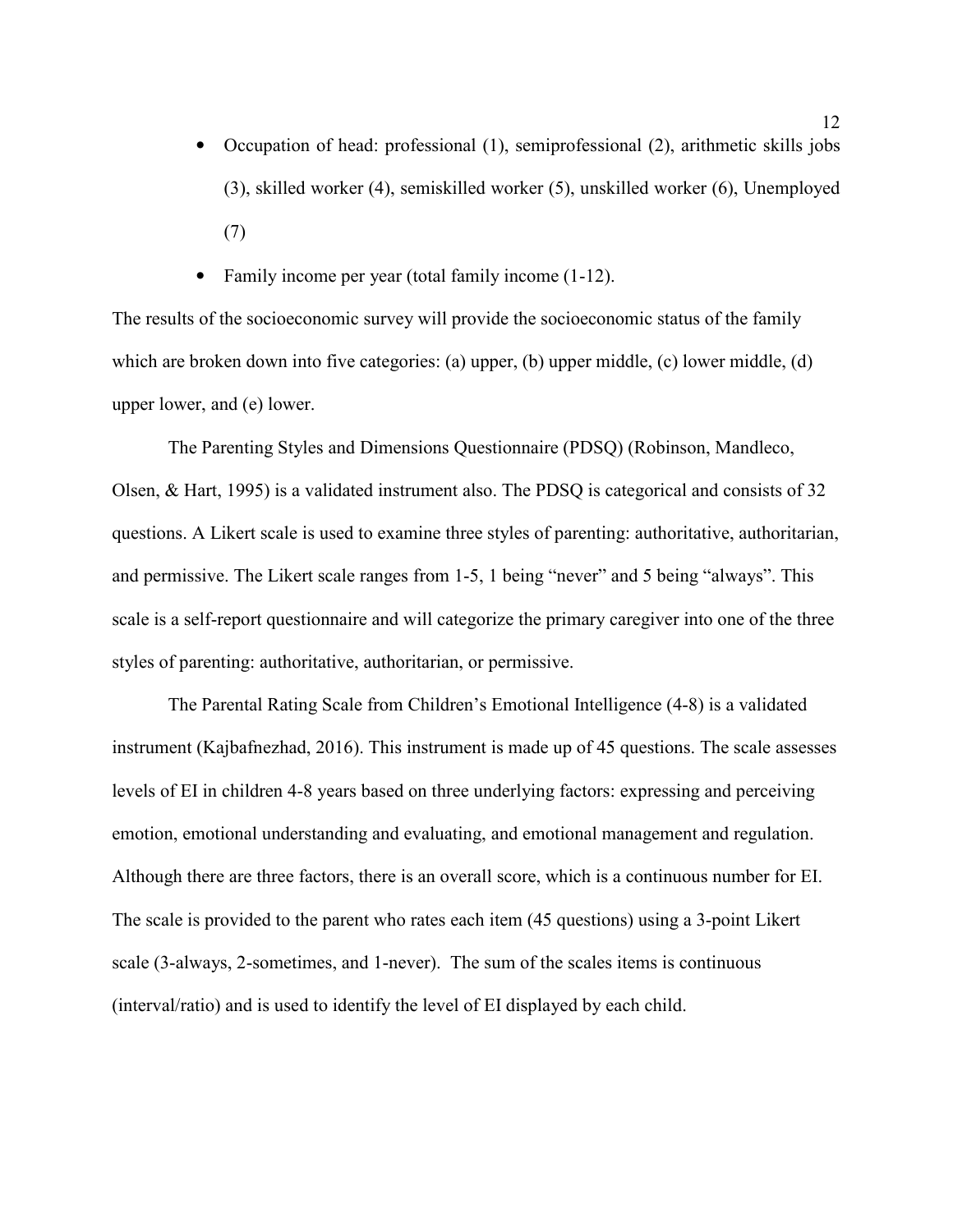- Occupation of head: professional (1), semiprofessional (2), arithmetic skills jobs (3), skilled worker (4), semiskilled worker (5), unskilled worker (6), Unemployed (7)
- Family income per year (total family income (1-12).

The results of the socioeconomic survey will provide the socioeconomic status of the family which are broken down into five categories: (a) upper, (b) upper middle, (c) lower middle, (d) upper lower, and (e) lower.

The Parenting Styles and Dimensions Questionnaire (PDSQ) (Robinson, Mandleco, Olsen, & Hart, 1995) is a validated instrument also. The PDSQ is categorical and consists of 32 questions. A Likert scale is used to examine three styles of parenting: authoritative, authoritarian, and permissive. The Likert scale ranges from 1-5, 1 being "never" and 5 being "always". This scale is a self-report questionnaire and will categorize the primary caregiver into one of the three styles of parenting: authoritative, authoritarian, or permissive.

The Parental Rating Scale from Children's Emotional Intelligence (4-8) is a validated instrument (Kajbafnezhad, 2016). This instrument is made up of 45 questions. The scale assesses levels of EI in children 4-8 years based on three underlying factors: expressing and perceiving emotion, emotional understanding and evaluating, and emotional management and regulation. Although there are three factors, there is an overall score, which is a continuous number for EI. The scale is provided to the parent who rates each item (45 questions) using a 3-point Likert scale (3-always, 2-sometimes, and 1-never). The sum of the scales items is continuous (interval/ratio) and is used to identify the level of EI displayed by each child.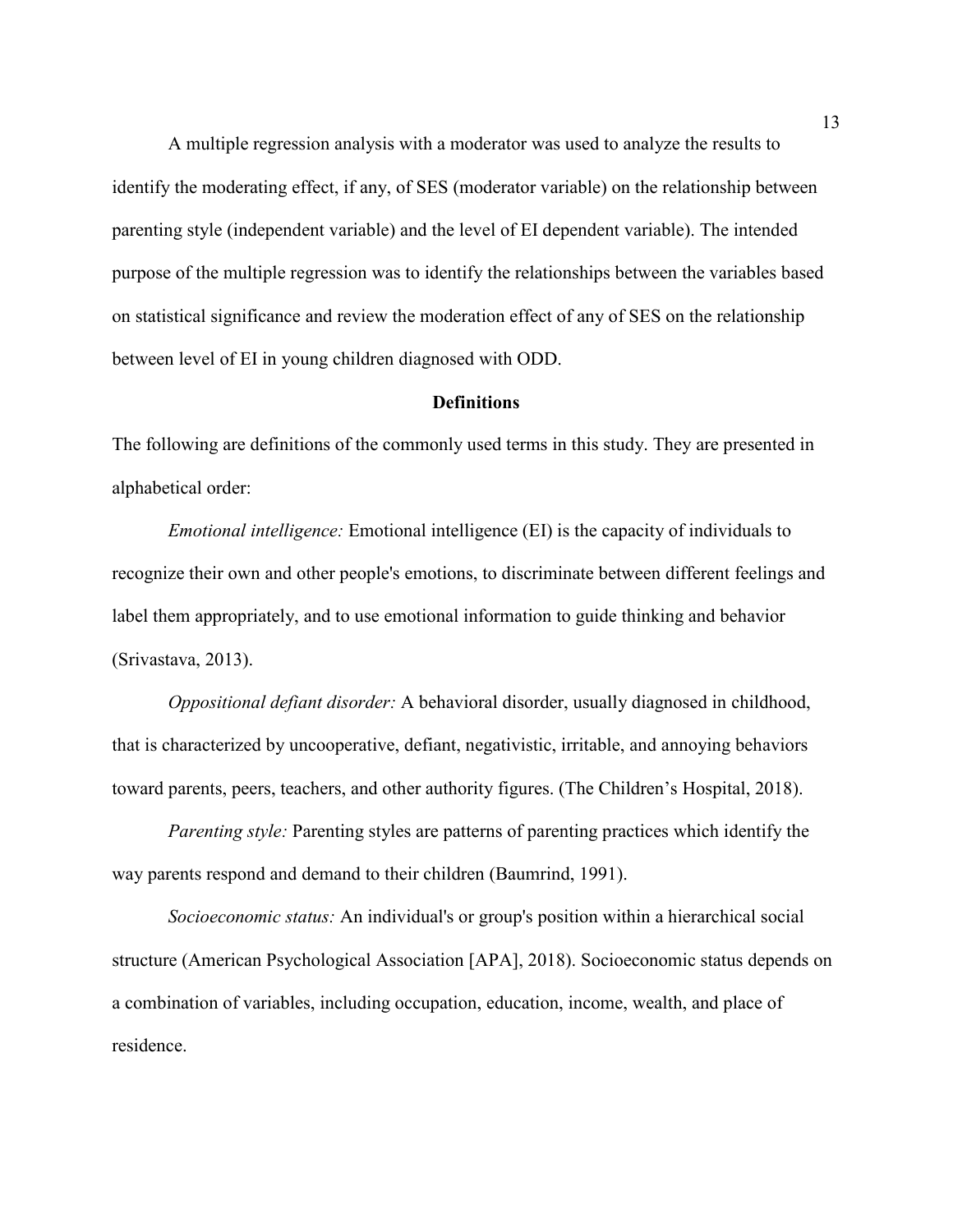A multiple regression analysis with a moderator was used to analyze the results to identify the moderating effect, if any, of SES (moderator variable) on the relationship between parenting style (independent variable) and the level of EI dependent variable). The intended purpose of the multiple regression was to identify the relationships between the variables based on statistical significance and review the moderation effect of any of SES on the relationship between level of EI in young children diagnosed with ODD.

## Definitions

The following are definitions of the commonly used terms in this study. They are presented in alphabetical order:

*Emotional intelligence:* Emotional intelligence (EI) is the capacity of individuals to recognize their own and other people's emotions, to discriminate between different feelings and label them appropriately, and to use emotional information to guide thinking and behavior (Srivastava, 2013).

*Oppositional defiant disorder:* A behavioral disorder, usually diagnosed in childhood, that is characterized by uncooperative, defiant, negativistic, irritable, and annoying behaviors toward parents, peers, teachers, and other authority figures. (The Children's Hospital, 2018).

*Parenting style:* Parenting styles are patterns of parenting practices which identify the way parents respond and demand to their children (Baumrind, 1991).

*Socioeconomic status:* An individual's or group's position within a hierarchical social structure (American Psychological Association [APA], 2018). Socioeconomic status depends on a combination of variables, including occupation, education, income, wealth, and place of residence.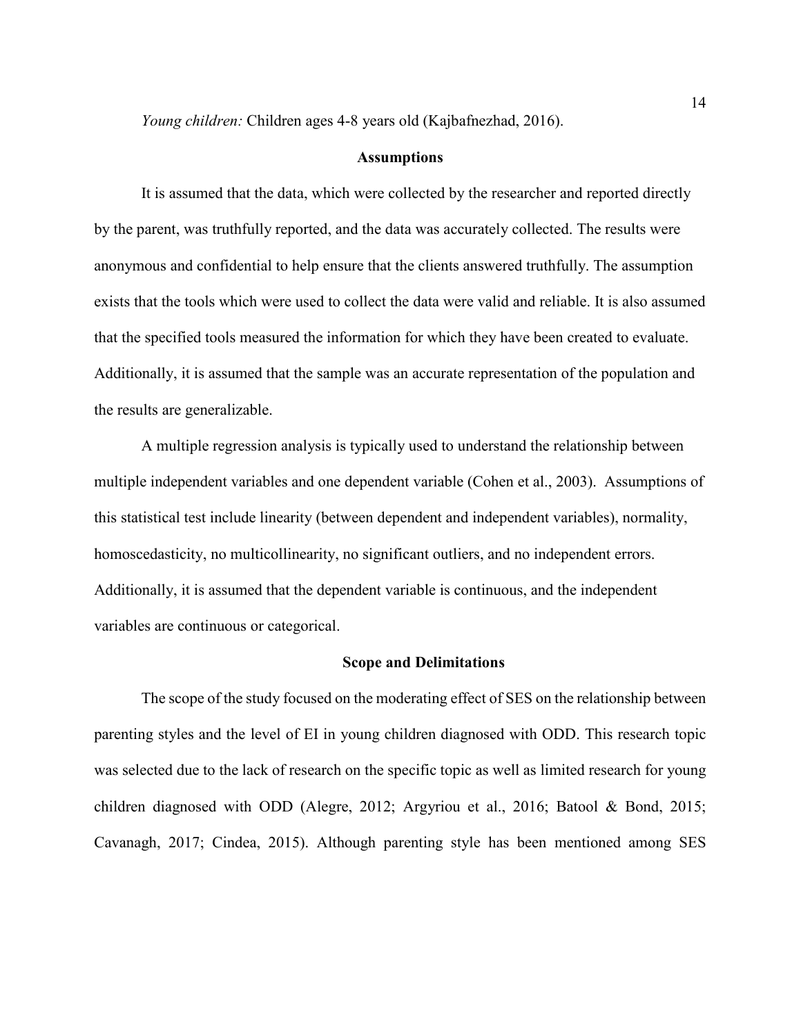*Young children:* Children ages 4-8 years old (Kajbafnezhad, 2016).

## Assumptions

It is assumed that the data, which were collected by the researcher and reported directly by the parent, was truthfully reported, and the data was accurately collected. The results were anonymous and confidential to help ensure that the clients answered truthfully. The assumption exists that the tools which were used to collect the data were valid and reliable. It is also assumed that the specified tools measured the information for which they have been created to evaluate. Additionally, it is assumed that the sample was an accurate representation of the population and the results are generalizable.

A multiple regression analysis is typically used to understand the relationship between multiple independent variables and one dependent variable (Cohen et al., 2003). Assumptions of this statistical test include linearity (between dependent and independent variables), normality, homoscedasticity, no multicollinearity, no significant outliers, and no independent errors. Additionally, it is assumed that the dependent variable is continuous, and the independent variables are continuous or categorical.

## Scope and Delimitations

The scope of the study focused on the moderating effect of SES on the relationship between parenting styles and the level of EI in young children diagnosed with ODD. This research topic was selected due to the lack of research on the specific topic as well as limited research for young children diagnosed with ODD (Alegre, 2012; Argyriou et al., 2016; Batool & Bond, 2015; Cavanagh, 2017; Cindea, 2015). Although parenting style has been mentioned among SES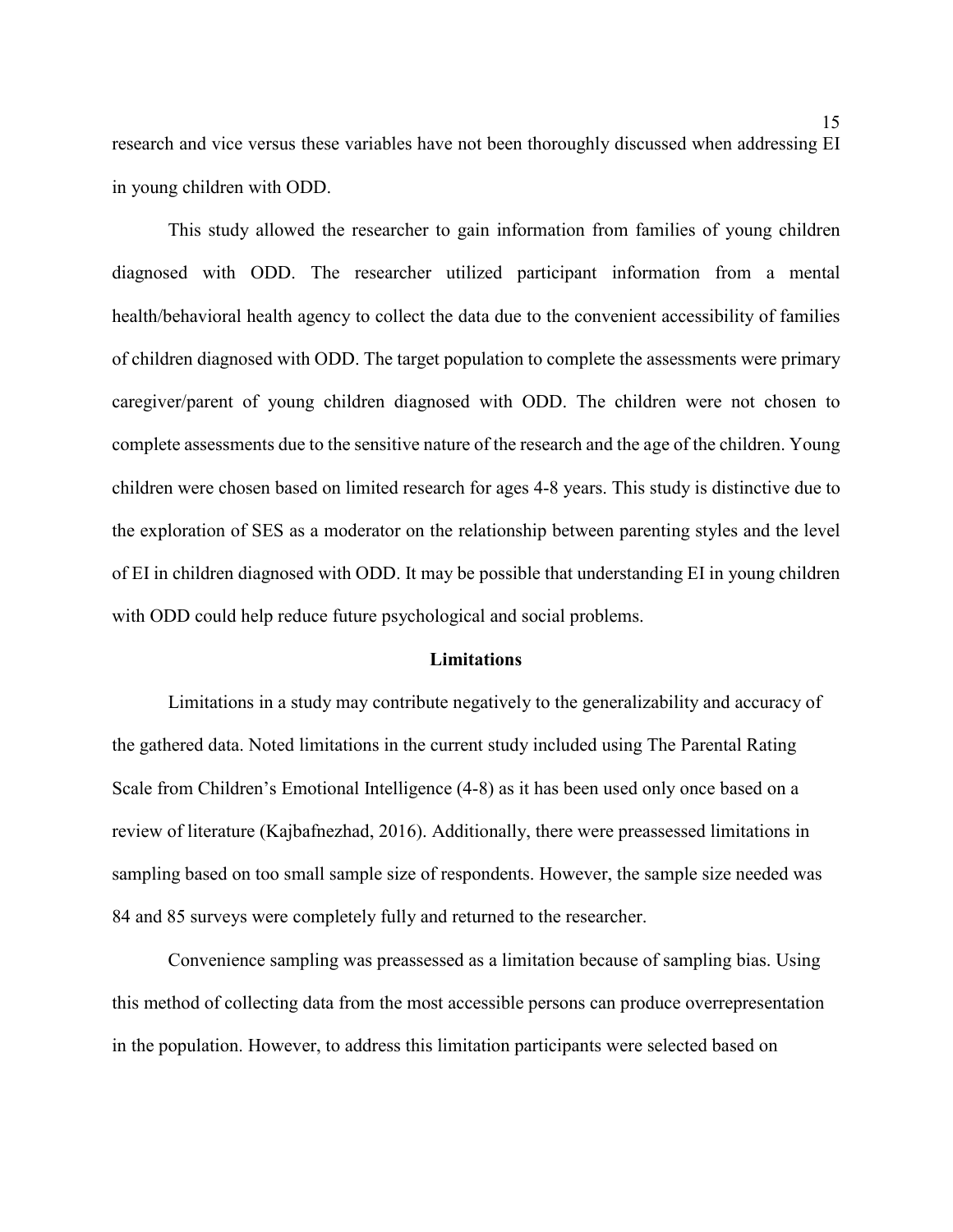research and vice versus these variables have not been thoroughly discussed when addressing EI in young children with ODD.

This study allowed the researcher to gain information from families of young children diagnosed with ODD. The researcher utilized participant information from a mental health/behavioral health agency to collect the data due to the convenient accessibility of families of children diagnosed with ODD. The target population to complete the assessments were primary caregiver/parent of young children diagnosed with ODD. The children were not chosen to complete assessments due to the sensitive nature of the research and the age of the children. Young children were chosen based on limited research for ages 4-8 years. This study is distinctive due to the exploration of SES as a moderator on the relationship between parenting styles and the level of EI in children diagnosed with ODD. It may be possible that understanding EI in young children with ODD could help reduce future psychological and social problems.

## Limitations

Limitations in a study may contribute negatively to the generalizability and accuracy of the gathered data. Noted limitations in the current study included using The Parental Rating Scale from Children's Emotional Intelligence (4-8) as it has been used only once based on a review of literature (Kajbafnezhad, 2016). Additionally, there were preassessed limitations in sampling based on too small sample size of respondents. However, the sample size needed was 84 and 85 surveys were completely fully and returned to the researcher.

Convenience sampling was preassessed as a limitation because of sampling bias. Using this method of collecting data from the most accessible persons can produce overrepresentation in the population. However, to address this limitation participants were selected based on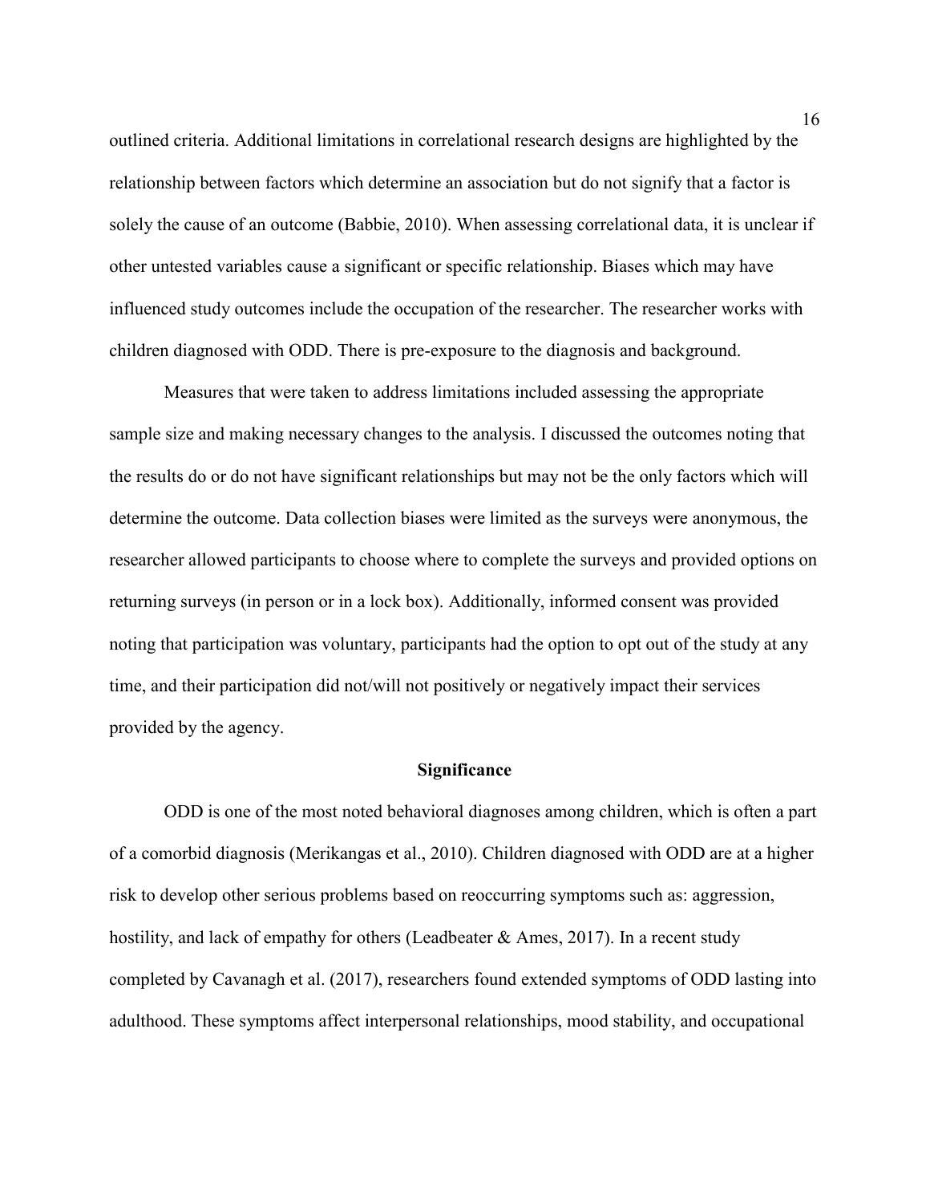outlined criteria. Additional limitations in correlational research designs are highlighted by the relationship between factors which determine an association but do not signify that a factor is solely the cause of an outcome (Babbie, 2010). When assessing correlational data, it is unclear if other untested variables cause a significant or specific relationship. Biases which may have influenced study outcomes include the occupation of the researcher. The researcher works with children diagnosed with ODD. There is pre-exposure to the diagnosis and background.

Measures that were taken to address limitations included assessing the appropriate sample size and making necessary changes to the analysis. I discussed the outcomes noting that the results do or do not have significant relationships but may not be the only factors which will determine the outcome. Data collection biases were limited as the surveys were anonymous, the researcher allowed participants to choose where to complete the surveys and provided options on returning surveys (in person or in a lock box). Additionally, informed consent was provided noting that participation was voluntary, participants had the option to opt out of the study at any time, and their participation did not/will not positively or negatively impact their services provided by the agency.

## Significance

ODD is one of the most noted behavioral diagnoses among children, which is often a part of a comorbid diagnosis (Merikangas et al., 2010). Children diagnosed with ODD are at a higher risk to develop other serious problems based on reoccurring symptoms such as: aggression, hostility, and lack of empathy for others (Leadbeater & Ames, 2017). In a recent study completed by Cavanagh et al. (2017), researchers found extended symptoms of ODD lasting into adulthood. These symptoms affect interpersonal relationships, mood stability, and occupational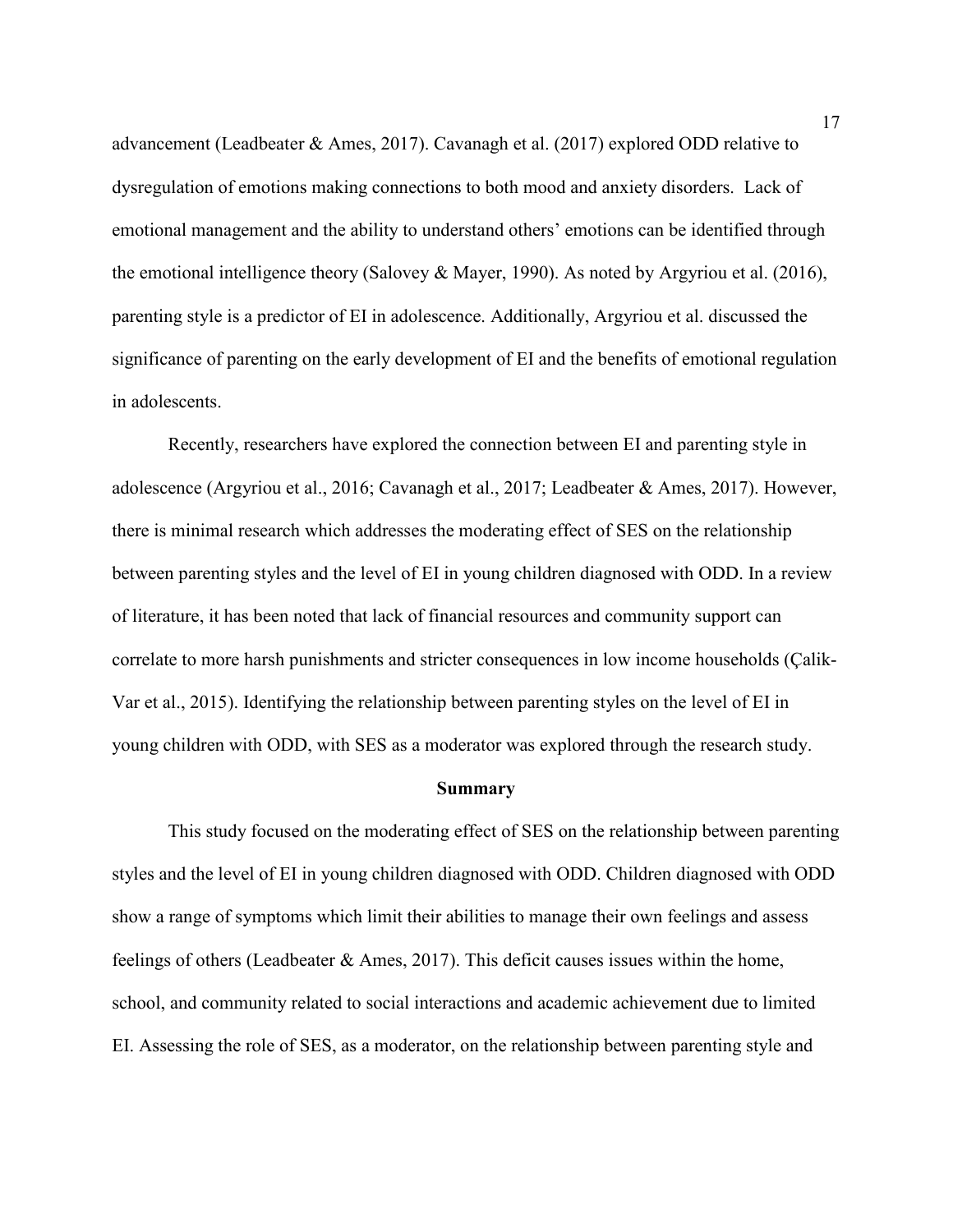advancement (Leadbeater & Ames, 2017). Cavanagh et al. (2017) explored ODD relative to dysregulation of emotions making connections to both mood and anxiety disorders. Lack of emotional management and the ability to understand others' emotions can be identified through the emotional intelligence theory (Salovey & Mayer, 1990). As noted by Argyriou et al. (2016), parenting style is a predictor of EI in adolescence. Additionally, Argyriou et al. discussed the significance of parenting on the early development of EI and the benefits of emotional regulation in adolescents.

Recently, researchers have explored the connection between EI and parenting style in adolescence (Argyriou et al., 2016; Cavanagh et al., 2017; Leadbeater & Ames, 2017). However, there is minimal research which addresses the moderating effect of SES on the relationship between parenting styles and the level of EI in young children diagnosed with ODD. In a review of literature, it has been noted that lack of financial resources and community support can correlate to more harsh punishments and stricter consequences in low income households (Çalik-Var et al., 2015). Identifying the relationship between parenting styles on the level of EI in young children with ODD, with SES as a moderator was explored through the research study.

## Summary

This study focused on the moderating effect of SES on the relationship between parenting styles and the level of EI in young children diagnosed with ODD. Children diagnosed with ODD show a range of symptoms which limit their abilities to manage their own feelings and assess feelings of others (Leadbeater & Ames, 2017). This deficit causes issues within the home, school, and community related to social interactions and academic achievement due to limited EI. Assessing the role of SES, as a moderator, on the relationship between parenting style and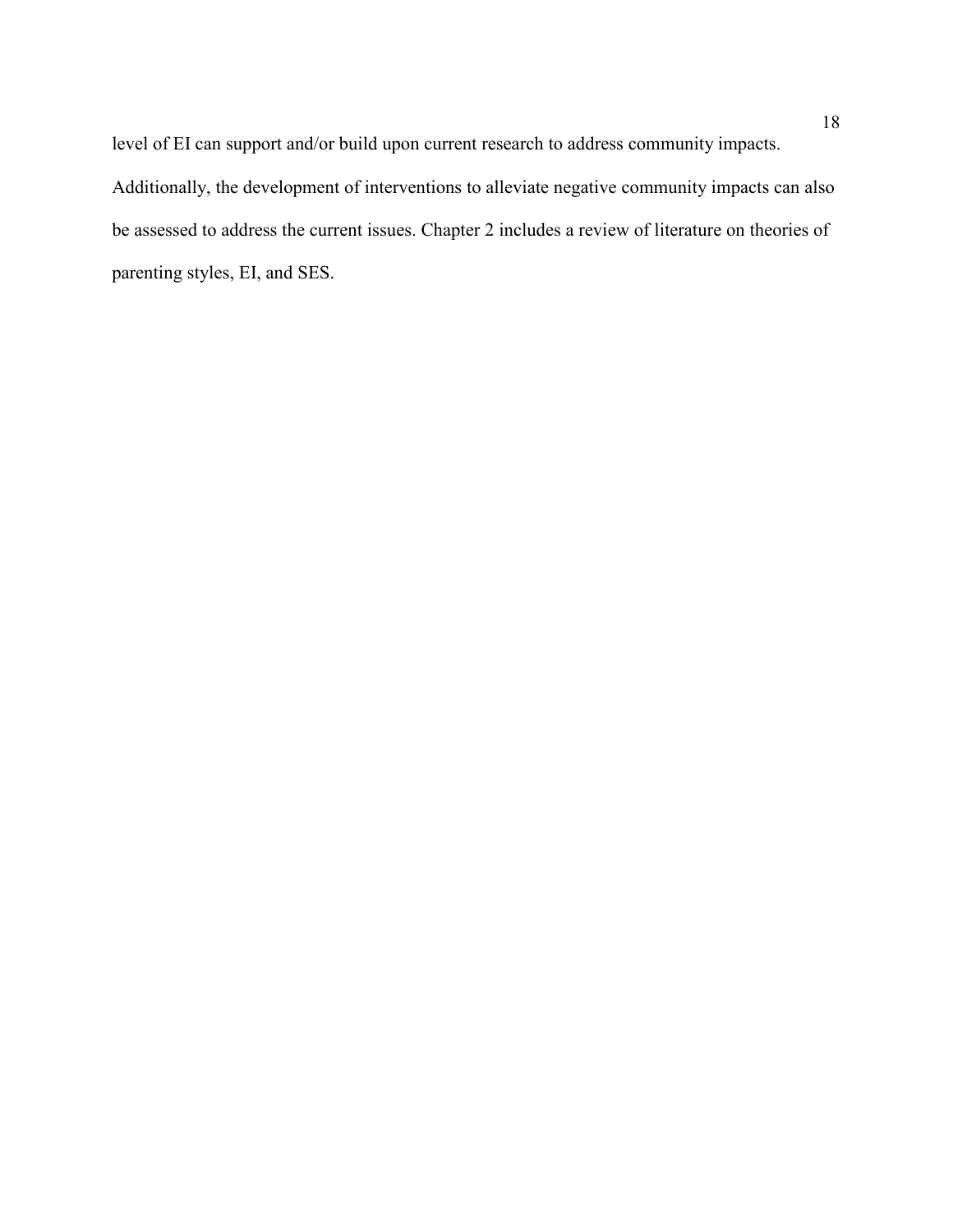level of EI can support and/or build upon current research to address community impacts. Additionally, the development of interventions to alleviate negative community impacts can also be assessed to address the current issues. Chapter 2 includes a review of literature on theories of parenting styles, EI, and SES.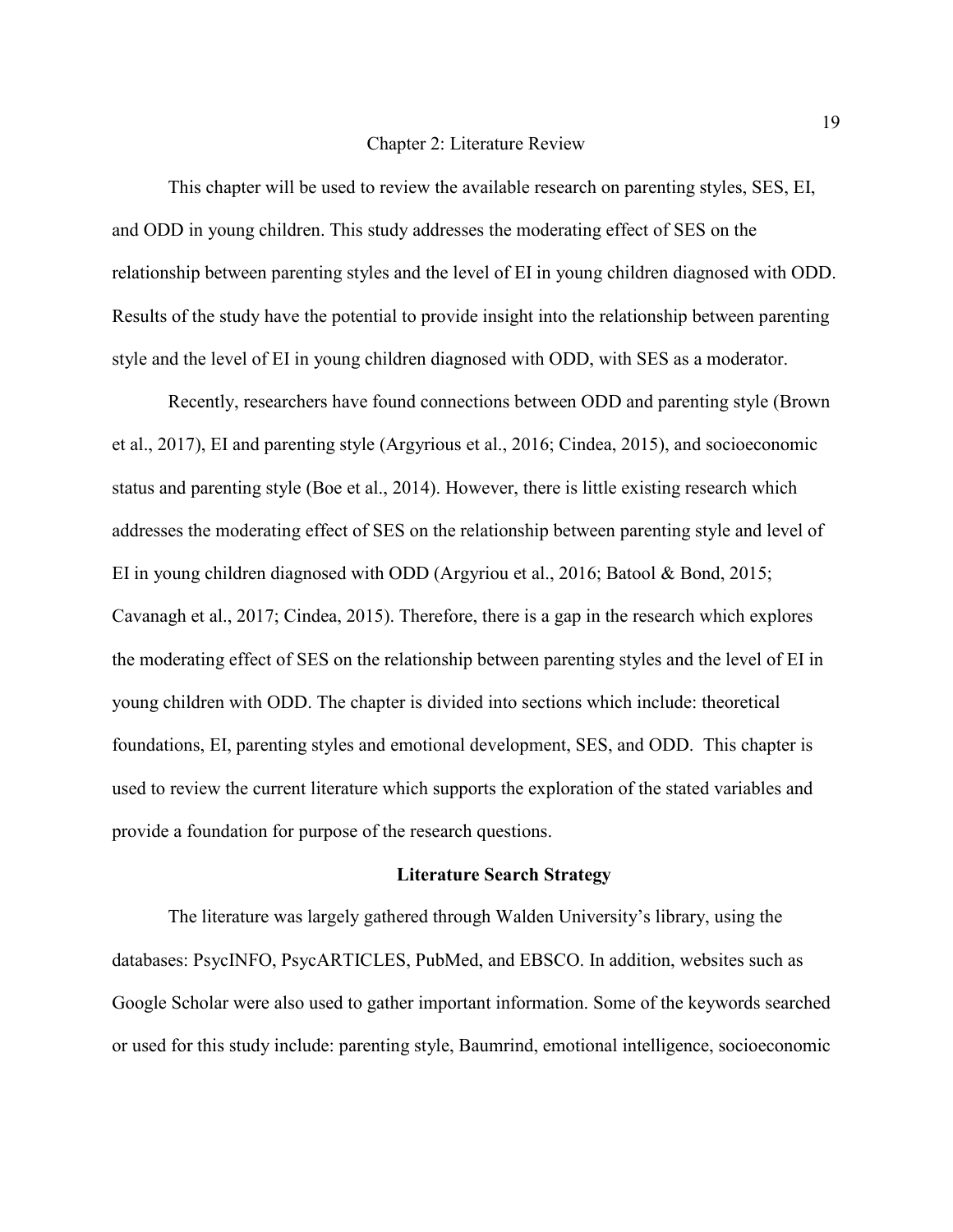# Chapter 2: Literature Review

This chapter will be used to review the available research on parenting styles, SES, EI, and ODD in young children. This study addresses the moderating effect of SES on the relationship between parenting styles and the level of EI in young children diagnosed with ODD. Results of the study have the potential to provide insight into the relationship between parenting style and the level of EI in young children diagnosed with ODD, with SES as a moderator.

Recently, researchers have found connections between ODD and parenting style (Brown et al., 2017), EI and parenting style (Argyrious et al., 2016; Cindea, 2015), and socioeconomic status and parenting style (Boe et al., 2014). However, there is little existing research which addresses the moderating effect of SES on the relationship between parenting style and level of EI in young children diagnosed with ODD (Argyriou et al., 2016; Batool & Bond, 2015; Cavanagh et al., 2017; Cindea, 2015). Therefore, there is a gap in the research which explores the moderating effect of SES on the relationship between parenting styles and the level of EI in young children with ODD. The chapter is divided into sections which include: theoretical foundations, EI, parenting styles and emotional development, SES, and ODD. This chapter is used to review the current literature which supports the exploration of the stated variables and provide a foundation for purpose of the research questions.

## Literature Search Strategy

The literature was largely gathered through Walden University's library, using the databases: PsycINFO, PsycARTICLES, PubMed, and EBSCO. In addition, websites such as Google Scholar were also used to gather important information. Some of the keywords searched or used for this study include: parenting style, Baumrind, emotional intelligence, socioeconomic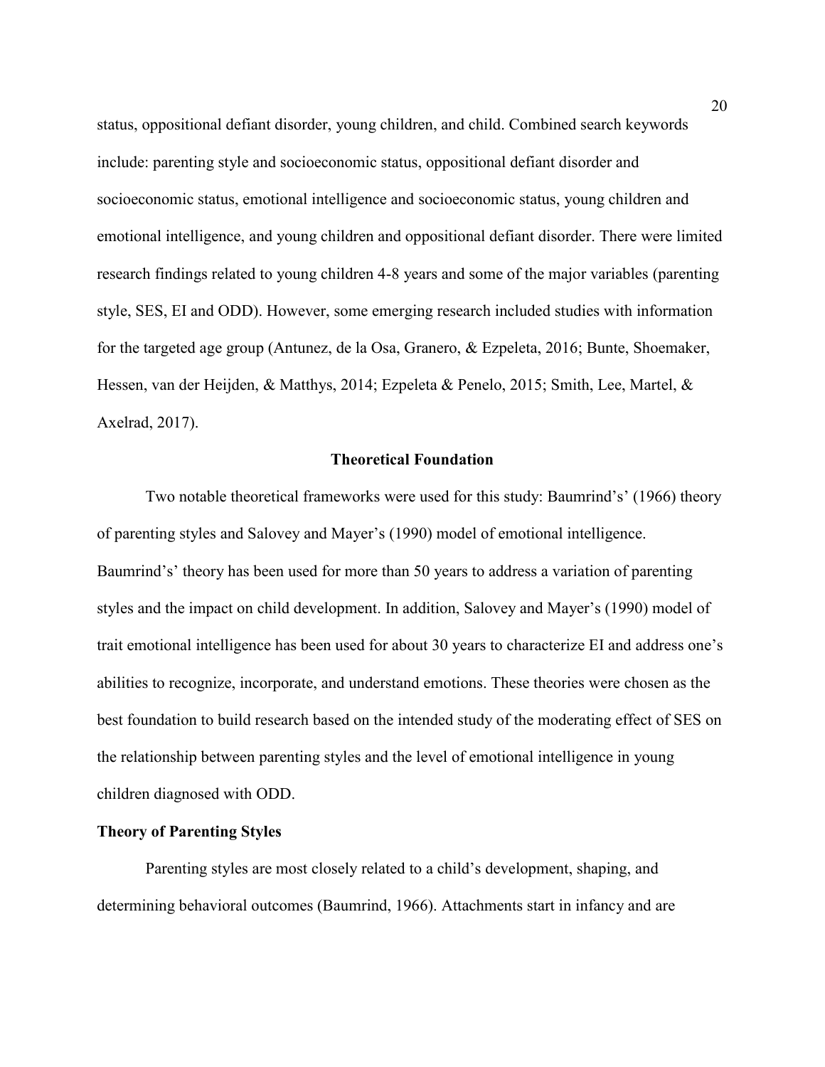status, oppositional defiant disorder, young children, and child. Combined search keywords include: parenting style and socioeconomic status, oppositional defiant disorder and socioeconomic status, emotional intelligence and socioeconomic status, young children and emotional intelligence, and young children and oppositional defiant disorder. There were limited research findings related to young children 4-8 years and some of the major variables (parenting style, SES, EI and ODD). However, some emerging research included studies with information for the targeted age group (Antunez, de la Osa, Granero, & Ezpeleta, 2016; Bunte, Shoemaker, Hessen, van der Heijden, & Matthys, 2014; Ezpeleta & Penelo, 2015; Smith, Lee, Martel, & Axelrad, 2017).

## Theoretical Foundation

Two notable theoretical frameworks were used for this study: Baumrind's' (1966) theory of parenting styles and Salovey and Mayer's (1990) model of emotional intelligence. Baumrind's' theory has been used for more than 50 years to address a variation of parenting styles and the impact on child development. In addition, Salovey and Mayer's (1990) model of trait emotional intelligence has been used for about 30 years to characterize EI and address one's abilities to recognize, incorporate, and understand emotions. These theories were chosen as the best foundation to build research based on the intended study of the moderating effect of SES on the relationship between parenting styles and the level of emotional intelligence in young children diagnosed with ODD.

### Theory of Parenting Styles

Parenting styles are most closely related to a child's development, shaping, and determining behavioral outcomes (Baumrind, 1966). Attachments start in infancy and are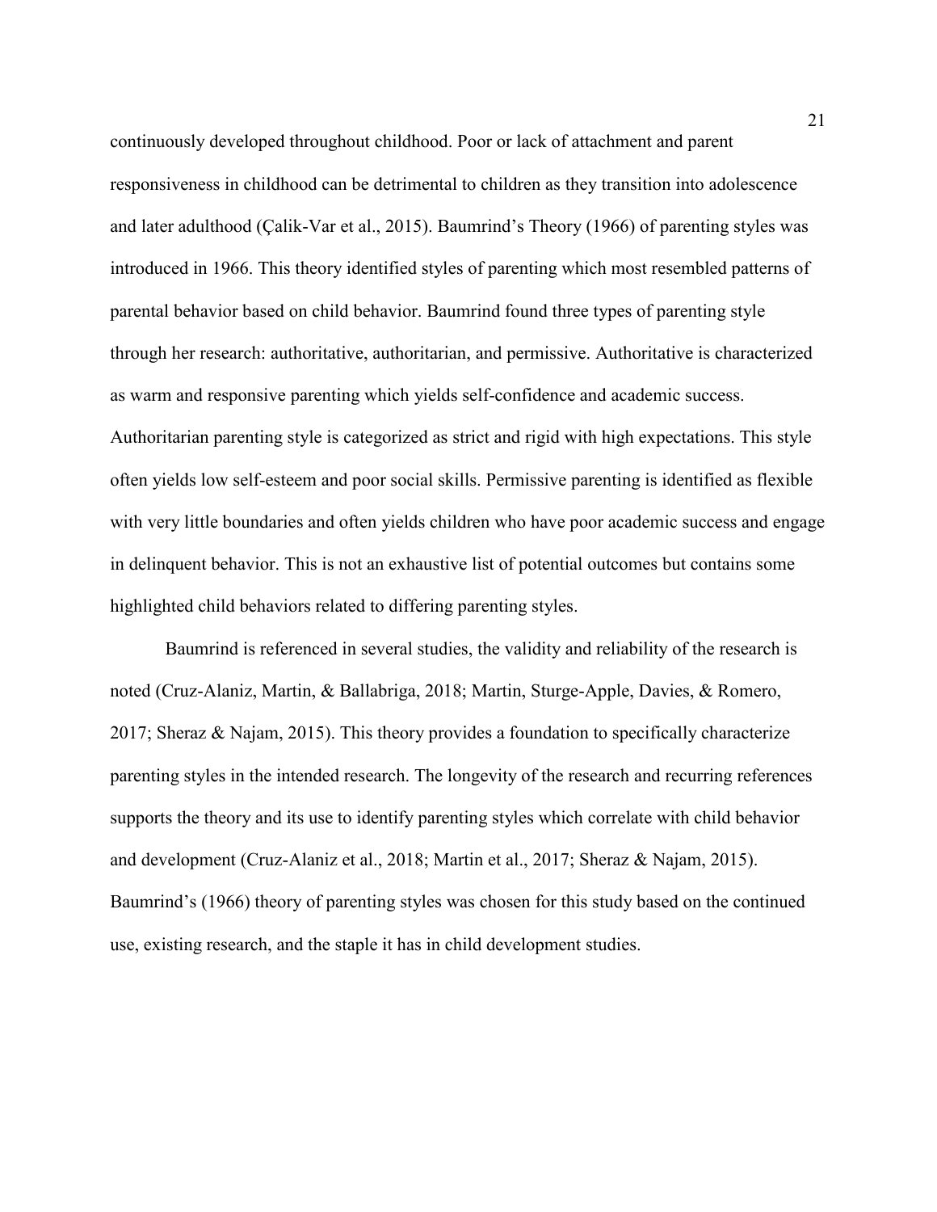continuously developed throughout childhood. Poor or lack of attachment and parent responsiveness in childhood can be detrimental to children as they transition into adolescence and later adulthood (Çalik-Var et al., 2015). Baumrind's Theory (1966) of parenting styles was introduced in 1966. This theory identified styles of parenting which most resembled patterns of parental behavior based on child behavior. Baumrind found three types of parenting style through her research: authoritative, authoritarian, and permissive. Authoritative is characterized as warm and responsive parenting which yields self-confidence and academic success. Authoritarian parenting style is categorized as strict and rigid with high expectations. This style often yields low self-esteem and poor social skills. Permissive parenting is identified as flexible with very little boundaries and often yields children who have poor academic success and engage in delinquent behavior. This is not an exhaustive list of potential outcomes but contains some highlighted child behaviors related to differing parenting styles.

Baumrind is referenced in several studies, the validity and reliability of the research is noted (Cruz-Alaniz, Martin, & Ballabriga, 2018; Martin, Sturge-Apple, Davies, & Romero, 2017; Sheraz & Najam, 2015). This theory provides a foundation to specifically characterize parenting styles in the intended research. The longevity of the research and recurring references supports the theory and its use to identify parenting styles which correlate with child behavior and development (Cruz-Alaniz et al., 2018; Martin et al., 2017; Sheraz & Najam, 2015). Baumrind's (1966) theory of parenting styles was chosen for this study based on the continued use, existing research, and the staple it has in child development studies.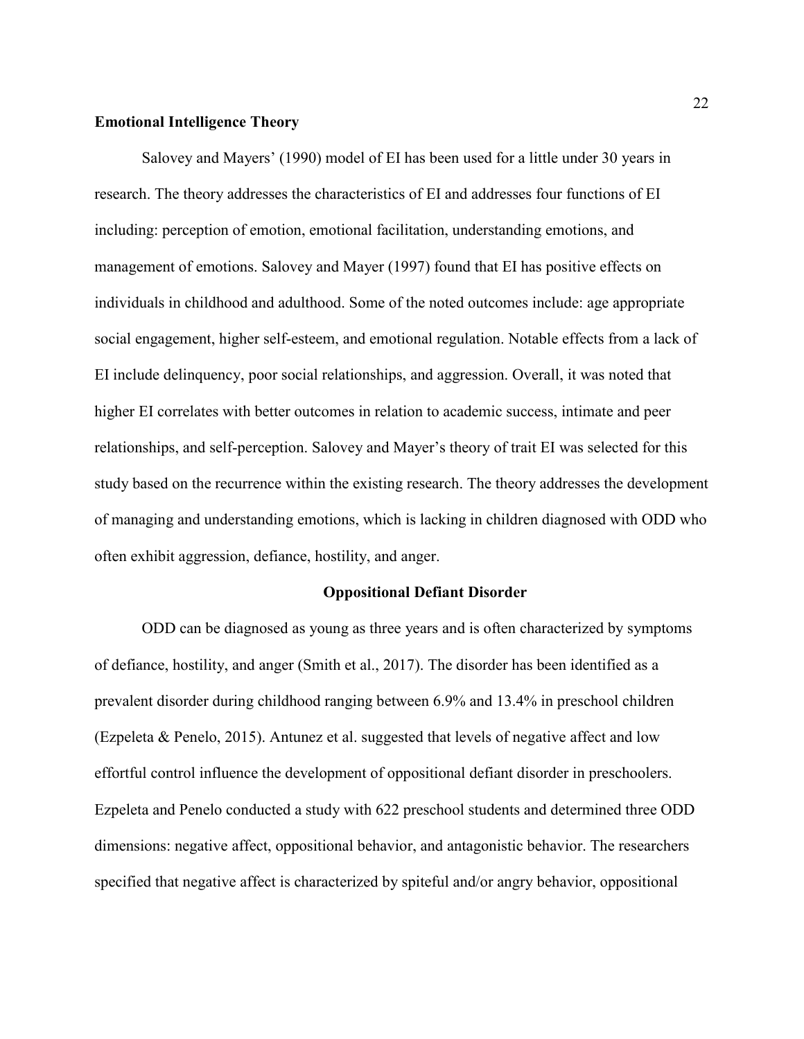**Emotional Intelligence Theory**

Salovey and Mayers' (1990) model of EI has been used for a little under 30 years in research. The theory addresses the characteristics of EI and addresses four functions of EI including: perception of emotion, emotional facilitation, understanding emotions, and management of emotions. Salovey and Mayer (1997) found that EI has positive effects on individuals in childhood and adulthood. Some of the noted outcomes include: age appropriate social engagement, higher self-esteem, and emotional regulation. Notable effects from a lack of EI include delinquency, poor social relationships, and aggression. Overall, it was noted that higher EI correlates with better outcomes in relation to academic success, intimate and peer relationships, and self-perception. Salovey and Mayer's theory of trait EI was selected for this study based on the recurrence within the existing research. The theory addresses the development of managing and understanding emotions, which is lacking in children diagnosed with ODD who often exhibit aggression, defiance, hostility, and anger.

## Oppositional Defiant Disorder

ODD can be diagnosed as young as three years and is often characterized by symptoms of defiance, hostility, and anger (Smith et al., 2017). The disorder has been identified as a prevalent disorder during childhood ranging between 6.9% and 13.4% in preschool children (Ezpeleta & Penelo, 2015). Antunez et al. suggested that levels of negative affect and low effortful control influence the development of oppositional defiant disorder in preschoolers. Ezpeleta and Penelo conducted a study with 622 preschool students and determined three ODD dimensions: negative affect, oppositional behavior, and antagonistic behavior. The researchers specified that negative affect is characterized by spiteful and/or angry behavior, oppositional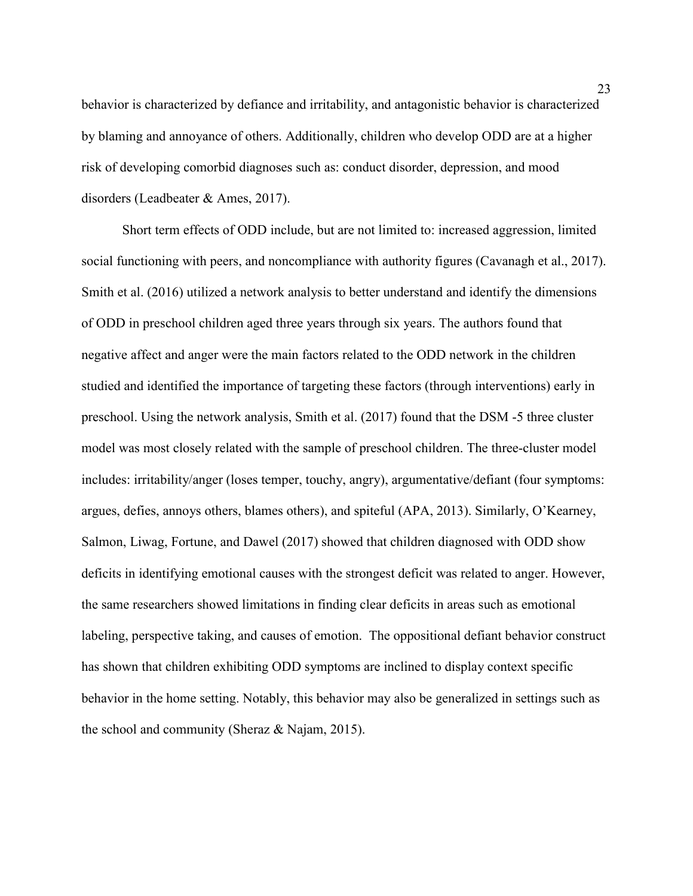behavior is characterized by defiance and irritability, and antagonistic behavior is characterized by blaming and annoyance of others. Additionally, children who develop ODD are at a higher risk of developing comorbid diagnoses such as: conduct disorder, depression, and mood disorders (Leadbeater & Ames, 2017).

Short term effects of ODD include, but are not limited to: increased aggression, limited social functioning with peers, and noncompliance with authority figures (Cavanagh et al., 2017). Smith et al. (2016) utilized a network analysis to better understand and identify the dimensions of ODD in preschool children aged three years through six years. The authors found that negative affect and anger were the main factors related to the ODD network in the children studied and identified the importance of targeting these factors (through interventions) early in preschool. Using the network analysis, Smith et al. (2017) found that the DSM -5 three cluster model was most closely related with the sample of preschool children. The three-cluster model includes: irritability/anger (loses temper, touchy, angry), argumentative/defiant (four symptoms: argues, defies, annoys others, blames others), and spiteful (APA, 2013). Similarly, O'Kearney, Salmon, Liwag, Fortune, and Dawel (2017) showed that children diagnosed with ODD show deficits in identifying emotional causes with the strongest deficit was related to anger. However, the same researchers showed limitations in finding clear deficits in areas such as emotional labeling, perspective taking, and causes of emotion. The oppositional defiant behavior construct has shown that children exhibiting ODD symptoms are inclined to display context specific behavior in the home setting. Notably, this behavior may also be generalized in settings such as the school and community (Sheraz & Najam, 2015).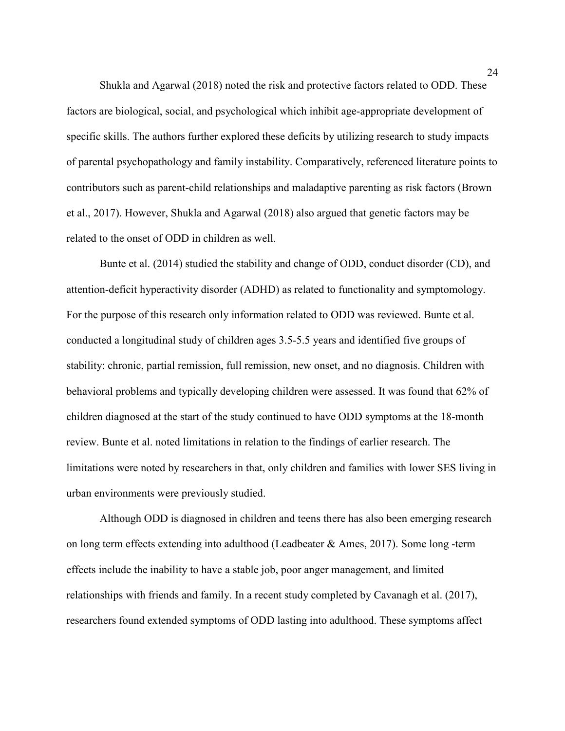Shukla and Agarwal (2018) noted the risk and protective factors related to ODD. These factors are biological, social, and psychological which inhibit age-appropriate development of specific skills. The authors further explored these deficits by utilizing research to study impacts of parental psychopathology and family instability. Comparatively, referenced literature points to contributors such as parent-child relationships and maladaptive parenting as risk factors (Brown et al., 2017). However, Shukla and Agarwal (2018) also argued that genetic factors may be related to the onset of ODD in children as well.

Bunte et al. (2014) studied the stability and change of ODD, conduct disorder (CD), and attention-deficit hyperactivity disorder (ADHD) as related to functionality and symptomology. For the purpose of this research only information related to ODD was reviewed. Bunte et al. conducted a longitudinal study of children ages 3.5-5.5 years and identified five groups of stability: chronic, partial remission, full remission, new onset, and no diagnosis. Children with behavioral problems and typically developing children were assessed. It was found that 62% of children diagnosed at the start of the study continued to have ODD symptoms at the 18-month review. Bunte et al. noted limitations in relation to the findings of earlier research. The limitations were noted by researchers in that, only children and families with lower SES living in urban environments were previously studied.

Although ODD is diagnosed in children and teens there has also been emerging research on long term effects extending into adulthood (Leadbeater & Ames, 2017). Some long -term effects include the inability to have a stable job, poor anger management, and limited relationships with friends and family. In a recent study completed by Cavanagh et al. (2017), researchers found extended symptoms of ODD lasting into adulthood. These symptoms affect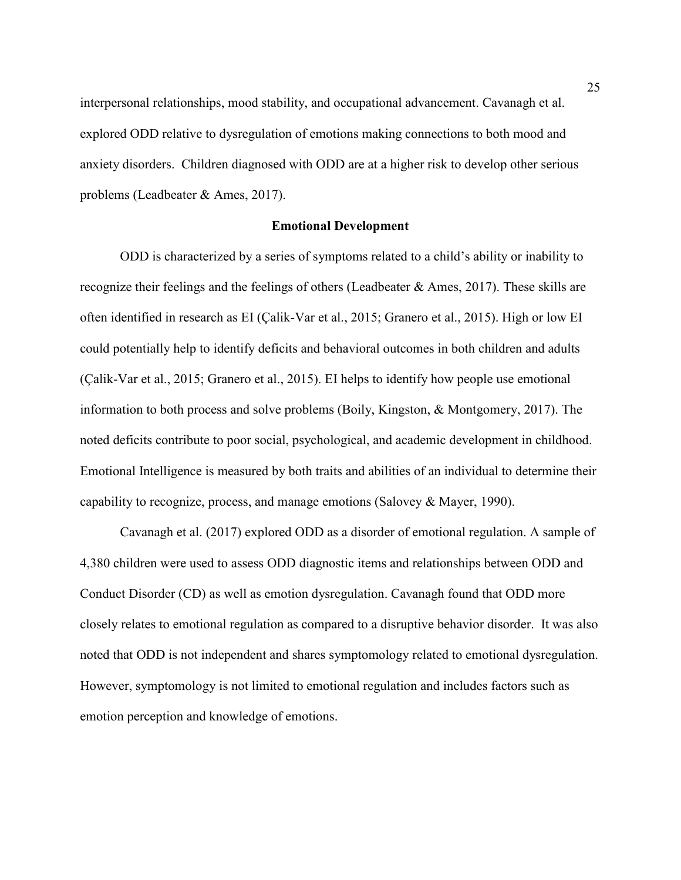interpersonal relationships, mood stability, and occupational advancement. Cavanagh et al. explored ODD relative to dysregulation of emotions making connections to both mood and anxiety disorders. Children diagnosed with ODD are at a higher risk to develop other serious problems (Leadbeater & Ames, 2017).

## Emotional Development

ODD is characterized by a series of symptoms related to a child's ability or inability to recognize their feelings and the feelings of others (Leadbeater & Ames, 2017). These skills are often identified in research as EI (Çalik-Var et al., 2015; Granero et al., 2015). High or low EI could potentially help to identify deficits and behavioral outcomes in both children and adults (Çalik-Var et al., 2015; Granero et al., 2015). EI helps to identify how people use emotional information to both process and solve problems (Boily, Kingston, & Montgomery, 2017). The noted deficits contribute to poor social, psychological, and academic development in childhood. Emotional Intelligence is measured by both traits and abilities of an individual to determine their capability to recognize, process, and manage emotions (Salovey & Mayer, 1990).

Cavanagh et al. (2017) explored ODD as a disorder of emotional regulation. A sample of 4,380 children were used to assess ODD diagnostic items and relationships between ODD and Conduct Disorder (CD) as well as emotion dysregulation. Cavanagh found that ODD more closely relates to emotional regulation as compared to a disruptive behavior disorder. It was also noted that ODD is not independent and shares symptomology related to emotional dysregulation. However, symptomology is not limited to emotional regulation and includes factors such as emotion perception and knowledge of emotions.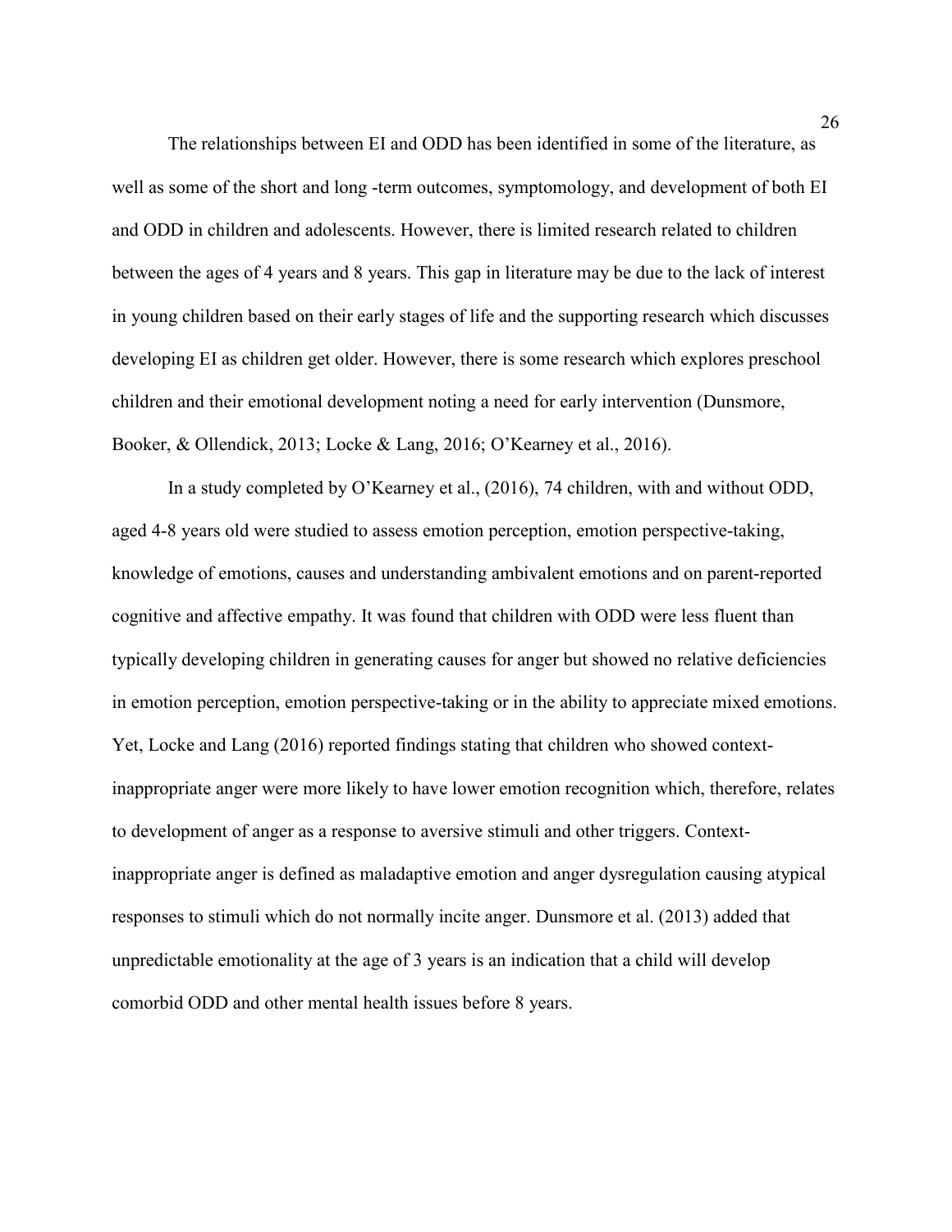The relationships between EI and ODD has been identified in some of the literature, as well as some of the short and long -term outcomes, symptomology, and development of both EI and ODD in children and adolescents. However, there is limited research related to children between the ages of 4 years and 8 years. This gap in literature may be due to the lack of interest in young children based on their early stages of life and the supporting research which discusses developing EI as children get older. However, there is some research which explores preschool children and their emotional development noting a need for early intervention (Dunsmore, Booker, & Ollendick, 2013; Locke & Lang, 2016; O'Kearney et al., 2016).

In a study completed by O'Kearney et al., (2016), 74 children, with and without ODD, aged 4-8 years old were studied to assess emotion perception, emotion perspective-taking, knowledge of emotions, causes and understanding ambivalent emotions and on parent-reported cognitive and affective empathy. It was found that children with ODD were less fluent than typically developing children in generating causes for anger but showed no relative deficiencies in emotion perception, emotion perspective-taking or in the ability to appreciate mixed emotions. Yet, Locke and Lang (2016) reported findings stating that children who showed context-inappropriate anger were more likely to have lower emotion recognition which, therefore, relates to development of anger as a response to aversive stimuli and other triggers. Context-inappropriate anger is defined as maladaptive emotion and anger dysregulation causing atypical responses to stimuli which do not normally incite anger. Dunsmore et al. (2013) added that unpredictable emotionality at the age of 3 years is an indication that a child will develop comorbid ODD and other mental health issues before 8 years.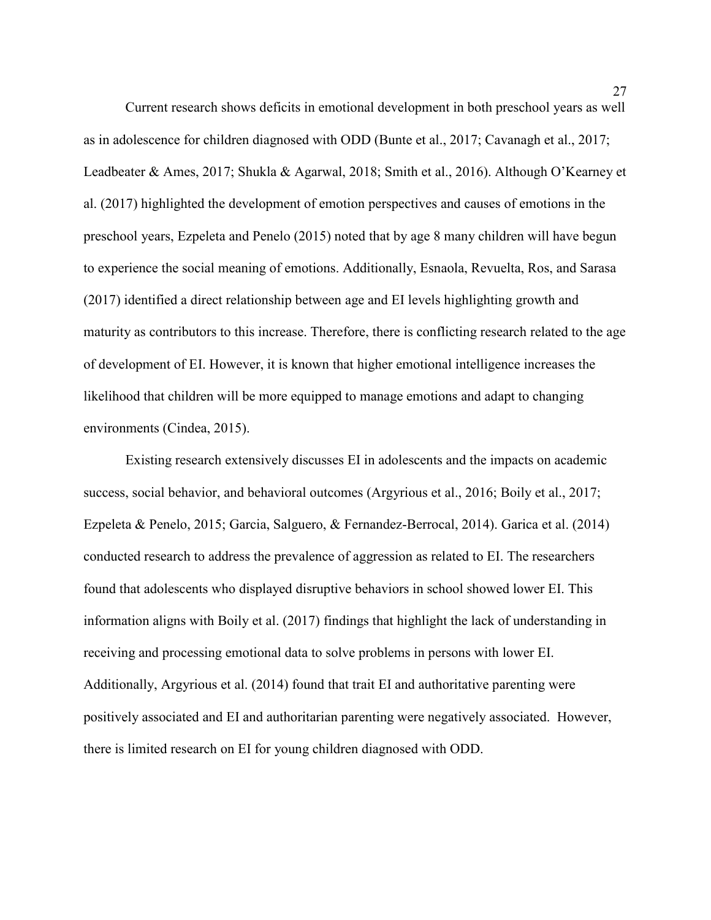Current research shows deficits in emotional development in both preschool years as well as in adolescence for children diagnosed with ODD (Bunte et al., 2017; Cavanagh et al., 2017; Leadbeater & Ames, 2017; Shukla & Agarwal, 2018; Smith et al., 2016). Although O'Kearney et al. (2017) highlighted the development of emotion perspectives and causes of emotions in the preschool years, Ezpeleta and Penelo (2015) noted that by age 8 many children will have begun to experience the social meaning of emotions. Additionally, Esnaola, Revuelta, Ros, and Sarasa (2017) identified a direct relationship between age and EI levels highlighting growth and maturity as contributors to this increase. Therefore, there is conflicting research related to the age of development of EI. However, it is known that higher emotional intelligence increases the likelihood that children will be more equipped to manage emotions and adapt to changing environments (Cindea, 2015).

Existing research extensively discusses EI in adolescents and the impacts on academic success, social behavior, and behavioral outcomes (Argyrious et al., 2016; Boily et al., 2017; Ezpeleta & Penelo, 2015; Garcia, Salguero, & Fernandez-Berrocal, 2014). Garica et al. (2014) conducted research to address the prevalence of aggression as related to EI. The researchers found that adolescents who displayed disruptive behaviors in school showed lower EI. This information aligns with Boily et al. (2017) findings that highlight the lack of understanding in receiving and processing emotional data to solve problems in persons with lower EI. Additionally, Argyrious et al. (2014) found that trait EI and authoritative parenting were positively associated and EI and authoritarian parenting were negatively associated. However, there is limited research on EI for young children diagnosed with ODD.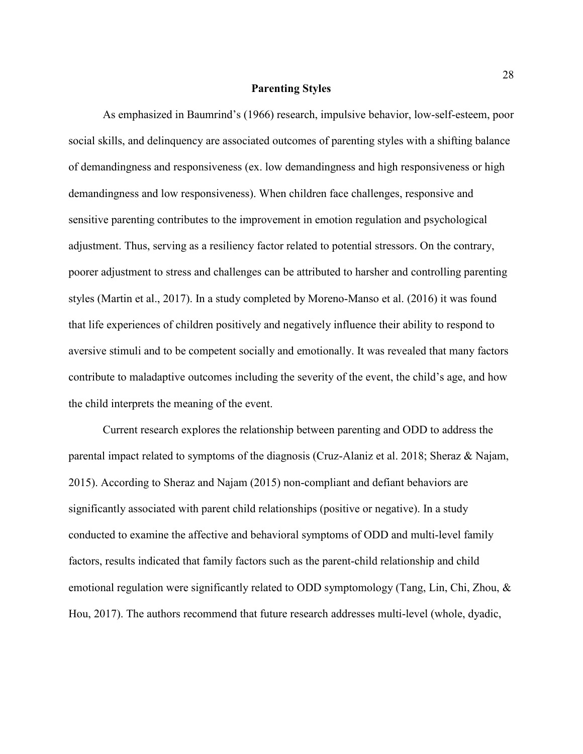## Parenting Styles

As emphasized in Baumrind's (1966) research, impulsive behavior, low-self-esteem, poor social skills, and delinquency are associated outcomes of parenting styles with a shifting balance of demandingness and responsiveness (ex. low demandingness and high responsiveness or high demandingness and low responsiveness). When children face challenges, responsive and sensitive parenting contributes to the improvement in emotion regulation and psychological adjustment. Thus, serving as a resiliency factor related to potential stressors. On the contrary, poorer adjustment to stress and challenges can be attributed to harsher and controlling parenting styles (Martin et al., 2017). In a study completed by Moreno-Manso et al. (2016) it was found that life experiences of children positively and negatively influence their ability to respond to aversive stimuli and to be competent socially and emotionally. It was revealed that many factors contribute to maladaptive outcomes including the severity of the event, the child's age, and how the child interprets the meaning of the event.

Current research explores the relationship between parenting and ODD to address the parental impact related to symptoms of the diagnosis (Cruz-Alaniz et al. 2018; Sheraz & Najam, 2015). According to Sheraz and Najam (2015) non-compliant and defiant behaviors are significantly associated with parent child relationships (positive or negative). In a study conducted to examine the affective and behavioral symptoms of ODD and multi-level family factors, results indicated that family factors such as the parent-child relationship and child emotional regulation were significantly related to ODD symptomology (Tang, Lin, Chi, Zhou, & Hou, 2017). The authors recommend that future research addresses multi-level (whole, dyadic,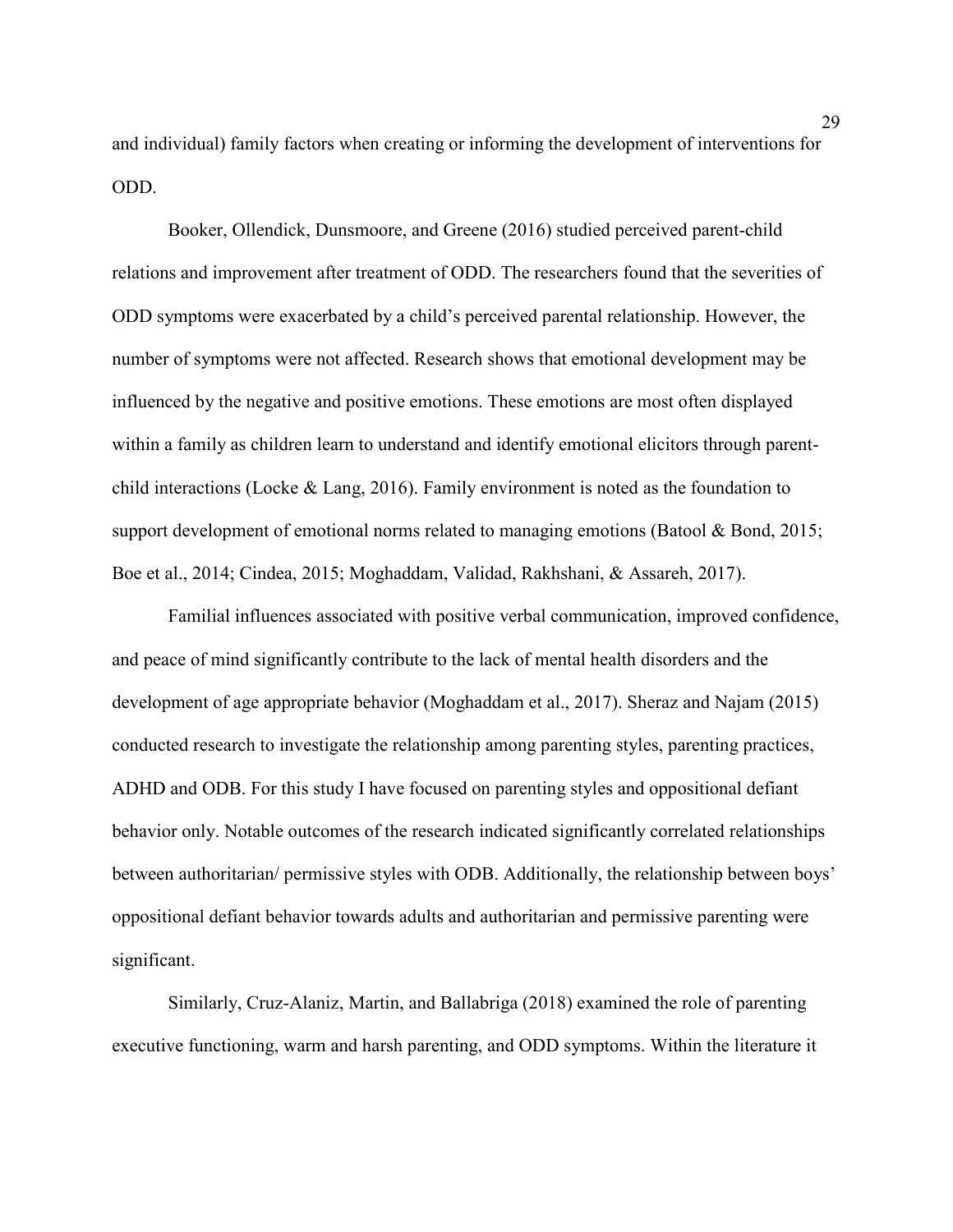and individual) family factors when creating or informing the development of interventions for ODD.

Booker, Ollendick, Dunsmoore, and Greene (2016) studied perceived parent-child relations and improvement after treatment of ODD. The researchers found that the severities of ODD symptoms were exacerbated by a child's perceived parental relationship. However, the number of symptoms were not affected. Research shows that emotional development may be influenced by the negative and positive emotions. These emotions are most often displayed within a family as children learn to understand and identify emotional elicitors through parent-child interactions (Locke & Lang, 2016). Family environment is noted as the foundation to support development of emotional norms related to managing emotions (Batool & Bond, 2015; Boe et al., 2014; Cindea, 2015; Moghaddam, Validad, Rakhshani, & Assareh, 2017).

Familial influences associated with positive verbal communication, improved confidence, and peace of mind significantly contribute to the lack of mental health disorders and the development of age appropriate behavior (Moghaddam et al., 2017). Sheraz and Najam (2015) conducted research to investigate the relationship among parenting styles, parenting practices, ADHD and ODB. For this study I have focused on parenting styles and oppositional defiant behavior only. Notable outcomes of the research indicated significantly correlated relationships between authoritarian/ permissive styles with ODB. Additionally, the relationship between boys' oppositional defiant behavior towards adults and authoritarian and permissive parenting were significant.

Similarly, Cruz-Alaniz, Martin, and Ballabriga (2018) examined the role of parenting executive functioning, warm and harsh parenting, and ODD symptoms. Within the literature it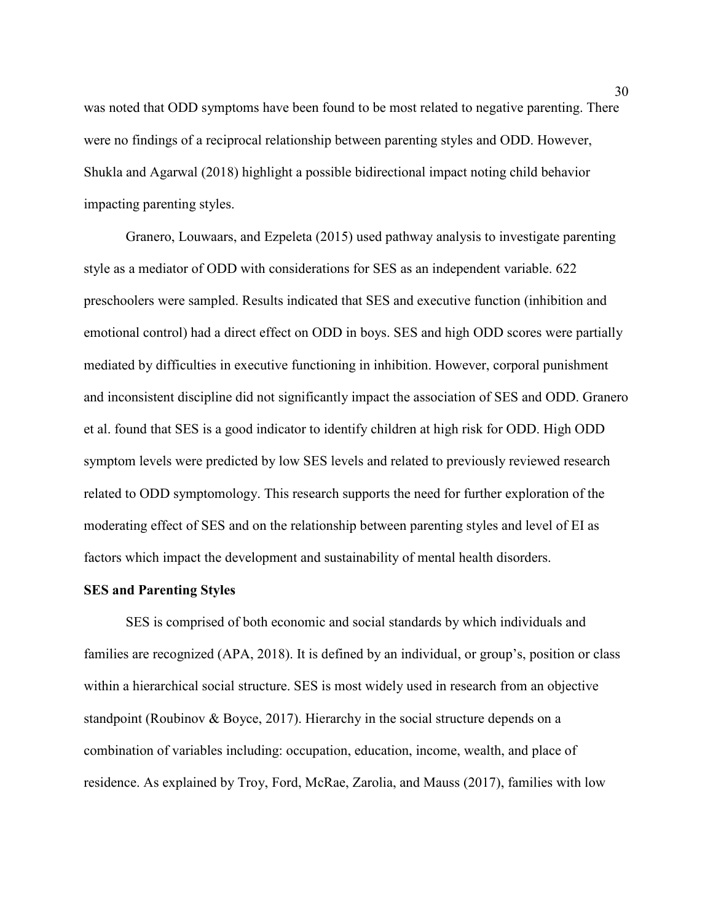was noted that ODD symptoms have been found to be most related to negative parenting. There were no findings of a reciprocal relationship between parenting styles and ODD. However, Shukla and Agarwal (2018) highlight a possible bidirectional impact noting child behavior impacting parenting styles.

Granero, Louwaars, and Ezpeleta (2015) used pathway analysis to investigate parenting style as a mediator of ODD with considerations for SES as an independent variable. 622 preschoolers were sampled. Results indicated that SES and executive function (inhibition and emotional control) had a direct effect on ODD in boys. SES and high ODD scores were partially mediated by difficulties in executive functioning in inhibition. However, corporal punishment and inconsistent discipline did not significantly impact the association of SES and ODD. Granero et al. found that SES is a good indicator to identify children at high risk for ODD. High ODD symptom levels were predicted by low SES levels and related to previously reviewed research related to ODD symptomology. This research supports the need for further exploration of the moderating effect of SES and on the relationship between parenting styles and level of EI as factors which impact the development and sustainability of mental health disorders.

**SES and Parenting Styles**

SES is comprised of both economic and social standards by which individuals and families are recognized (APA, 2018). It is defined by an individual, or group's, position or class within a hierarchical social structure. SES is most widely used in research from an objective standpoint (Roubinov & Boyce, 2017). Hierarchy in the social structure depends on a combination of variables including: occupation, education, income, wealth, and place of residence. As explained by Troy, Ford, McRae, Zarolia, and Mauss (2017), families with low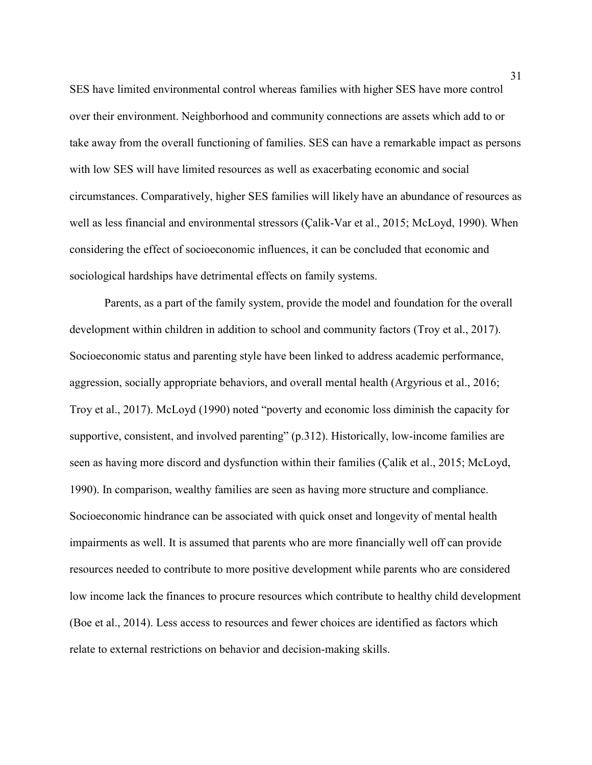SES have limited environmental control whereas families with higher SES have more control over their environment. Neighborhood and community connections are assets which add to or take away from the overall functioning of families. SES can have a remarkable impact as persons with low SES will have limited resources as well as exacerbating economic and social circumstances. Comparatively, higher SES families will likely have an abundance of resources as well as less financial and environmental stressors (Çalik-Var et al., 2015; McLoyd, 1990). When considering the effect of socioeconomic influences, it can be concluded that economic and sociological hardships have detrimental effects on family systems.

Parents, as a part of the family system, provide the model and foundation for the overall development within children in addition to school and community factors (Troy et al., 2017). Socioeconomic status and parenting style have been linked to address academic performance, aggression, socially appropriate behaviors, and overall mental health (Argyrious et al., 2016; Troy et al., 2017). McLoyd (1990) noted "poverty and economic loss diminish the capacity for supportive, consistent, and involved parenting" (p.312). Historically, low-income families are seen as having more discord and dysfunction within their families (Çalik et al., 2015; McLoyd, 1990). In comparison, wealthy families are seen as having more structure and compliance. Socioeconomic hindrance can be associated with quick onset and longevity of mental health impairments as well. It is assumed that parents who are more financially well off can provide resources needed to contribute to more positive development while parents who are considered low income lack the finances to procure resources which contribute to healthy child development (Boe et al., 2014). Less access to resources and fewer choices are identified as factors which relate to external restrictions on behavior and decision-making skills.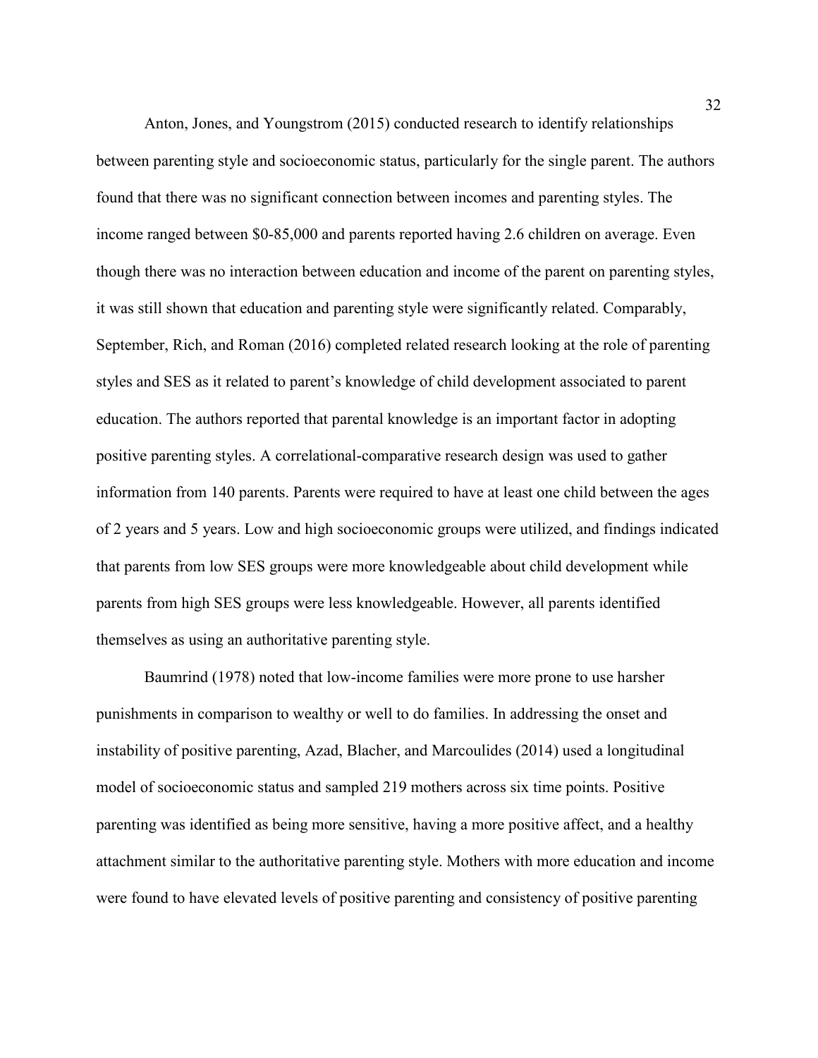Anton, Jones, and Youngstrom (2015) conducted research to identify relationships between parenting style and socioeconomic status, particularly for the single parent. The authors found that there was no significant connection between incomes and parenting styles. The income ranged between $0-85,000 and parents reported having 2.6 children on average. Even though there was no interaction between education and income of the parent on parenting styles, it was still shown that education and parenting style were significantly related. Comparably, September, Rich, and Roman (2016) completed related research looking at the role of parenting styles and SES as it related to parent's knowledge of child development associated to parent education. The authors reported that parental knowledge is an important factor in adopting positive parenting styles. A correlational-comparative research design was used to gather information from 140 parents. Parents were required to have at least one child between the ages of 2 years and 5 years. Low and high socioeconomic groups were utilized, and findings indicated that parents from low SES groups were more knowledgeable about child development while parents from high SES groups were less knowledgeable. However, all parents identified themselves as using an authoritative parenting style.

Baumrind (1978) noted that low-income families were more prone to use harsher punishments in comparison to wealthy or well to do families. In addressing the onset and instability of positive parenting, Azad, Blacher, and Marcoulides (2014) used a longitudinal model of socioeconomic status and sampled 219 mothers across six time points. Positive parenting was identified as being more sensitive, having a more positive affect, and a healthy attachment similar to the authoritative parenting style. Mothers with more education and income were found to have elevated levels of positive parenting and consistency of positive parenting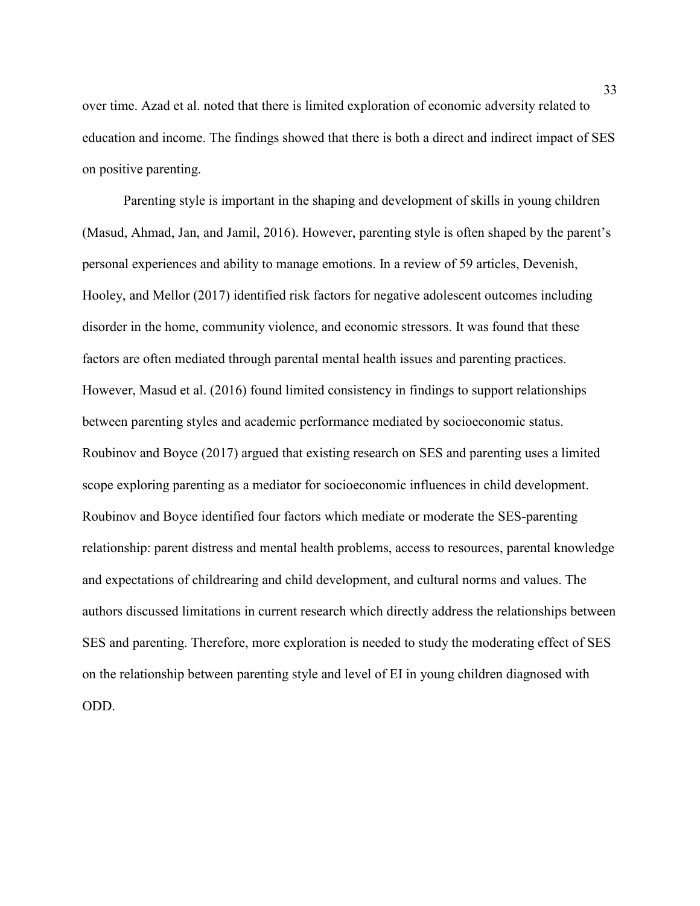over time. Azad et al. noted that there is limited exploration of economic adversity related to education and income. The findings showed that there is both a direct and indirect impact of SES on positive parenting.

Parenting style is important in the shaping and development of skills in young children (Masud, Ahmad, Jan, and Jamil, 2016). However, parenting style is often shaped by the parent's personal experiences and ability to manage emotions. In a review of 59 articles, Devenish, Hooley, and Mellor (2017) identified risk factors for negative adolescent outcomes including disorder in the home, community violence, and economic stressors. It was found that these factors are often mediated through parental mental health issues and parenting practices. However, Masud et al. (2016) found limited consistency in findings to support relationships between parenting styles and academic performance mediated by socioeconomic status. Roubinov and Boyce (2017) argued that existing research on SES and parenting uses a limited scope exploring parenting as a mediator for socioeconomic influences in child development. Roubinov and Boyce identified four factors which mediate or moderate the SES-parenting relationship: parent distress and mental health problems, access to resources, parental knowledge and expectations of childrearing and child development, and cultural norms and values. The authors discussed limitations in current research which directly address the relationships between SES and parenting. Therefore, more exploration is needed to study the moderating effect of SES on the relationship between parenting style and level of EI in young children diagnosed with ODD.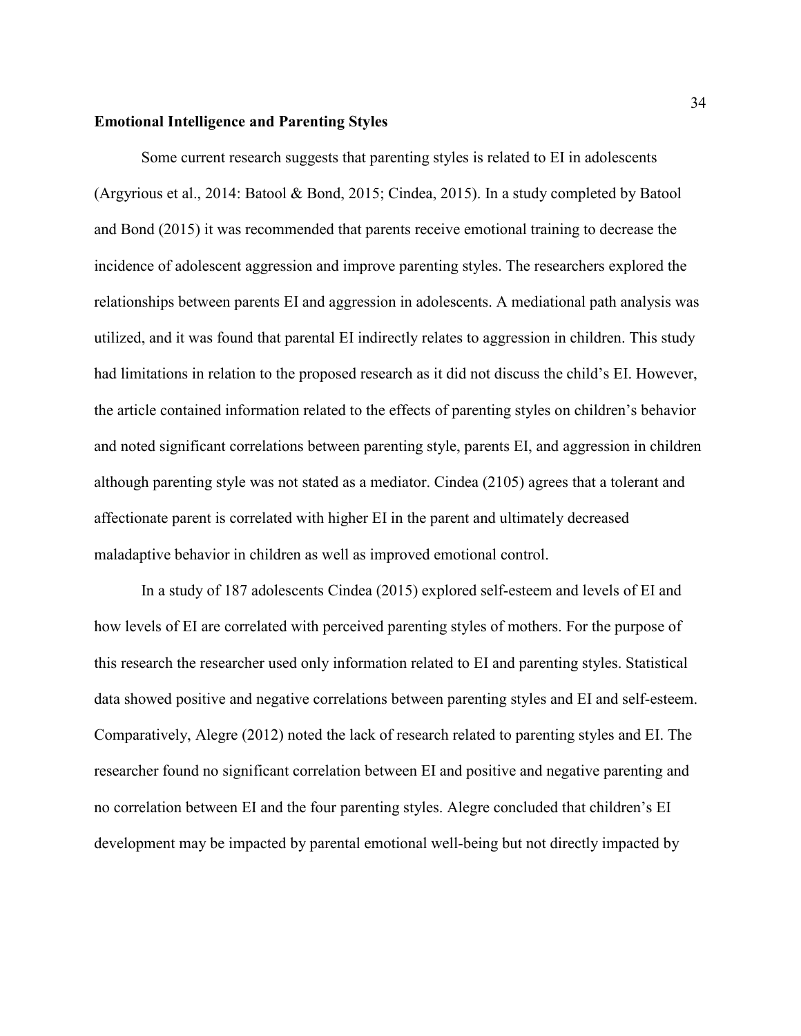**Emotional Intelligence and Parenting Styles**

Some current research suggests that parenting styles is related to EI in adolescents (Argyrious et al., 2014: Batool & Bond, 2015; Cindea, 2015). In a study completed by Batool and Bond (2015) it was recommended that parents receive emotional training to decrease the incidence of adolescent aggression and improve parenting styles. The researchers explored the relationships between parents EI and aggression in adolescents. A mediational path analysis was utilized, and it was found that parental EI indirectly relates to aggression in children. This study had limitations in relation to the proposed research as it did not discuss the child's EI. However, the article contained information related to the effects of parenting styles on children's behavior and noted significant correlations between parenting style, parents EI, and aggression in children although parenting style was not stated as a mediator. Cindea (2105) agrees that a tolerant and affectionate parent is correlated with higher EI in the parent and ultimately decreased maladaptive behavior in children as well as improved emotional control.

In a study of 187 adolescents Cindea (2015) explored self-esteem and levels of EI and how levels of EI are correlated with perceived parenting styles of mothers. For the purpose of this research the researcher used only information related to EI and parenting styles. Statistical data showed positive and negative correlations between parenting styles and EI and self-esteem. Comparatively, Alegre (2012) noted the lack of research related to parenting styles and EI. The researcher found no significant correlation between EI and positive and negative parenting and no correlation between EI and the four parenting styles. Alegre concluded that children's EI development may be impacted by parental emotional well-being but not directly impacted by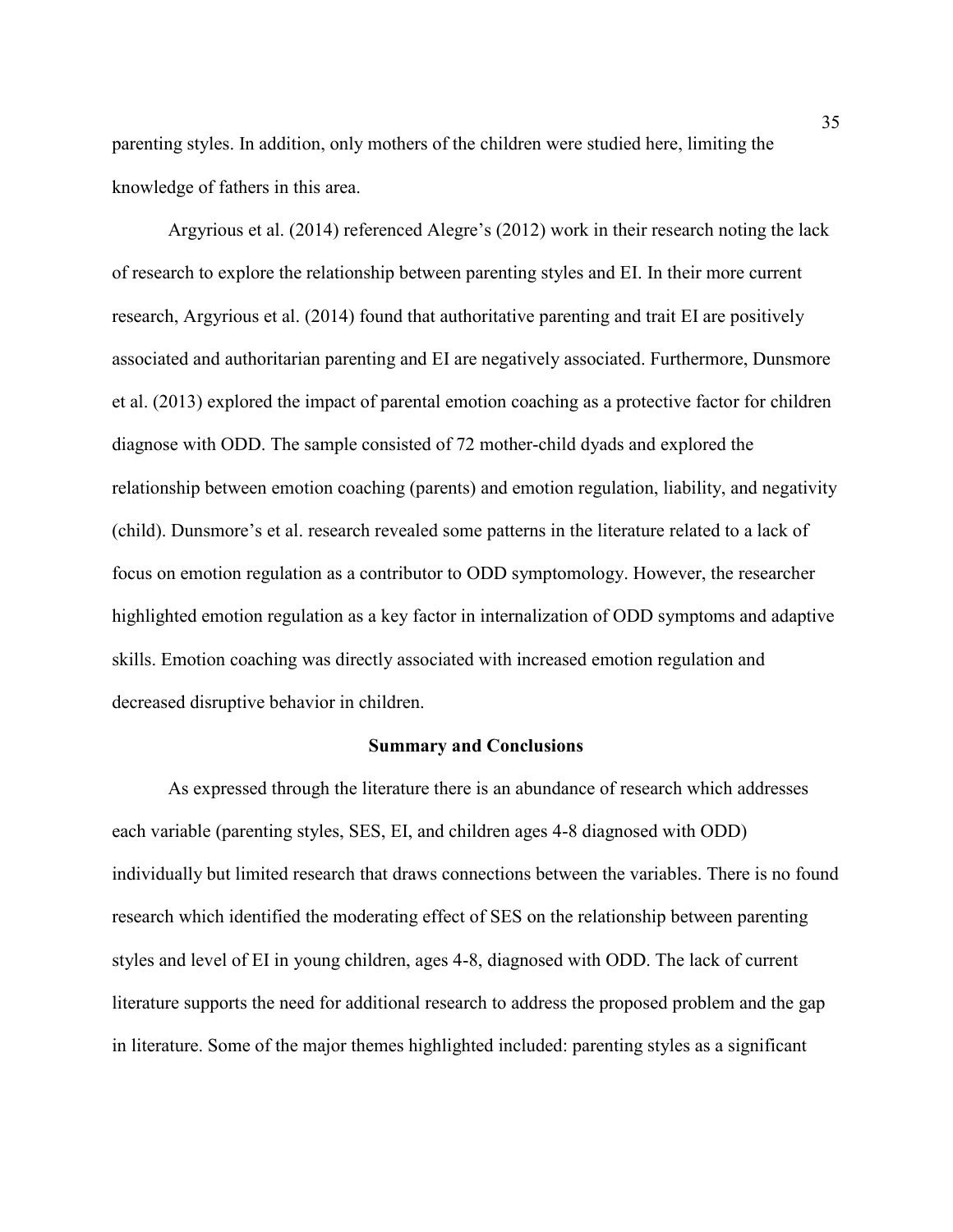parenting styles. In addition, only mothers of the children were studied here, limiting the knowledge of fathers in this area.

Argyrious et al. (2014) referenced Alegre's (2012) work in their research noting the lack of research to explore the relationship between parenting styles and EI. In their more current research, Argyrious et al. (2014) found that authoritative parenting and trait EI are positively associated and authoritarian parenting and EI are negatively associated. Furthermore, Dunsmore et al. (2013) explored the impact of parental emotion coaching as a protective factor for children diagnose with ODD. The sample consisted of 72 mother-child dyads and explored the relationship between emotion coaching (parents) and emotion regulation, liability, and negativity (child). Dunsmore's et al. research revealed some patterns in the literature related to a lack of focus on emotion regulation as a contributor to ODD symptomology. However, the researcher highlighted emotion regulation as a key factor in internalization of ODD symptoms and adaptive skills. Emotion coaching was directly associated with increased emotion regulation and decreased disruptive behavior in children.

## Summary and Conclusions

As expressed through the literature there is an abundance of research which addresses each variable (parenting styles, SES, EI, and children ages 4-8 diagnosed with ODD) individually but limited research that draws connections between the variables. There is no found research which identified the moderating effect of SES on the relationship between parenting styles and level of EI in young children, ages 4-8, diagnosed with ODD. The lack of current literature supports the need for additional research to address the proposed problem and the gap in literature. Some of the major themes highlighted included: parenting styles as a significant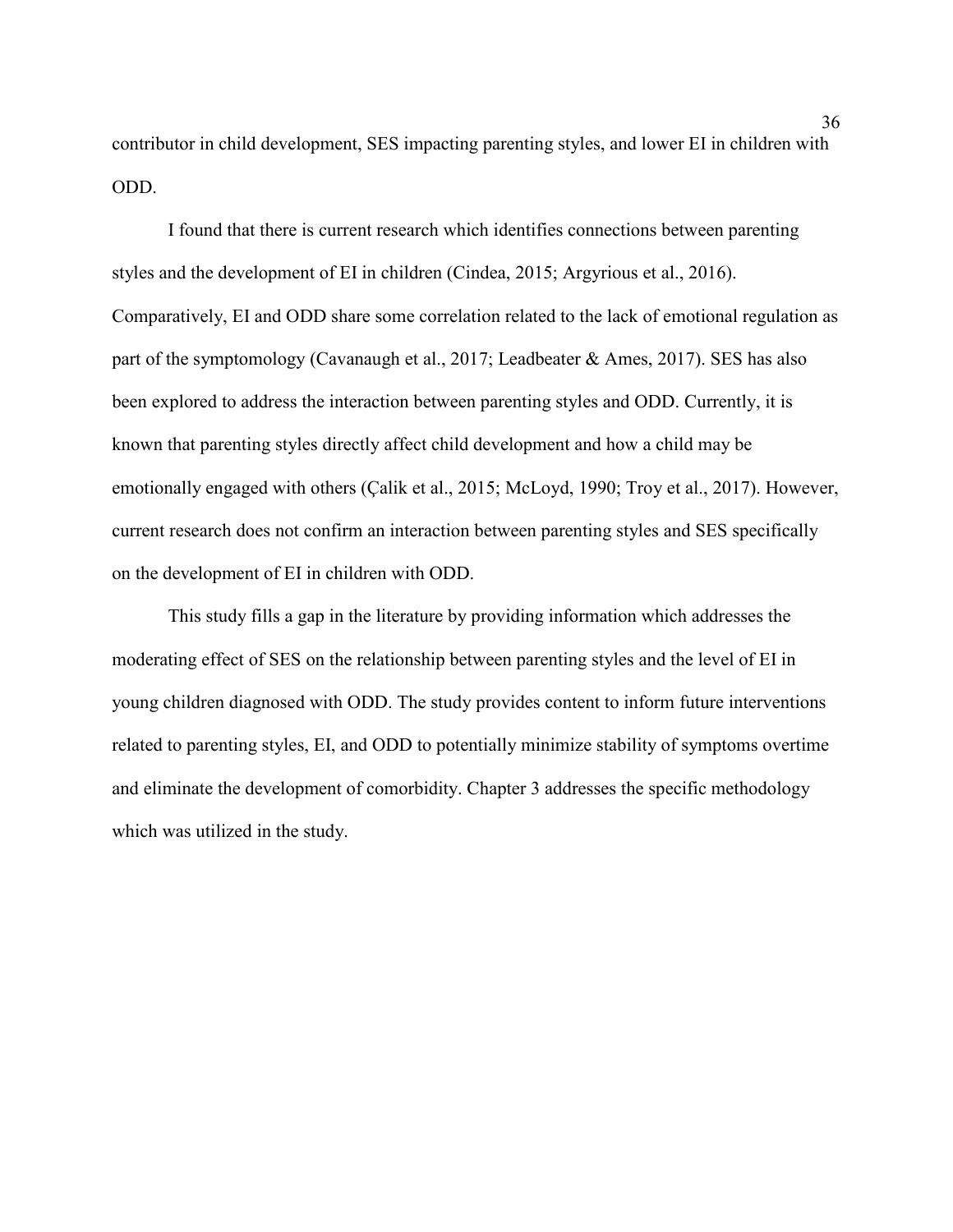contributor in child development, SES impacting parenting styles, and lower EI in children with ODD.

I found that there is current research which identifies connections between parenting styles and the development of EI in children (Cindea, 2015; Argyrious et al., 2016). Comparatively, EI and ODD share some correlation related to the lack of emotional regulation as part of the symptomology (Cavanaugh et al., 2017; Leadbeater & Ames, 2017). SES has also been explored to address the interaction between parenting styles and ODD. Currently, it is known that parenting styles directly affect child development and how a child may be emotionally engaged with others (Çalik et al., 2015; McLoyd, 1990; Troy et al., 2017). However, current research does not confirm an interaction between parenting styles and SES specifically on the development of EI in children with ODD.

This study fills a gap in the literature by providing information which addresses the moderating effect of SES on the relationship between parenting styles and the level of EI in young children diagnosed with ODD. The study provides content to inform future interventions related to parenting styles, EI, and ODD to potentially minimize stability of symptoms overtime and eliminate the development of comorbidity. Chapter 3 addresses the specific methodology which was utilized in the study.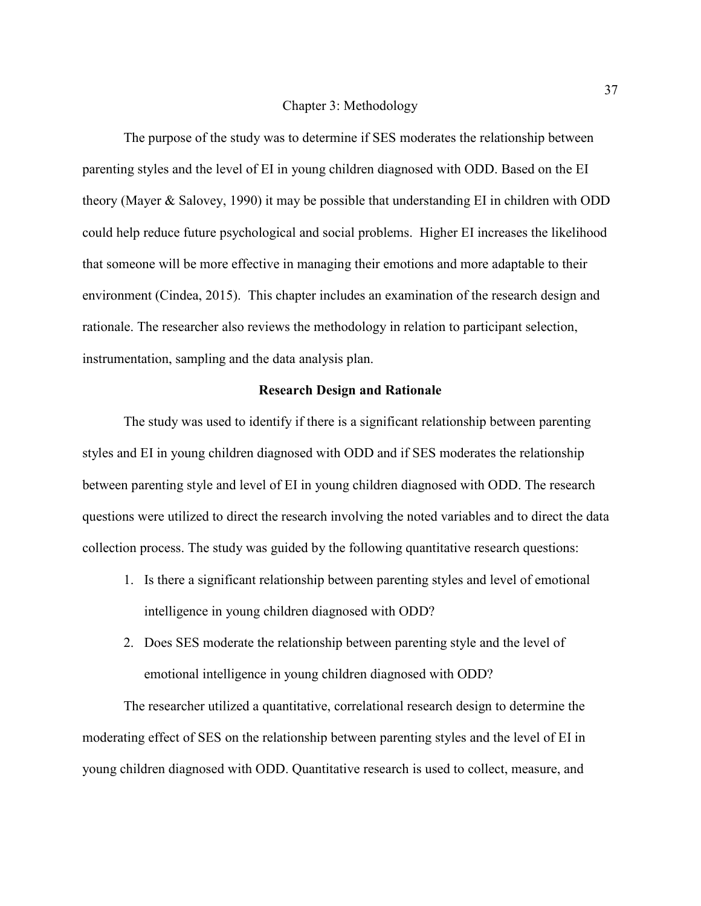# Chapter 3: Methodology

The purpose of the study was to determine if SES moderates the relationship between parenting styles and the level of EI in young children diagnosed with ODD. Based on the EI theory (Mayer & Salovey, 1990) it may be possible that understanding EI in children with ODD could help reduce future psychological and social problems. Higher EI increases the likelihood that someone will be more effective in managing their emotions and more adaptable to their environment (Cindea, 2015). This chapter includes an examination of the research design and rationale. The researcher also reviews the methodology in relation to participant selection, instrumentation, sampling and the data analysis plan.

## Research Design and Rationale

The study was used to identify if there is a significant relationship between parenting styles and EI in young children diagnosed with ODD and if SES moderates the relationship between parenting style and level of EI in young children diagnosed with ODD. The research questions were utilized to direct the research involving the noted variables and to direct the data collection process. The study was guided by the following quantitative research questions:

1. Is there a significant relationship between parenting styles and level of emotional intelligence in young children diagnosed with ODD?
2. Does SES moderate the relationship between parenting style and the level of emotional intelligence in young children diagnosed with ODD?

The researcher utilized a quantitative, correlational research design to determine the moderating effect of SES on the relationship between parenting styles and the level of EI in young children diagnosed with ODD. Quantitative research is used to collect, measure, and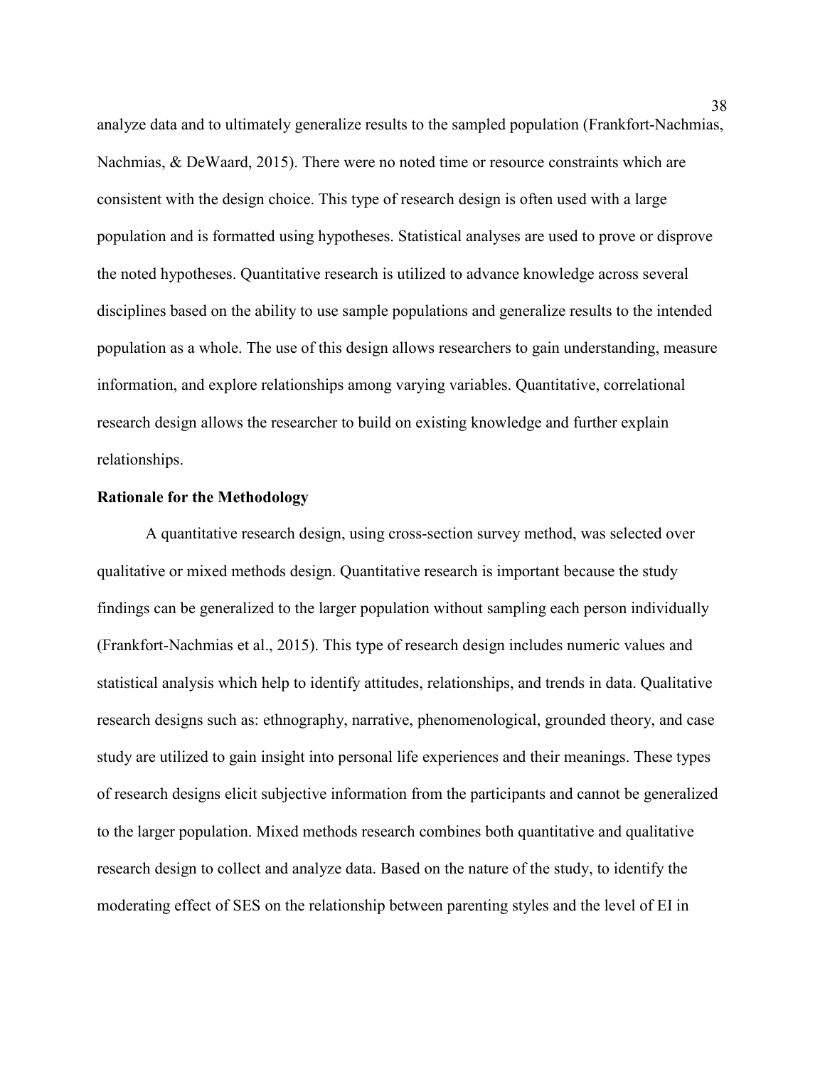analyze data and to ultimately generalize results to the sampled population (Frankfort-Nachmias, Nachmias, & DeWaard, 2015). There were no noted time or resource constraints which are consistent with the design choice. This type of research design is often used with a large population and is formatted using hypotheses. Statistical analyses are used to prove or disprove the noted hypotheses. Quantitative research is utilized to advance knowledge across several disciplines based on the ability to use sample populations and generalize results to the intended population as a whole. The use of this design allows researchers to gain understanding, measure information, and explore relationships among varying variables. Quantitative, correlational research design allows the researcher to build on existing knowledge and further explain relationships.

## Rationale for the Methodology

A quantitative research design, using cross-section survey method, was selected over qualitative or mixed methods design. Quantitative research is important because the study findings can be generalized to the larger population without sampling each person individually (Frankfort-Nachmias et al., 2015). This type of research design includes numeric values and statistical analysis which help to identify attitudes, relationships, and trends in data. Qualitative research designs such as: ethnography, narrative, phenomenological, grounded theory, and case study are utilized to gain insight into personal life experiences and their meanings. These types of research designs elicit subjective information from the participants and cannot be generalized to the larger population. Mixed methods research combines both quantitative and qualitative research design to collect and analyze data. Based on the nature of the study, to identify the moderating effect of SES on the relationship between parenting styles and the level of EI in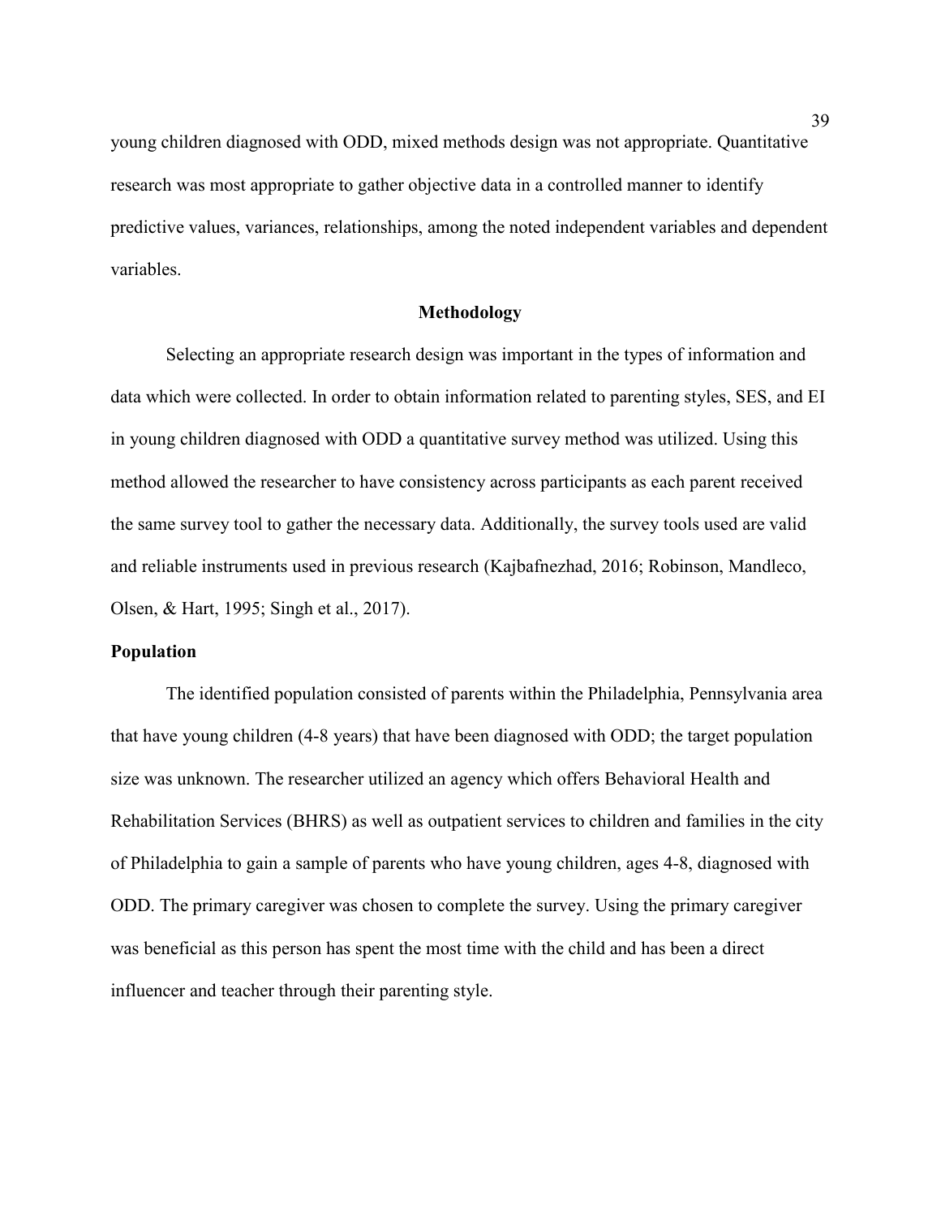young children diagnosed with ODD, mixed methods design was not appropriate. Quantitative research was most appropriate to gather objective data in a controlled manner to identify predictive values, variances, relationships, among the noted independent variables and dependent variables.

## Methodology

Selecting an appropriate research design was important in the types of information and data which were collected. In order to obtain information related to parenting styles, SES, and EI in young children diagnosed with ODD a quantitative survey method was utilized. Using this method allowed the researcher to have consistency across participants as each parent received the same survey tool to gather the necessary data. Additionally, the survey tools used are valid and reliable instruments used in previous research (Kajbafnezhad, 2016; Robinson, Mandleco, Olsen, & Hart, 1995; Singh et al., 2017).

### Population

The identified population consisted of parents within the Philadelphia, Pennsylvania area that have young children (4-8 years) that have been diagnosed with ODD; the target population size was unknown. The researcher utilized an agency which offers Behavioral Health and Rehabilitation Services (BHRS) as well as outpatient services to children and families in the city of Philadelphia to gain a sample of parents who have young children, ages 4-8, diagnosed with ODD. The primary caregiver was chosen to complete the survey. Using the primary caregiver was beneficial as this person has spent the most time with the child and has been a direct influencer and teacher through their parenting style.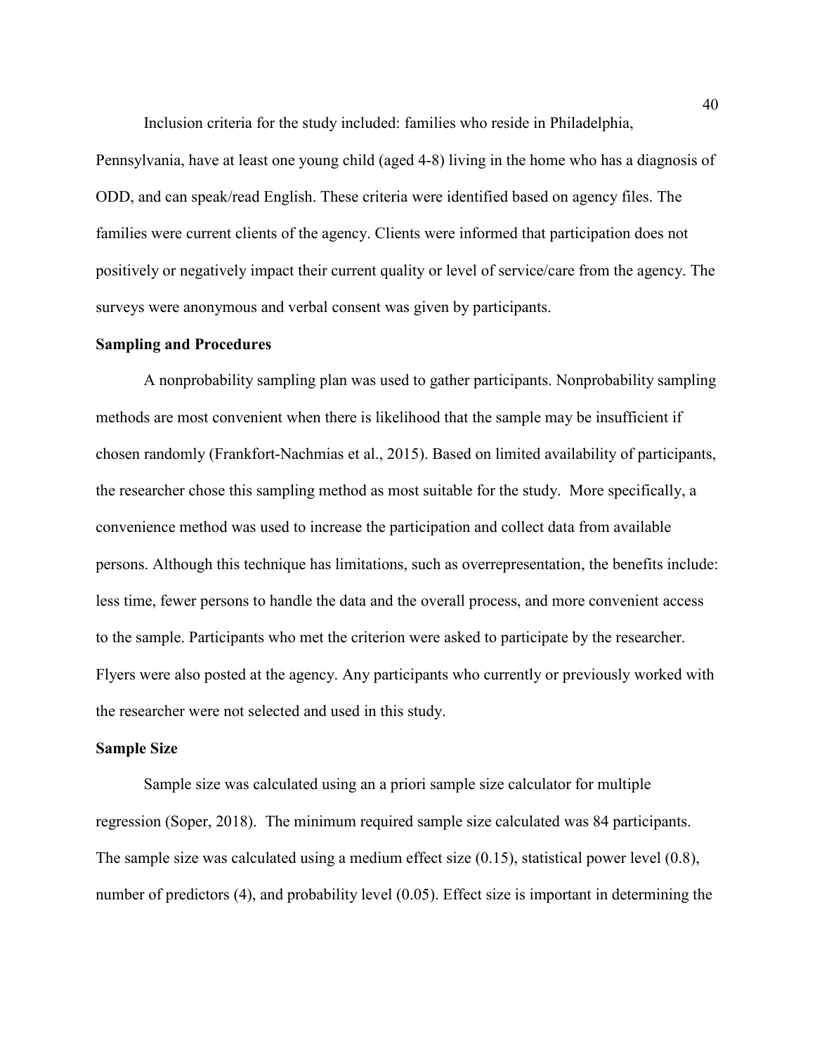Inclusion criteria for the study included: families who reside in Philadelphia, Pennsylvania, have at least one young child (aged 4-8) living in the home who has a diagnosis of ODD, and can speak/read English. These criteria were identified based on agency files. The families were current clients of the agency. Clients were informed that participation does not positively or negatively impact their current quality or level of service/care from the agency. The surveys were anonymous and verbal consent was given by participants.

## Sampling and Procedures

A nonprobability sampling plan was used to gather participants. Nonprobability sampling methods are most convenient when there is likelihood that the sample may be insufficient if chosen randomly (Frankfort-Nachmias et al., 2015). Based on limited availability of participants, the researcher chose this sampling method as most suitable for the study. More specifically, a convenience method was used to increase the participation and collect data from available persons. Although this technique has limitations, such as overrepresentation, the benefits include: less time, fewer persons to handle the data and the overall process, and more convenient access to the sample. Participants who met the criterion were asked to participate by the researcher. Flyers were also posted at the agency. Any participants who currently or previously worked with the researcher were not selected and used in this study.

## Sample Size

Sample size was calculated using an a priori sample size calculator for multiple regression (Soper, 2018). The minimum required sample size calculated was 84 participants. The sample size was calculated using a medium effect size (0.15), statistical power level (0.8), number of predictors (4), and probability level (0.05). Effect size is important in determining the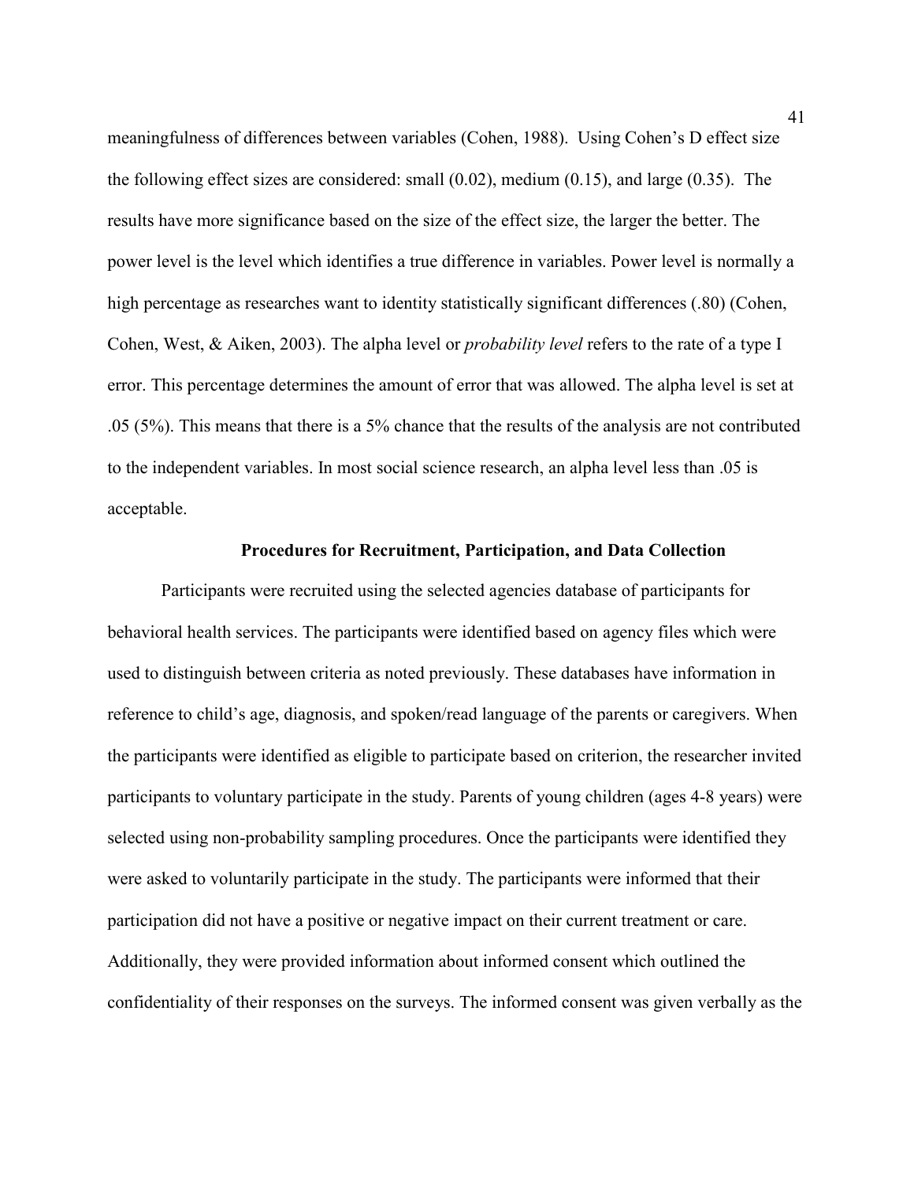meaningfulness of differences between variables (Cohen, 1988). Using Cohen's D effect size the following effect sizes are considered: small (0.02), medium (0.15), and large (0.35). The results have more significance based on the size of the effect size, the larger the better. The power level is the level which identifies a true difference in variables. Power level is normally a high percentage as researches want to identity statistically significant differences (.80) (Cohen, Cohen, West, & Aiken, 2003). The alpha level or *probability level* refers to the rate of a type I error. This percentage determines the amount of error that was allowed. The alpha level is set at .05 (5%). This means that there is a 5% chance that the results of the analysis are not contributed to the independent variables. In most social science research, an alpha level less than .05 is acceptable.

## Procedures for Recruitment, Participation, and Data Collection

Participants were recruited using the selected agencies database of participants for behavioral health services. The participants were identified based on agency files which were used to distinguish between criteria as noted previously. These databases have information in reference to child's age, diagnosis, and spoken/read language of the parents or caregivers. When the participants were identified as eligible to participate based on criterion, the researcher invited participants to voluntary participate in the study. Parents of young children (ages 4-8 years) were selected using non-probability sampling procedures. Once the participants were identified they were asked to voluntarily participate in the study. The participants were informed that their participation did not have a positive or negative impact on their current treatment or care. Additionally, they were provided information about informed consent which outlined the confidentiality of their responses on the surveys. The informed consent was given verbally as the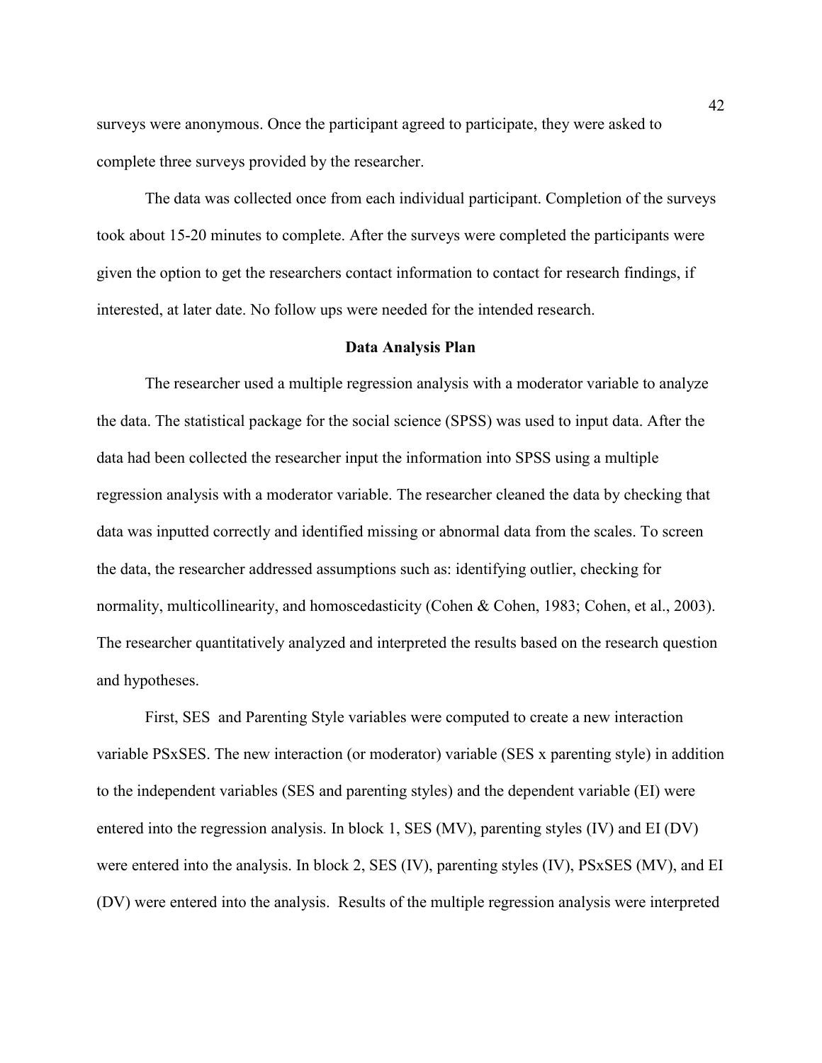surveys were anonymous. Once the participant agreed to participate, they were asked to complete three surveys provided by the researcher.

The data was collected once from each individual participant. Completion of the surveys took about 15-20 minutes to complete. After the surveys were completed the participants were given the option to get the researchers contact information to contact for research findings, if interested, at later date. No follow ups were needed for the intended research.

## Data Analysis Plan

The researcher used a multiple regression analysis with a moderator variable to analyze the data. The statistical package for the social science (SPSS) was used to input data. After the data had been collected the researcher input the information into SPSS using a multiple regression analysis with a moderator variable. The researcher cleaned the data by checking that data was inputted correctly and identified missing or abnormal data from the scales. To screen the data, the researcher addressed assumptions such as: identifying outlier, checking for normality, multicollinearity, and homoscedasticity (Cohen & Cohen, 1983; Cohen, et al., 2003). The researcher quantitatively analyzed and interpreted the results based on the research question and hypotheses.

First, SES and Parenting Style variables were computed to create a new interaction variable PSxSES. The new interaction (or moderator) variable (SES x parenting style) in addition to the independent variables (SES and parenting styles) and the dependent variable (EI) were entered into the regression analysis. In block 1, SES (MV), parenting styles (IV) and EI (DV) were entered into the analysis. In block 2, SES (IV), parenting styles (IV), PSxSES (MV), and EI (DV) were entered into the analysis. Results of the multiple regression analysis were interpreted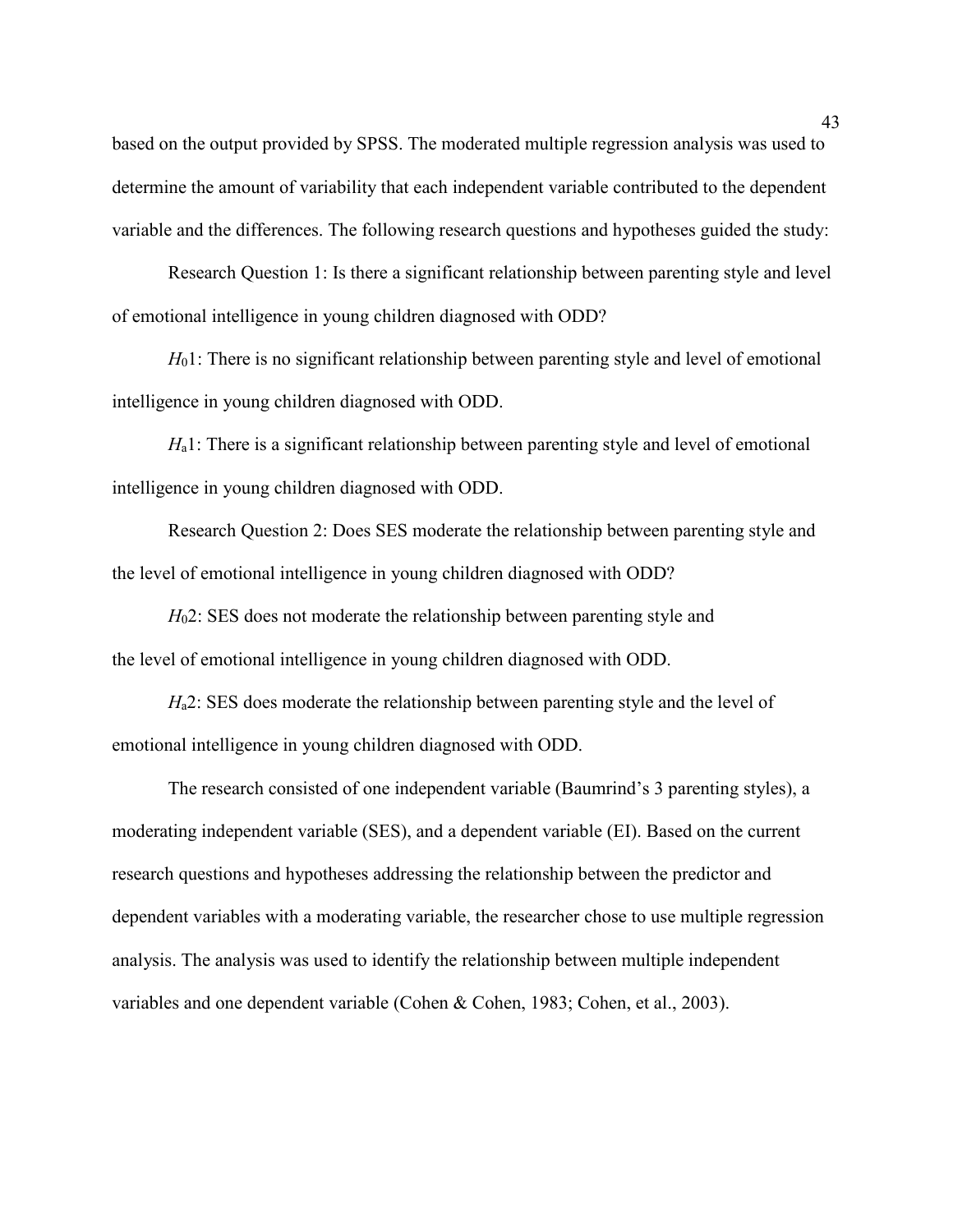based on the output provided by SPSS. The moderated multiple regression analysis was used to determine the amount of variability that each independent variable contributed to the dependent variable and the differences. The following research questions and hypotheses guided the study:

Research Question 1: Is there a significant relationship between parenting style and level of emotional intelligence in young children diagnosed with ODD?

$H_0$1: There is no significant relationship between parenting style and level of emotional intelligence in young children diagnosed with ODD.

$H_a$1: There is a significant relationship between parenting style and level of emotional intelligence in young children diagnosed with ODD.

Research Question 2: Does SES moderate the relationship between parenting style and the level of emotional intelligence in young children diagnosed with ODD?

$H_0$2: SES does not moderate the relationship between parenting style and the level of emotional intelligence in young children diagnosed with ODD.

$H_a$2: SES does moderate the relationship between parenting style and the level of emotional intelligence in young children diagnosed with ODD.

The research consisted of one independent variable (Baumrind's 3 parenting styles), a moderating independent variable (SES), and a dependent variable (EI). Based on the current research questions and hypotheses addressing the relationship between the predictor and dependent variables with a moderating variable, the researcher chose to use multiple regression analysis. The analysis was used to identify the relationship between multiple independent variables and one dependent variable (Cohen & Cohen, 1983; Cohen, et al., 2003).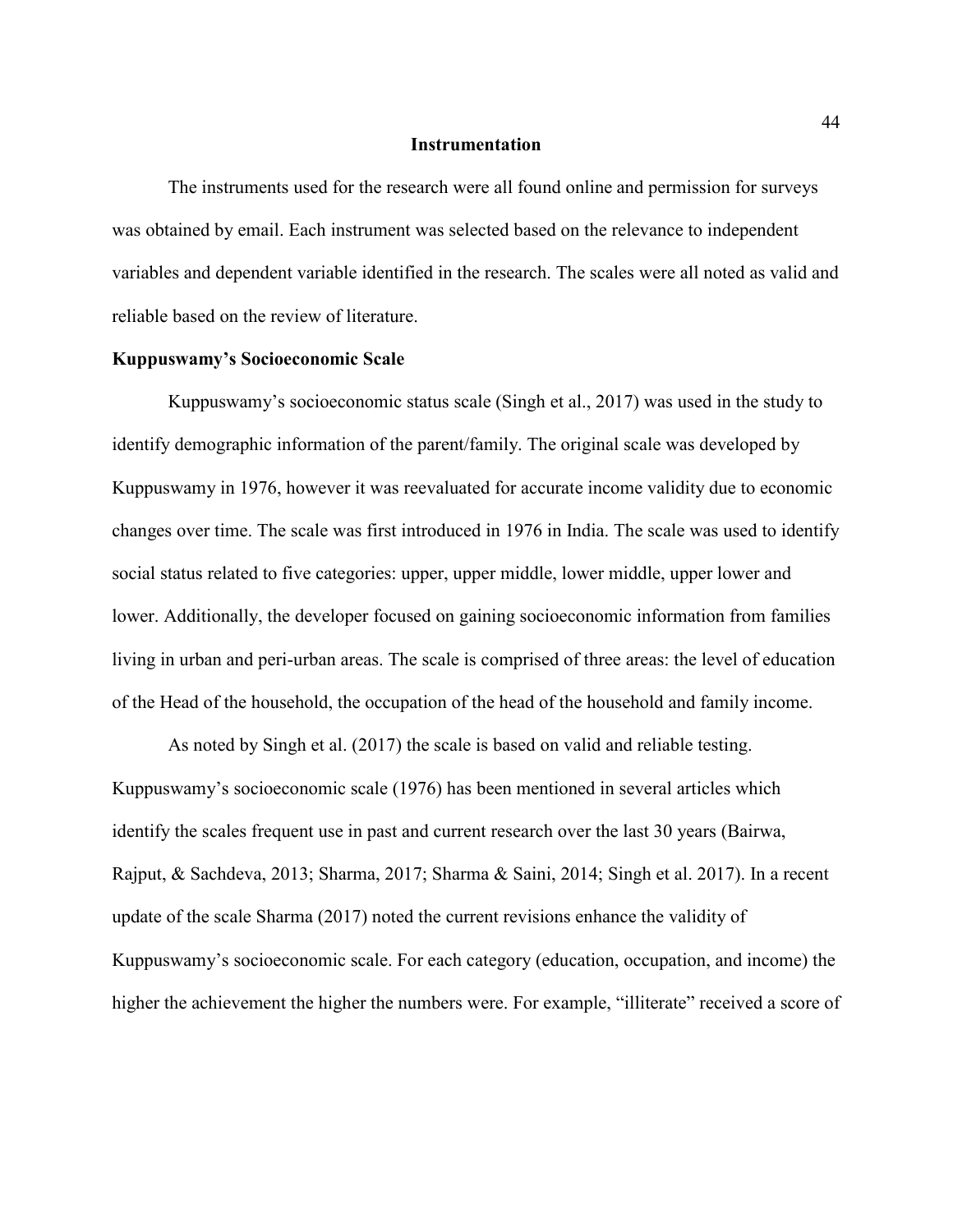# Instrumentation

The instruments used for the research were all found online and permission for surveys was obtained by email. Each instrument was selected based on the relevance to independent variables and dependent variable identified in the research. The scales were all noted as valid and reliable based on the review of literature.

## Kuppuswamy's Socioeconomic Scale

Kuppuswamy's socioeconomic status scale (Singh et al., 2017) was used in the study to identify demographic information of the parent/family. The original scale was developed by Kuppuswamy in 1976, however it was reevaluated for accurate income validity due to economic changes over time. The scale was first introduced in 1976 in India. The scale was used to identify social status related to five categories: upper, upper middle, lower middle, upper lower and lower. Additionally, the developer focused on gaining socioeconomic information from families living in urban and peri-urban areas. The scale is comprised of three areas: the level of education of the Head of the household, the occupation of the head of the household and family income.

As noted by Singh et al. (2017) the scale is based on valid and reliable testing. Kuppuswamy's socioeconomic scale (1976) has been mentioned in several articles which identify the scales frequent use in past and current research over the last 30 years (Bairwa, Rajput, & Sachdeva, 2013; Sharma, 2017; Sharma & Saini, 2014; Singh et al. 2017). In a recent update of the scale Sharma (2017) noted the current revisions enhance the validity of Kuppuswamy's socioeconomic scale. For each category (education, occupation, and income) the higher the achievement the higher the numbers were. For example, "illiterate" received a score of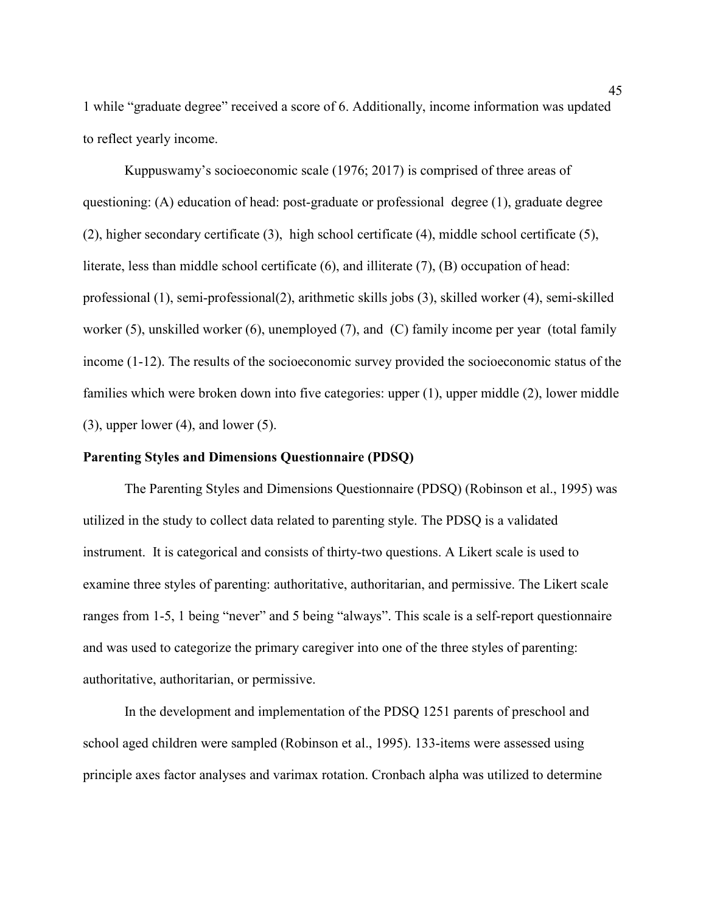1 while "graduate degree" received a score of 6. Additionally, income information was updated to reflect yearly income.

Kuppuswamy's socioeconomic scale (1976; 2017) is comprised of three areas of questioning: (A) education of head: post-graduate or professional degree (1), graduate degree (2), higher secondary certificate (3), high school certificate (4), middle school certificate (5), literate, less than middle school certificate (6), and illiterate (7), (B) occupation of head: professional (1), semi-professional(2), arithmetic skills jobs (3), skilled worker (4), semi-skilled worker (5), unskilled worker (6), unemployed (7), and (C) family income per year (total family income (1-12). The results of the socioeconomic survey provided the socioeconomic status of the families which were broken down into five categories: upper (1), upper middle (2), lower middle (3), upper lower (4), and lower (5).

**Parenting Styles and Dimensions Questionnaire (PDSQ)**

The Parenting Styles and Dimensions Questionnaire (PDSQ) (Robinson et al., 1995) was utilized in the study to collect data related to parenting style. The PDSQ is a validated instrument. It is categorical and consists of thirty-two questions. A Likert scale is used to examine three styles of parenting: authoritative, authoritarian, and permissive. The Likert scale ranges from 1-5, 1 being "never" and 5 being "always". This scale is a self-report questionnaire and was used to categorize the primary caregiver into one of the three styles of parenting: authoritative, authoritarian, or permissive.

In the development and implementation of the PDSQ 1251 parents of preschool and school aged children were sampled (Robinson et al., 1995). 133-items were assessed using principle axes factor analyses and varimax rotation. Cronbach alpha was utilized to determine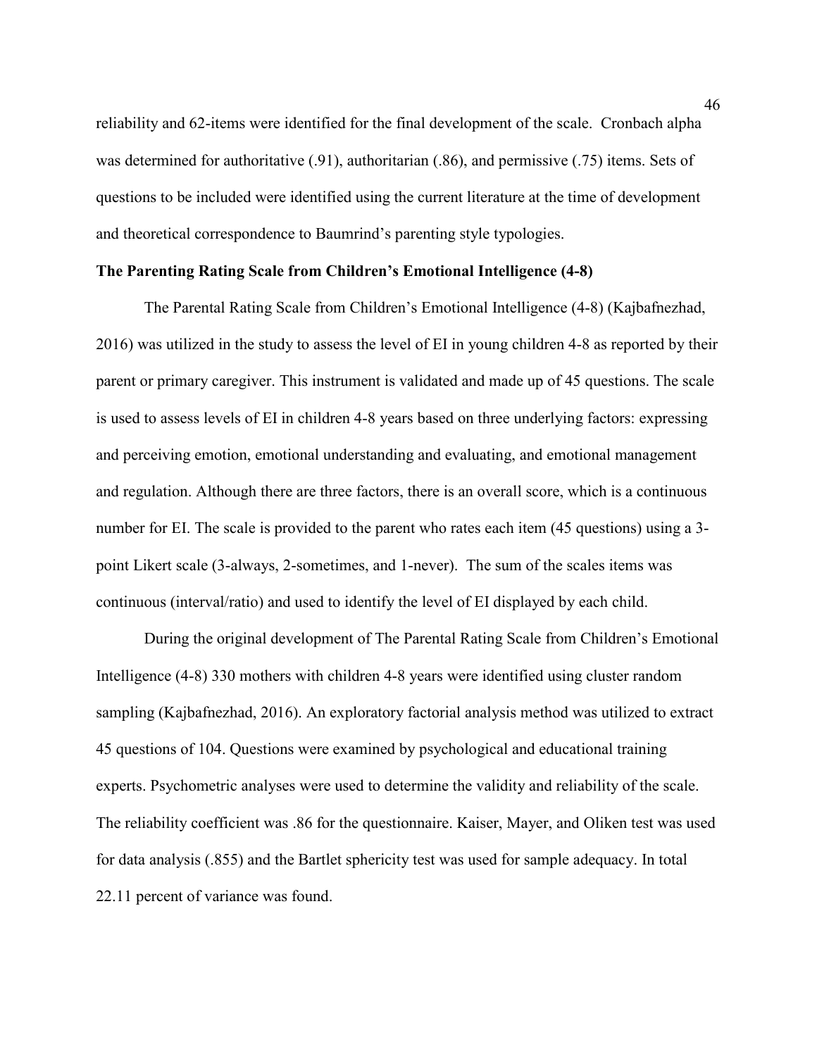reliability and 62-items were identified for the final development of the scale. Cronbach alpha was determined for authoritative (.91), authoritarian (.86), and permissive (.75) items. Sets of questions to be included were identified using the current literature at the time of development and theoretical correspondence to Baumrind's parenting style typologies.

**The Parenting Rating Scale from Children's Emotional Intelligence (4-8)**

The Parental Rating Scale from Children's Emotional Intelligence (4-8) (Kajbafnezhad, 2016) was utilized in the study to assess the level of EI in young children 4-8 as reported by their parent or primary caregiver. This instrument is validated and made up of 45 questions. The scale is used to assess levels of EI in children 4-8 years based on three underlying factors: expressing and perceiving emotion, emotional understanding and evaluating, and emotional management and regulation. Although there are three factors, there is an overall score, which is a continuous number for EI. The scale is provided to the parent who rates each item (45 questions) using a 3-point Likert scale (3-always, 2-sometimes, and 1-never). The sum of the scales items was continuous (interval/ratio) and used to identify the level of EI displayed by each child.

During the original development of The Parental Rating Scale from Children's Emotional Intelligence (4-8) 330 mothers with children 4-8 years were identified using cluster random sampling (Kajbafnezhad, 2016). An exploratory factorial analysis method was utilized to extract 45 questions of 104. Questions were examined by psychological and educational training experts. Psychometric analyses were used to determine the validity and reliability of the scale. The reliability coefficient was .86 for the questionnaire. Kaiser, Mayer, and Oliken test was used for data analysis (.855) and the Bartlet sphericity test was used for sample adequacy. In total 22.11 percent of variance was found.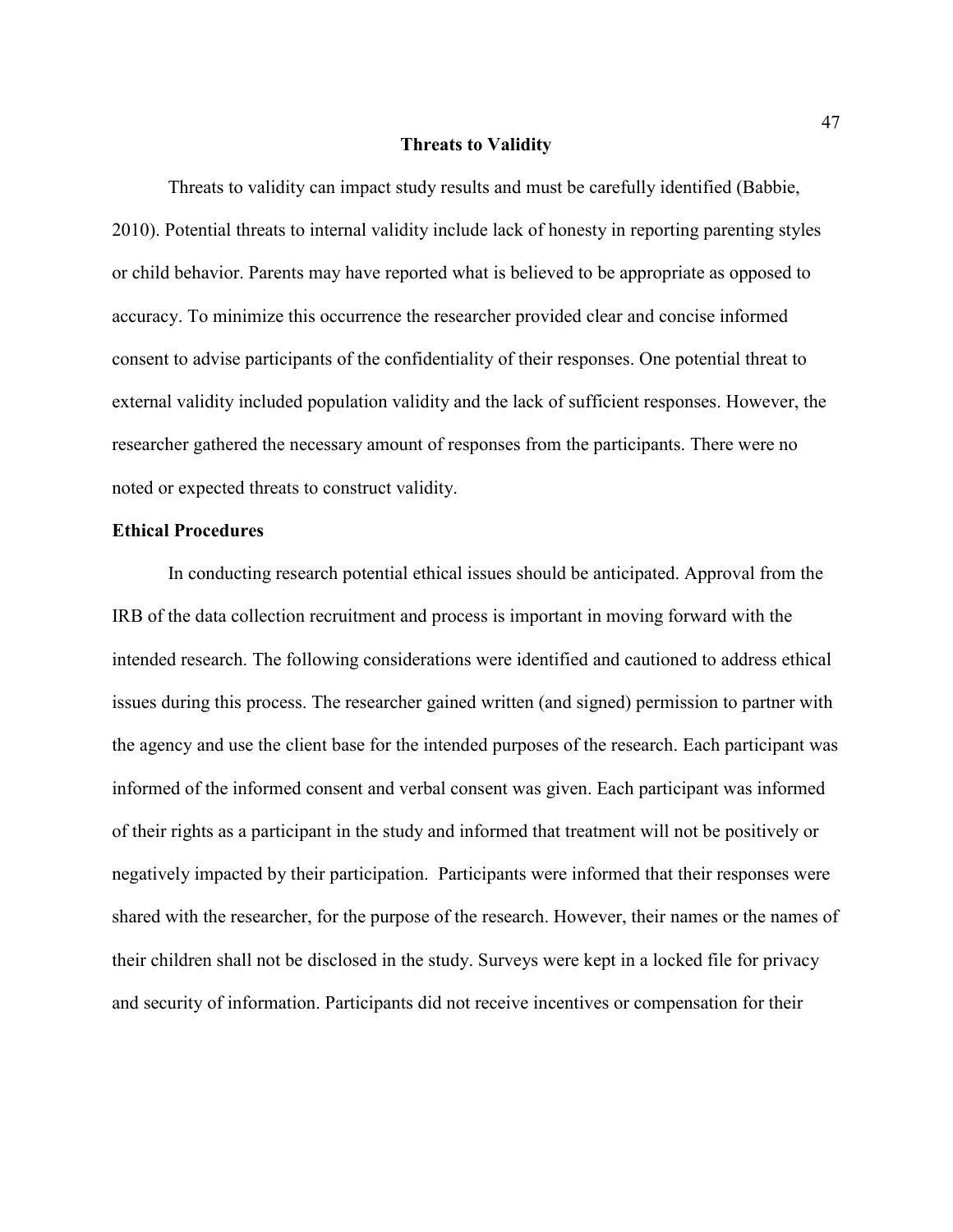## Threats to Validity

Threats to validity can impact study results and must be carefully identified (Babbie, 2010). Potential threats to internal validity include lack of honesty in reporting parenting styles or child behavior. Parents may have reported what is believed to be appropriate as opposed to accuracy. To minimize this occurrence the researcher provided clear and concise informed consent to advise participants of the confidentiality of their responses. One potential threat to external validity included population validity and the lack of sufficient responses. However, the researcher gathered the necessary amount of responses from the participants. There were no noted or expected threats to construct validity.

### Ethical Procedures

In conducting research potential ethical issues should be anticipated. Approval from the IRB of the data collection recruitment and process is important in moving forward with the intended research. The following considerations were identified and cautioned to address ethical issues during this process. The researcher gained written (and signed) permission to partner with the agency and use the client base for the intended purposes of the research. Each participant was informed of the informed consent and verbal consent was given. Each participant was informed of their rights as a participant in the study and informed that treatment will not be positively or negatively impacted by their participation. Participants were informed that their responses were shared with the researcher, for the purpose of the research. However, their names or the names of their children shall not be disclosed in the study. Surveys were kept in a locked file for privacy and security of information. Participants did not receive incentives or compensation for their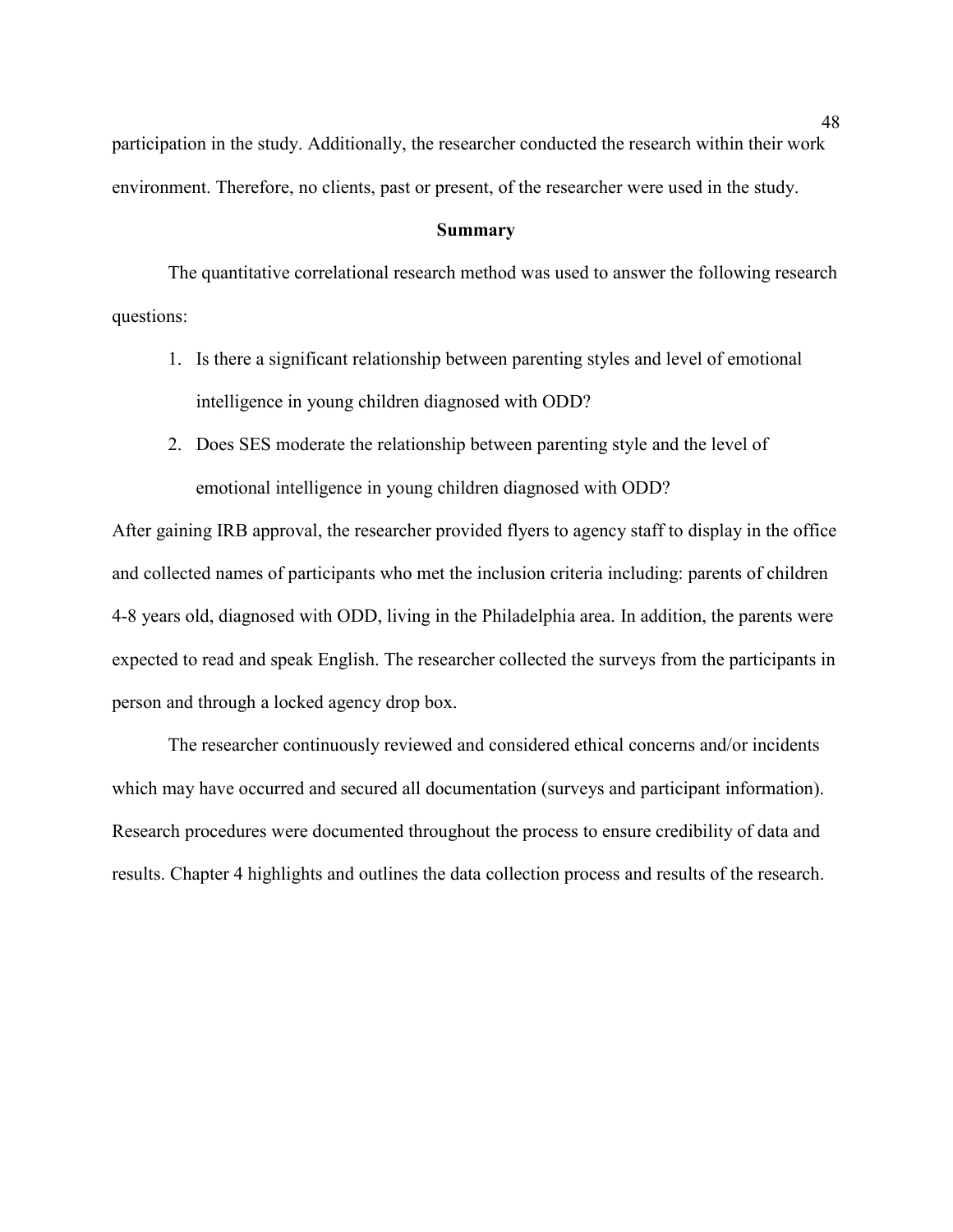participation in the study. Additionally, the researcher conducted the research within their work environment. Therefore, no clients, past or present, of the researcher were used in the study.

## Summary

The quantitative correlational research method was used to answer the following research questions:

1. Is there a significant relationship between parenting styles and level of emotional intelligence in young children diagnosed with ODD?
2. Does SES moderate the relationship between parenting style and the level of emotional intelligence in young children diagnosed with ODD?

After gaining IRB approval, the researcher provided flyers to agency staff to display in the office and collected names of participants who met the inclusion criteria including: parents of children 4-8 years old, diagnosed with ODD, living in the Philadelphia area. In addition, the parents were expected to read and speak English. The researcher collected the surveys from the participants in person and through a locked agency drop box.

The researcher continuously reviewed and considered ethical concerns and/or incidents which may have occurred and secured all documentation (surveys and participant information). Research procedures were documented throughout the process to ensure credibility of data and results. Chapter 4 highlights and outlines the data collection process and results of the research.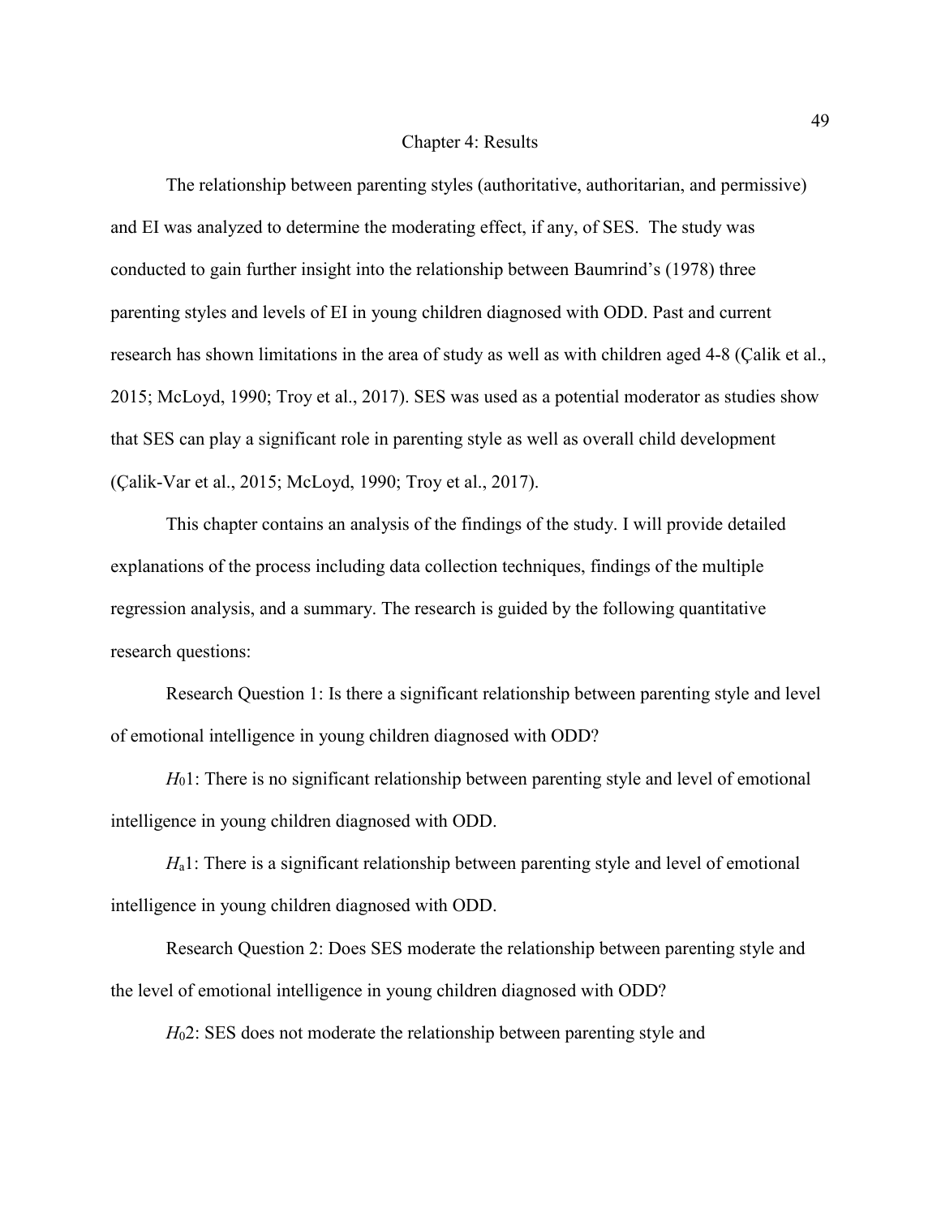# Chapter 4: Results

The relationship between parenting styles (authoritative, authoritarian, and permissive) and EI was analyzed to determine the moderating effect, if any, of SES. The study was conducted to gain further insight into the relationship between Baumrind's (1978) three parenting styles and levels of EI in young children diagnosed with ODD. Past and current research has shown limitations in the area of study as well as with children aged 4-8 (Çalik et al., 2015; McLoyd, 1990; Troy et al., 2017). SES was used as a potential moderator as studies show that SES can play a significant role in parenting style as well as overall child development (Çalik-Var et al., 2015; McLoyd, 1990; Troy et al., 2017).

This chapter contains an analysis of the findings of the study. I will provide detailed explanations of the process including data collection techniques, findings of the multiple regression analysis, and a summary. The research is guided by the following quantitative research questions:

Research Question 1: Is there a significant relationship between parenting style and level of emotional intelligence in young children diagnosed with ODD?

$H_0 1$: There is no significant relationship between parenting style and level of emotional intelligence in young children diagnosed with ODD.

$H_a 1$: There is a significant relationship between parenting style and level of emotional intelligence in young children diagnosed with ODD.

Research Question 2: Does SES moderate the relationship between parenting style and the level of emotional intelligence in young children diagnosed with ODD?

$H_0 2$: SES does not moderate the relationship between parenting style and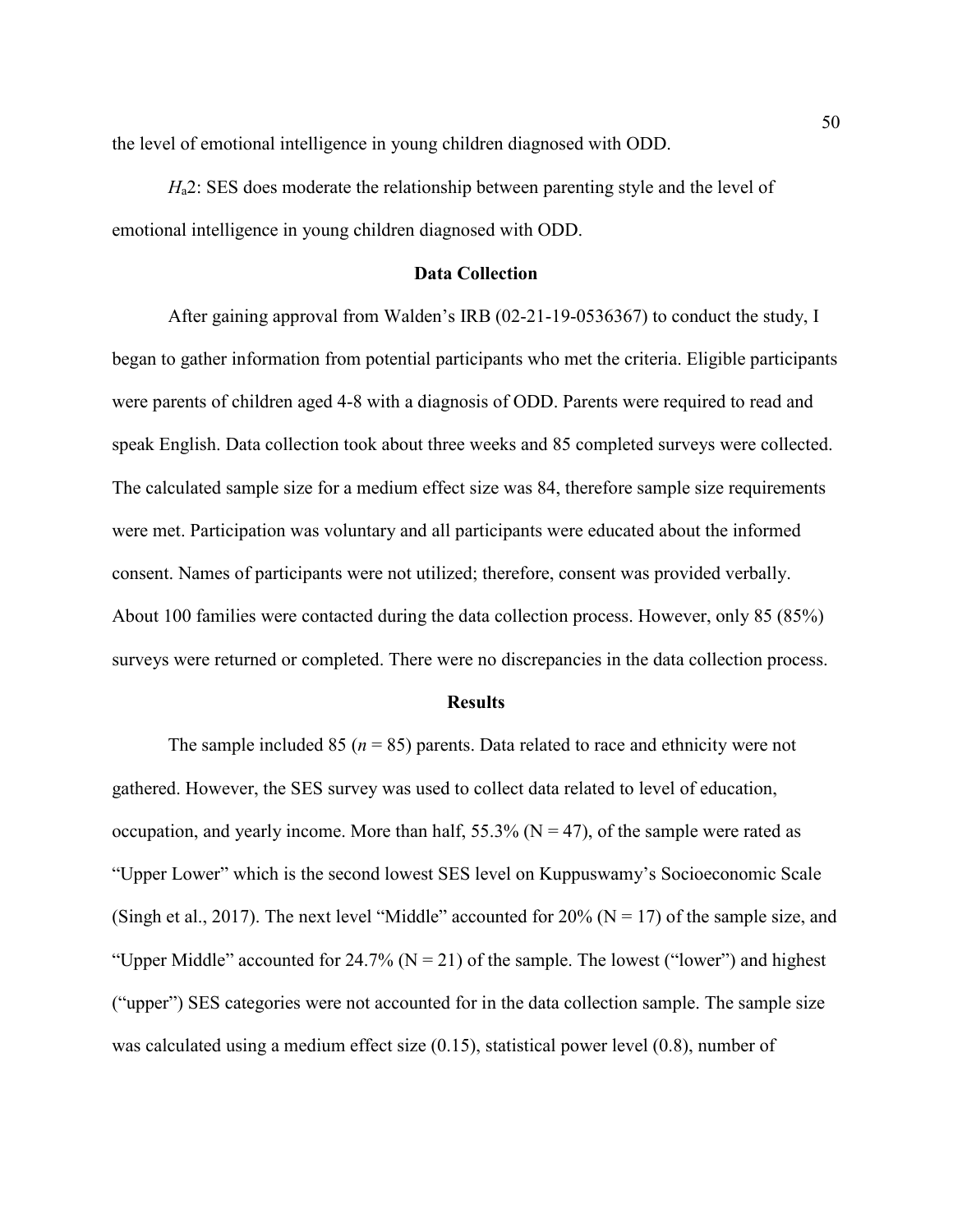the level of emotional intelligence in young children diagnosed with ODD.

*H*$_a$2: SES does moderate the relationship between parenting style and the level of emotional intelligence in young children diagnosed with ODD.

## Data Collection

After gaining approval from Walden's IRB (02-21-19-0536367) to conduct the study, I began to gather information from potential participants who met the criteria. Eligible participants were parents of children aged 4-8 with a diagnosis of ODD. Parents were required to read and speak English. Data collection took about three weeks and 85 completed surveys were collected. The calculated sample size for a medium effect size was 84, therefore sample size requirements were met. Participation was voluntary and all participants were educated about the informed consent. Names of participants were not utilized; therefore, consent was provided verbally. About 100 families were contacted during the data collection process. However, only 85 (85%) surveys were returned or completed. There were no discrepancies in the data collection process.

## Results

The sample included 85 ($n$ = 85) parents. Data related to race and ethnicity were not gathered. However, the SES survey was used to collect data related to level of education, occupation, and yearly income. More than half, 55.3% (N = 47), of the sample were rated as "Upper Lower" which is the second lowest SES level on Kuppuswamy's Socioeconomic Scale (Singh et al., 2017). The next level "Middle" accounted for 20% (N = 17) of the sample size, and "Upper Middle" accounted for 24.7% (N = 21) of the sample. The lowest ("lower") and highest ("upper") SES categories were not accounted for in the data collection sample. The sample size was calculated using a medium effect size (0.15), statistical power level (0.8), number of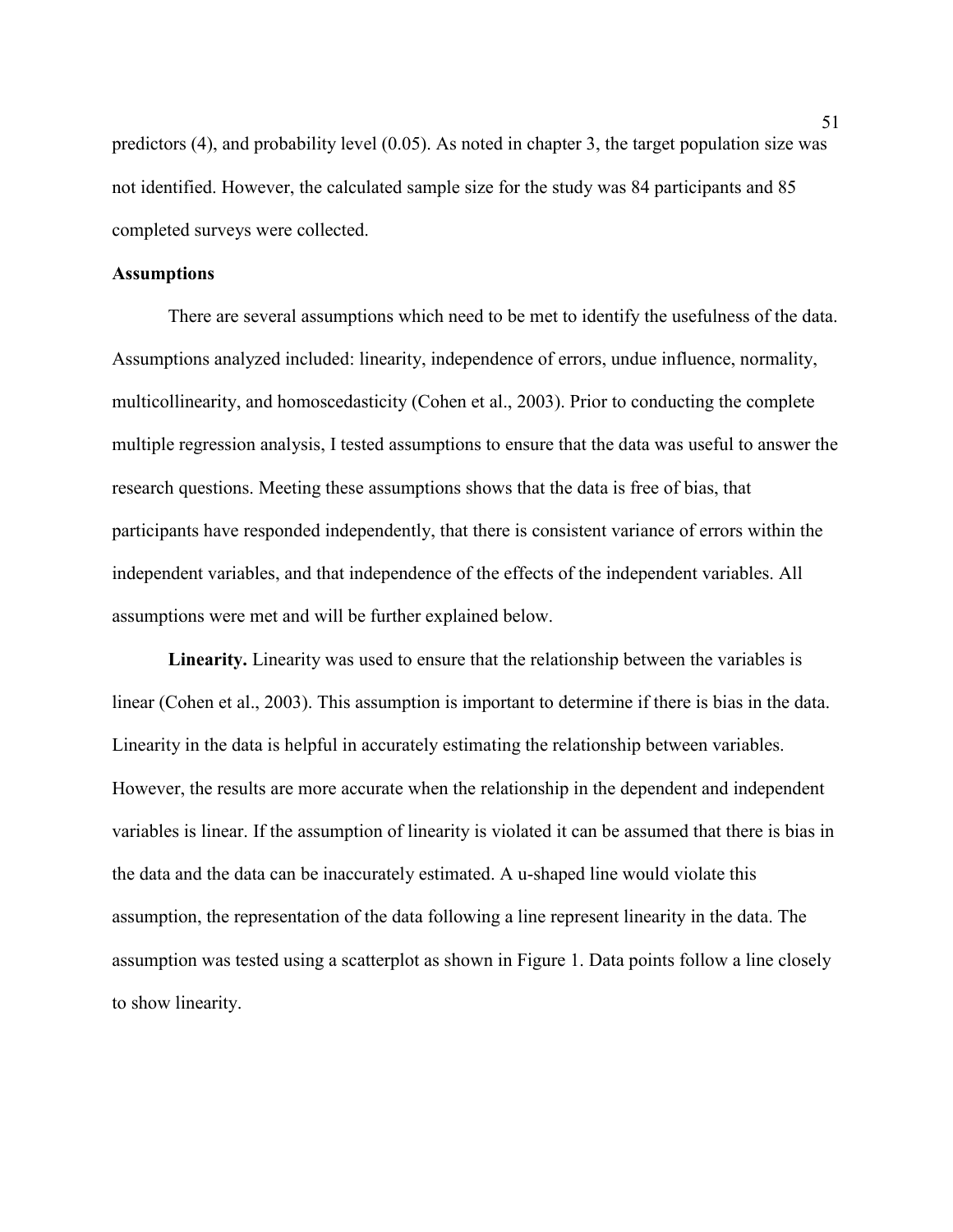predictors (4), and probability level (0.05). As noted in chapter 3, the target population size was not identified. However, the calculated sample size for the study was 84 participants and 85 completed surveys were collected.

## Assumptions

There are several assumptions which need to be met to identify the usefulness of the data. Assumptions analyzed included: linearity, independence of errors, undue influence, normality, multicollinearity, and homoscedasticity (Cohen et al., 2003). Prior to conducting the complete multiple regression analysis, I tested assumptions to ensure that the data was useful to answer the research questions. Meeting these assumptions shows that the data is free of bias, that participants have responded independently, that there is consistent variance of errors within the independent variables, and that independence of the effects of the independent variables. All assumptions were met and will be further explained below.

**Linearity.** Linearity was used to ensure that the relationship between the variables is linear (Cohen et al., 2003). This assumption is important to determine if there is bias in the data. Linearity in the data is helpful in accurately estimating the relationship between variables. However, the results are more accurate when the relationship in the dependent and independent variables is linear. If the assumption of linearity is violated it can be assumed that there is bias in the data and the data can be inaccurately estimated. A u-shaped line would violate this assumption, the representation of the data following a line represent linearity in the data. The assumption was tested using a scatterplot as shown in Figure 1. Data points follow a line closely to show linearity.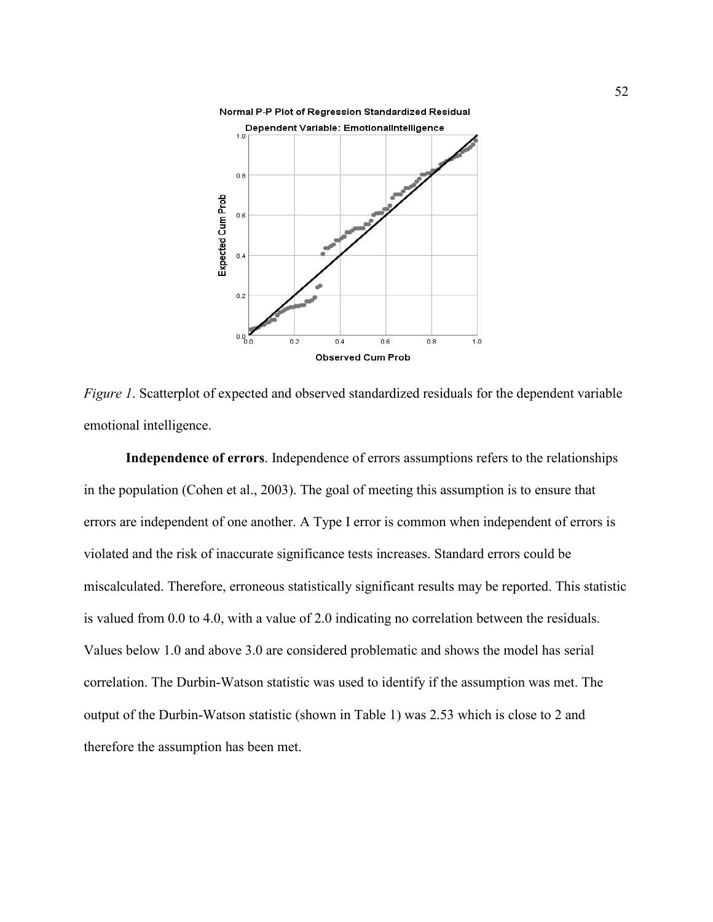*Figure 1*. Scatterplot of expected and observed standardized residuals for the dependent variable emotional intelligence.

**Independence of errors**. Independence of errors assumptions refers to the relationships in the population (Cohen et al., 2003). The goal of meeting this assumption is to ensure that errors are independent of one another. A Type I error is common when independent of errors is violated and the risk of inaccurate significance tests increases. Standard errors could be miscalculated. Therefore, erroneous statistically significant results may be reported. This statistic is valued from 0.0 to 4.0, with a value of 2.0 indicating no correlation between the residuals. Values below 1.0 and above 3.0 are considered problematic and shows the model has serial correlation. The Durbin-Watson statistic was used to identify if the assumption was met. The output of the Durbin-Watson statistic (shown in Table 1) was 2.53 which is close to 2 and therefore the assumption has been met.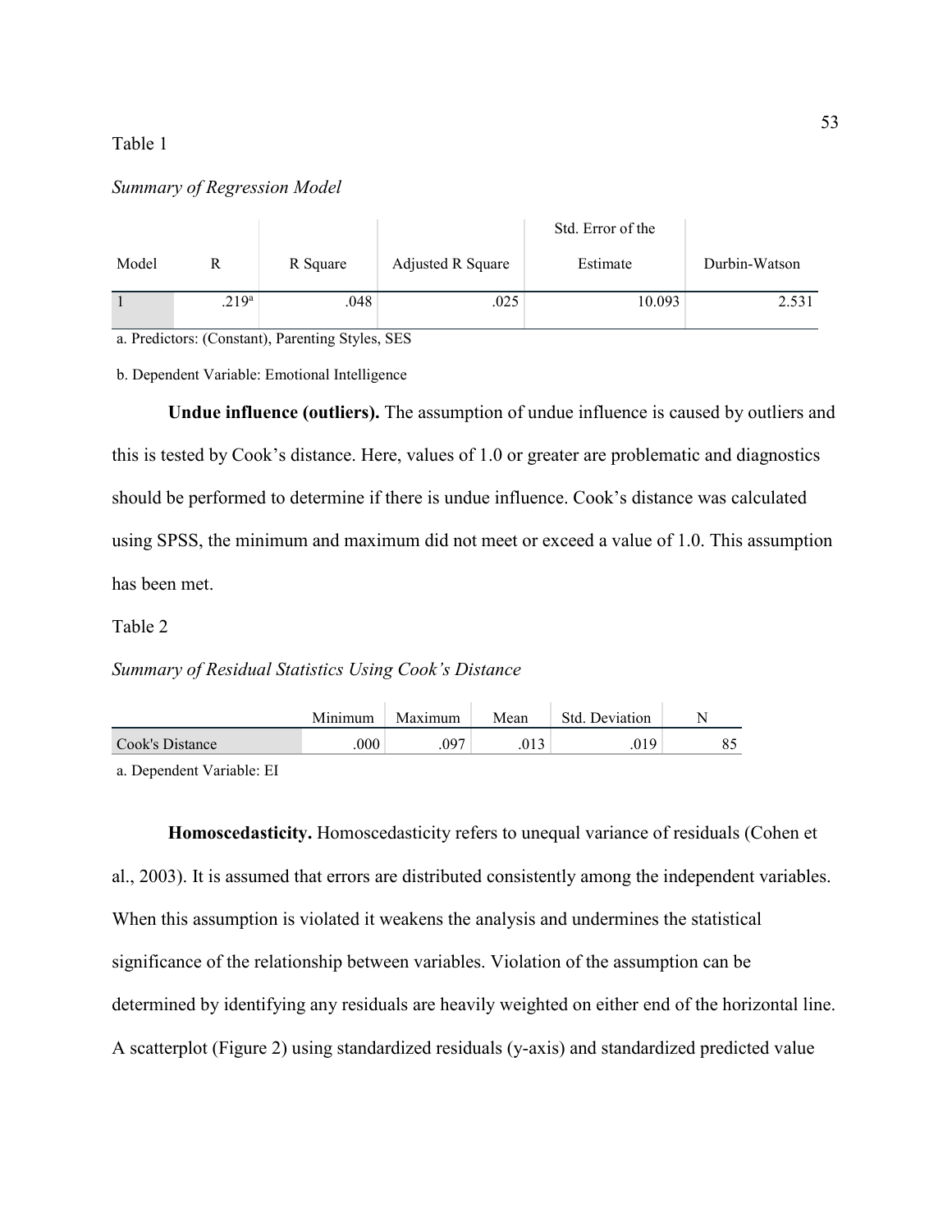Table 1

*Summary of Regression Model*

| Model | R | R Square | Adjusted R Square | Std. Error of the Estimate | Durbin-Watson |
|---|---|---|---|---|---|
| 1 | .219[a] | .048 | .025 | 10.093 | 2.531 |

a. Predictors: (Constant), Parenting Styles, SES

b. Dependent Variable: Emotional Intelligence

**Undue influence (outliers).** The assumption of undue influence is caused by outliers and this is tested by Cook's distance. Here, values of 1.0 or greater are problematic and diagnostics should be performed to determine if there is undue influence. Cook's distance was calculated using SPSS, the minimum and maximum did not meet or exceed a value of 1.0. This assumption has been met.

Table 2

*Summary of Residual Statistics Using Cook's Distance*

| | Minimum | Maximum | Mean | Std. Deviation | N |
|---|---|---|---|---|---|
| Cook's Distance | .000 | .097 | .013 | .019 | 85 |

a. Dependent Variable: EI

**Homoscedasticity.** Homoscedasticity refers to unequal variance of residuals (Cohen et al., 2003). It is assumed that errors are distributed consistently among the independent variables. When this assumption is violated it weakens the analysis and undermines the statistical significance of the relationship between variables. Violation of the assumption can be determined by identifying any residuals are heavily weighted on either end of the horizontal line. A scatterplot (Figure 2) using standardized residuals (y-axis) and standardized predicted value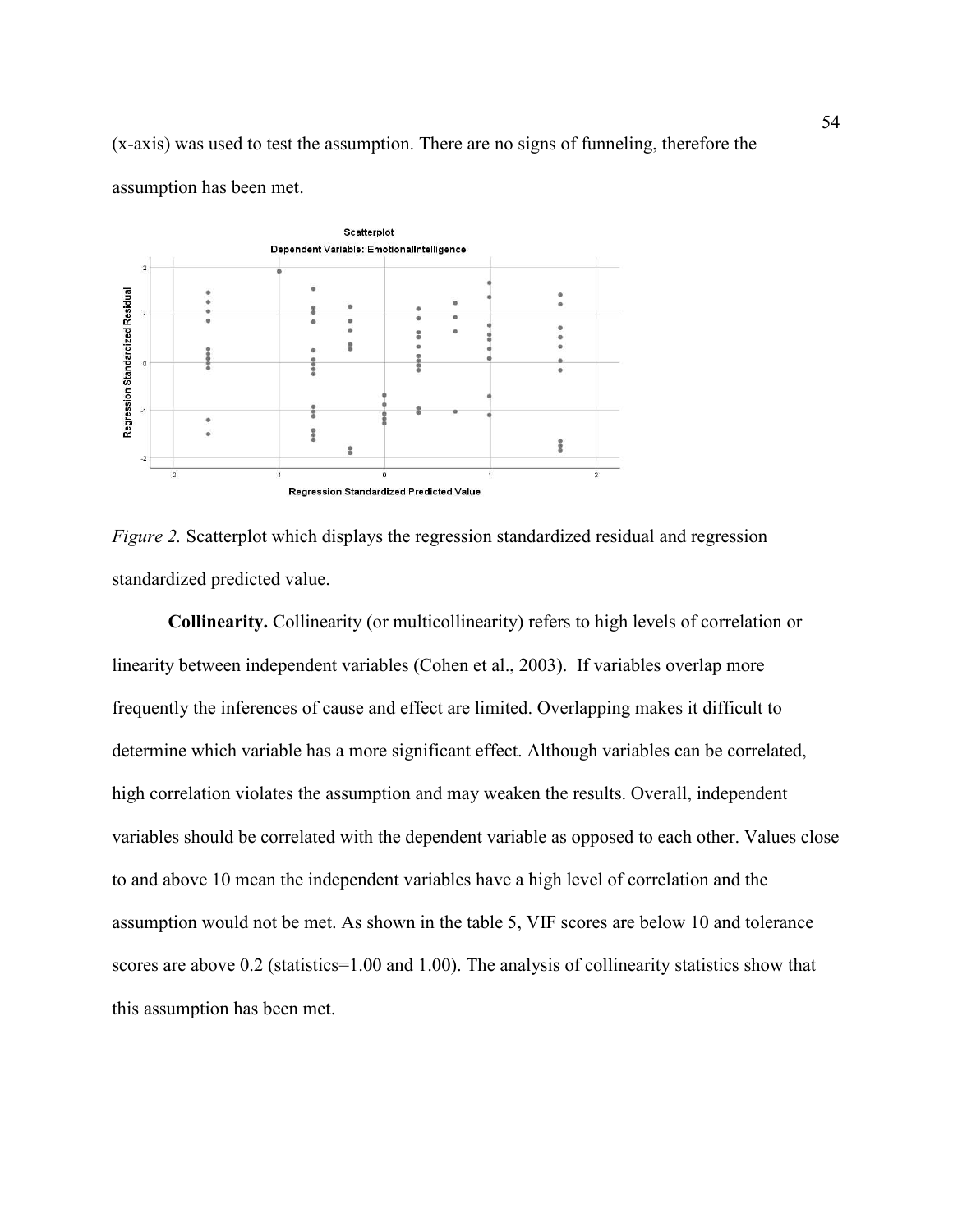(x-axis) was used to test the assumption. There are no signs of funneling, therefore the assumption has been met.

*Figure 2.* Scatterplot which displays the regression standardized residual and regression standardized predicted value.

**Collinearity.** Collinearity (or multicollinearity) refers to high levels of correlation or linearity between independent variables (Cohen et al., 2003). If variables overlap more frequently the inferences of cause and effect are limited. Overlapping makes it difficult to determine which variable has a more significant effect. Although variables can be correlated, high correlation violates the assumption and may weaken the results. Overall, independent variables should be correlated with the dependent variable as opposed to each other. Values close to and above 10 mean the independent variables have a high level of correlation and the assumption would not be met. As shown in the table 5, VIF scores are below 10 and tolerance scores are above 0.2 (statistics=1.00 and 1.00). The analysis of collinearity statistics show that this assumption has been met.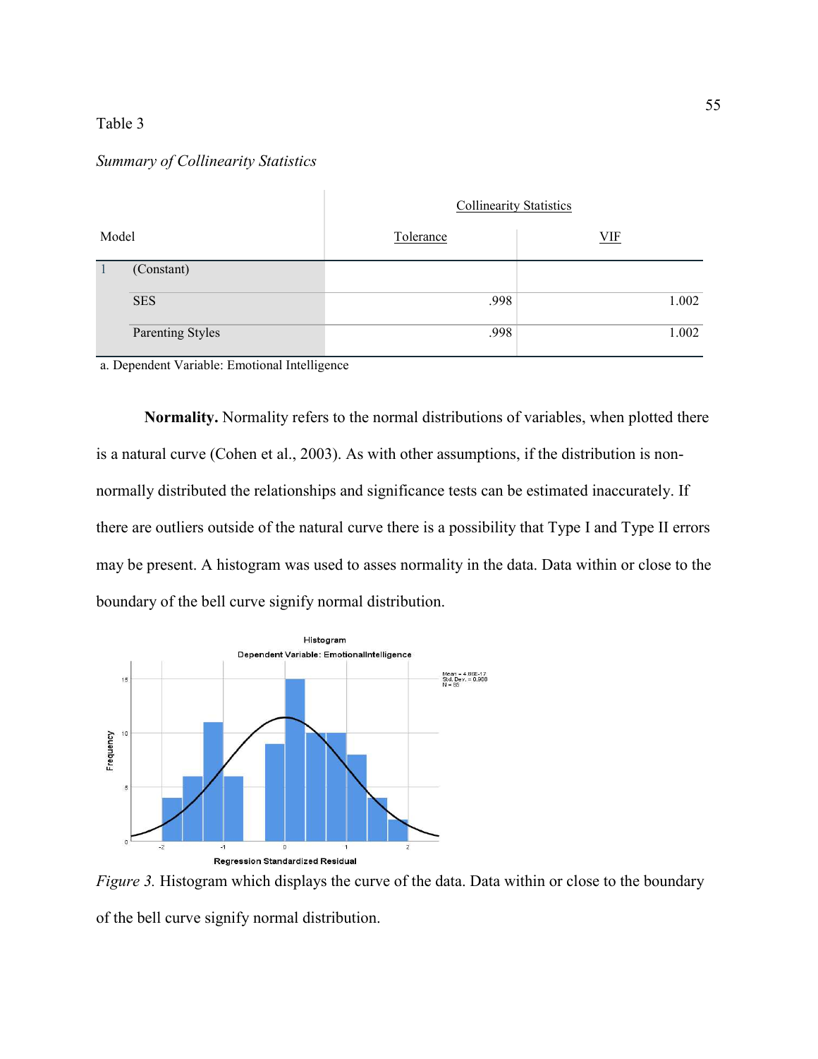Table 3

*Summary of Collinearity Statistics*

| Model | | Collinearity Statistics | |
|---|---|---|---|
| | | Tolerance | VIF |
| 1 | (Constant) | | |
| | SES | .998 | 1.002 |
| | Parenting Styles | .998 | 1.002 |

a. Dependent Variable: Emotional Intelligence

**Normality.** Normality refers to the normal distributions of variables, when plotted there is a natural curve (Cohen et al., 2003). As with other assumptions, if the distribution is non-normally distributed the relationships and significance tests can be estimated inaccurately. If there are outliers outside of the natural curve there is a possibility that Type I and Type II errors may be present. A histogram was used to asses normality in the data. Data within or close to the boundary of the bell curve signify normal distribution.

*Figure 3.* Histogram which displays the curve of the data. Data within or close to the boundary of the bell curve signify normal distribution.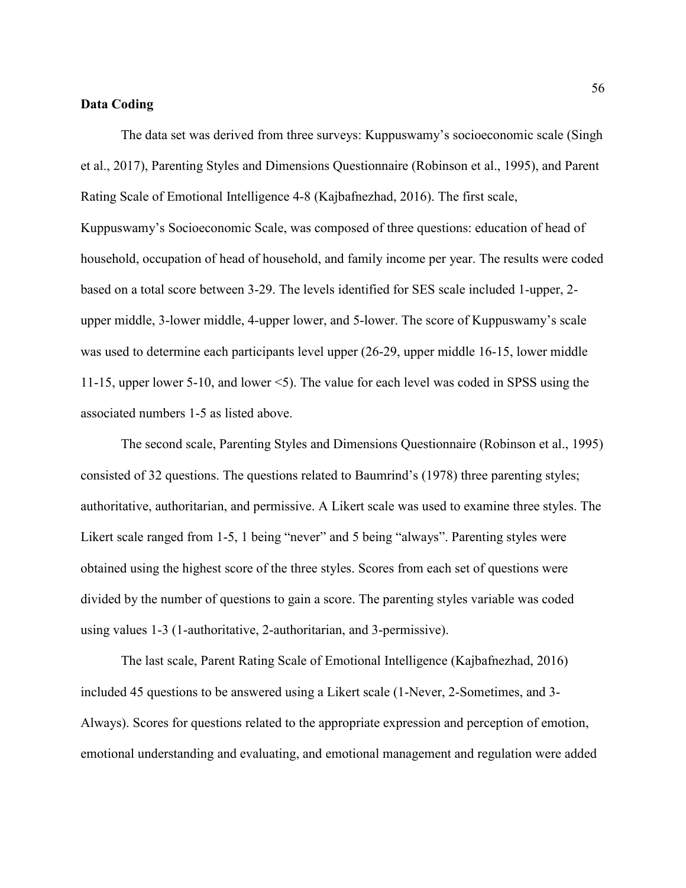**Data Coding**

The data set was derived from three surveys: Kuppuswamy's socioeconomic scale (Singh et al., 2017), Parenting Styles and Dimensions Questionnaire (Robinson et al., 1995), and Parent Rating Scale of Emotional Intelligence 4-8 (Kajbafnezhad, 2016). The first scale, Kuppuswamy's Socioeconomic Scale, was composed of three questions: education of head of household, occupation of head of household, and family income per year. The results were coded based on a total score between 3-29. The levels identified for SES scale included 1-upper, 2-upper middle, 3-lower middle, 4-upper lower, and 5-lower. The score of Kuppuswamy's scale was used to determine each participants level upper (26-29, upper middle 16-15, lower middle 11-15, upper lower 5-10, and lower <5). The value for each level was coded in SPSS using the associated numbers 1-5 as listed above.

The second scale, Parenting Styles and Dimensions Questionnaire (Robinson et al., 1995) consisted of 32 questions. The questions related to Baumrind's (1978) three parenting styles; authoritative, authoritarian, and permissive. A Likert scale was used to examine three styles. The Likert scale ranged from 1-5, 1 being "never" and 5 being "always". Parenting styles were obtained using the highest score of the three styles. Scores from each set of questions were divided by the number of questions to gain a score. The parenting styles variable was coded using values 1-3 (1-authoritative, 2-authoritarian, and 3-permissive).

The last scale, Parent Rating Scale of Emotional Intelligence (Kajbafnezhad, 2016) included 45 questions to be answered using a Likert scale (1-Never, 2-Sometimes, and 3-Always). Scores for questions related to the appropriate expression and perception of emotion, emotional understanding and evaluating, and emotional management and regulation were added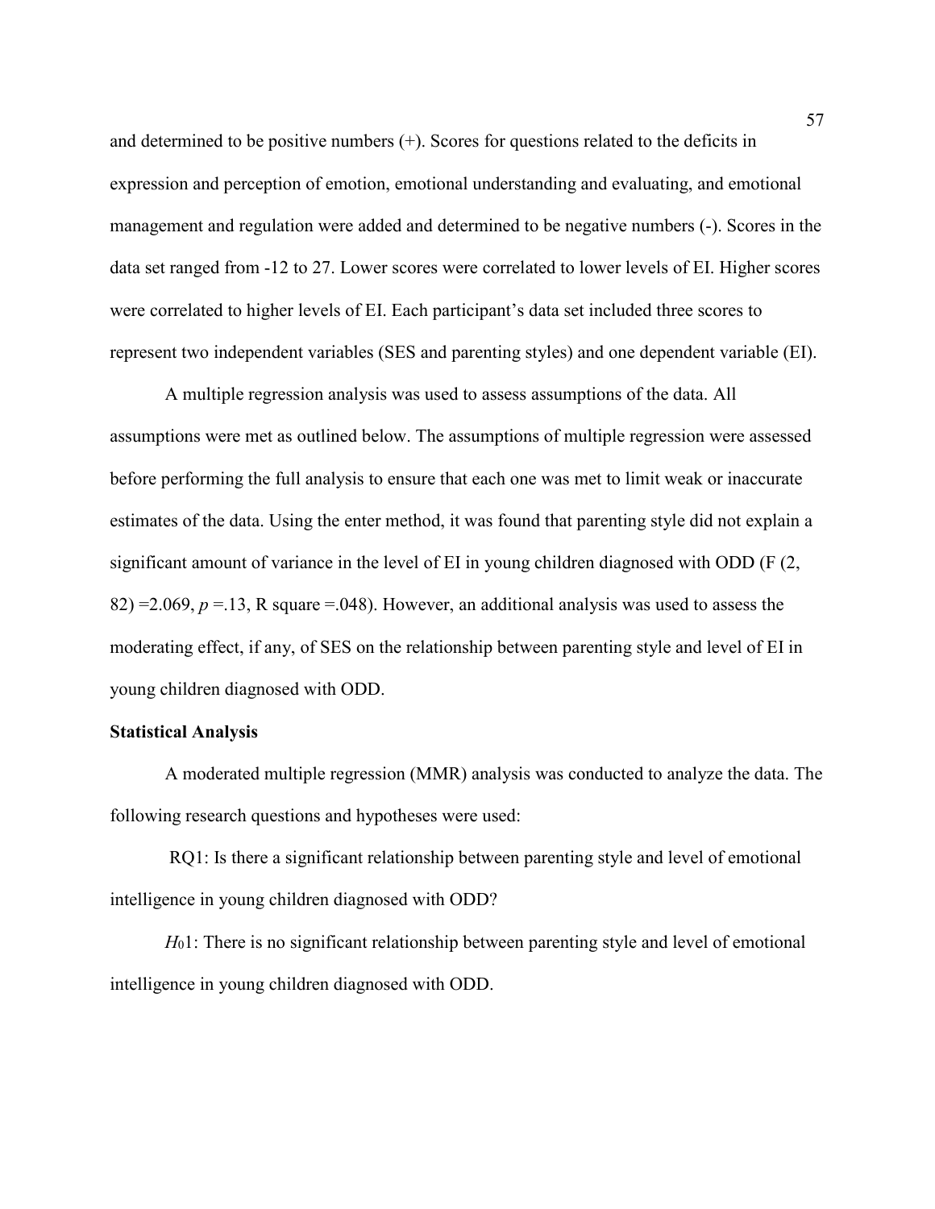and determined to be positive numbers (+). Scores for questions related to the deficits in expression and perception of emotion, emotional understanding and evaluating, and emotional management and regulation were added and determined to be negative numbers (-). Scores in the data set ranged from -12 to 27. Lower scores were correlated to lower levels of EI. Higher scores were correlated to higher levels of EI. Each participant's data set included three scores to represent two independent variables (SES and parenting styles) and one dependent variable (EI).

A multiple regression analysis was used to assess assumptions of the data. All assumptions were met as outlined below. The assumptions of multiple regression were assessed before performing the full analysis to ensure that each one was met to limit weak or inaccurate estimates of the data. Using the enter method, it was found that parenting style did not explain a significant amount of variance in the level of EI in young children diagnosed with ODD ($F(2, 82) = 2.069$, $p = .13$, R square $= .048$). However, an additional analysis was used to assess the moderating effect, if any, of SES on the relationship between parenting style and level of EI in young children diagnosed with ODD.

**Statistical Analysis**

A moderated multiple regression (MMR) analysis was conducted to analyze the data. The following research questions and hypotheses were used:

RQ1: Is there a significant relationship between parenting style and level of emotional intelligence in young children diagnosed with ODD?

$H_01$: There is no significant relationship between parenting style and level of emotional intelligence in young children diagnosed with ODD.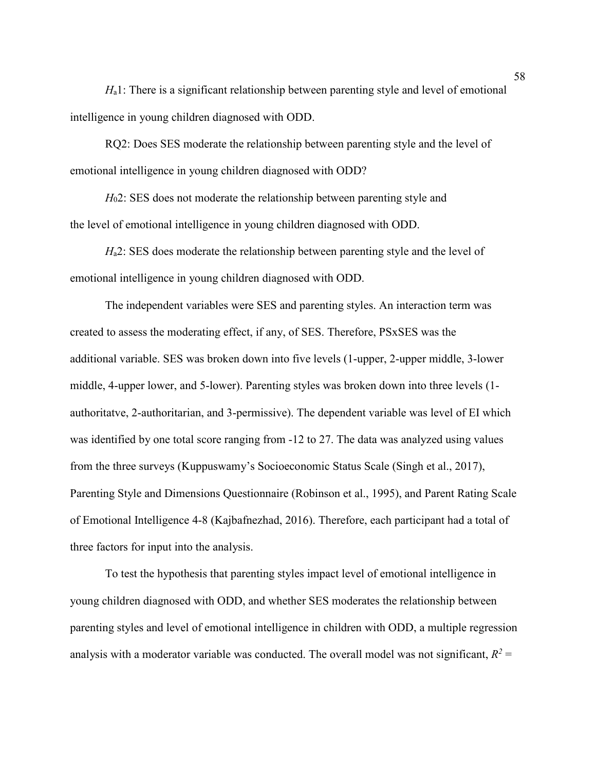*H*a1: There is a significant relationship between parenting style and level of emotional intelligence in young children diagnosed with ODD.

RQ2: Does SES moderate the relationship between parenting style and the level of emotional intelligence in young children diagnosed with ODD?

*H*02: SES does not moderate the relationship between parenting style and the level of emotional intelligence in young children diagnosed with ODD.

*H*a2: SES does moderate the relationship between parenting style and the level of emotional intelligence in young children diagnosed with ODD.

The independent variables were SES and parenting styles. An interaction term was created to assess the moderating effect, if any, of SES. Therefore, PSxSES was the additional variable. SES was broken down into five levels (1-upper, 2-upper middle, 3-lower middle, 4-upper lower, and 5-lower). Parenting styles was broken down into three levels (1-authoritatve, 2-authoritarian, and 3-permissive). The dependent variable was level of EI which was identified by one total score ranging from -12 to 27. The data was analyzed using values from the three surveys (Kuppuswamy's Socioeconomic Status Scale (Singh et al., 2017), Parenting Style and Dimensions Questionnaire (Robinson et al., 1995), and Parent Rating Scale of Emotional Intelligence 4-8 (Kajbafnezhad, 2016). Therefore, each participant had a total of three factors for input into the analysis.

To test the hypothesis that parenting styles impact level of emotional intelligence in young children diagnosed with ODD, and whether SES moderates the relationship between parenting styles and level of emotional intelligence in children with ODD, a multiple regression analysis with a moderator variable was conducted. The overall model was not significant, $R^2$ =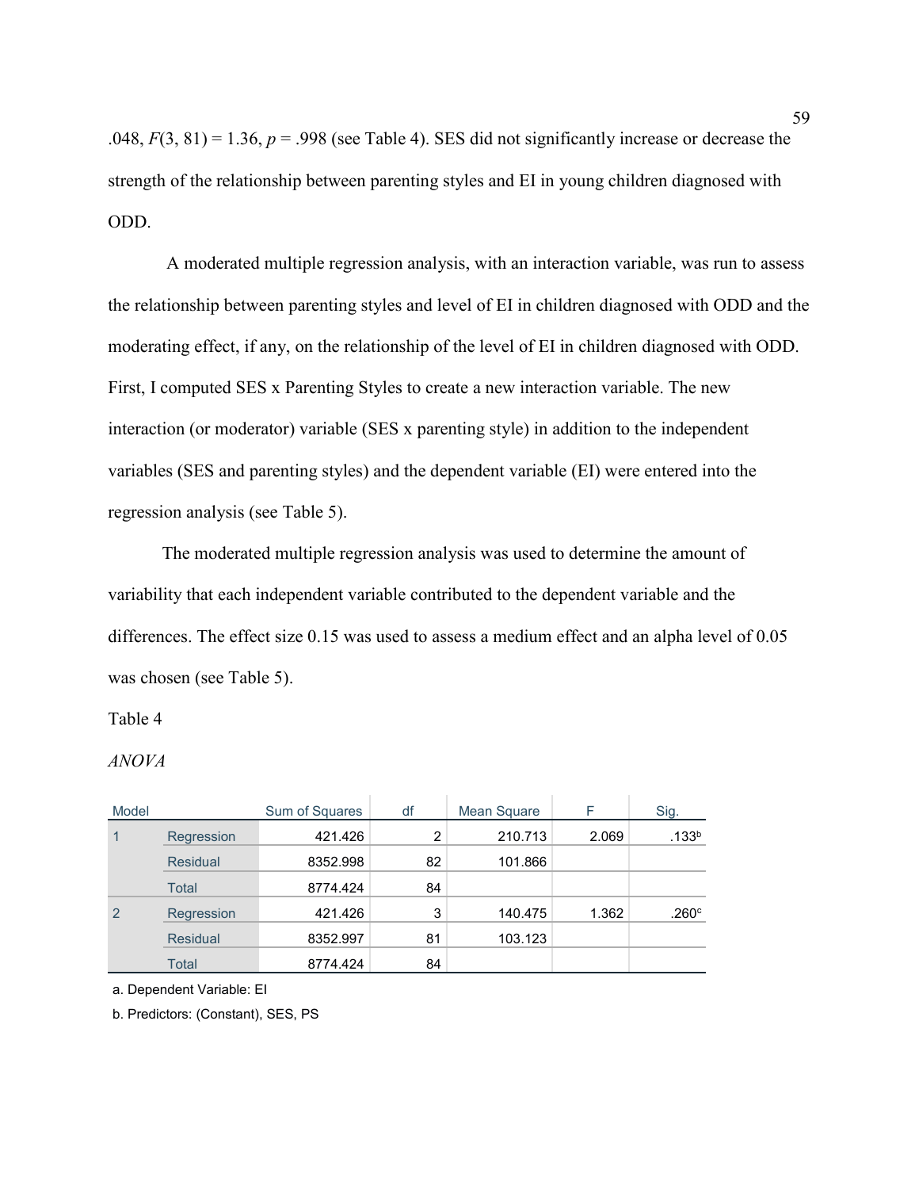.048, $F(3, 81) = 1.36$, $p = .998$ (see Table 4). SES did not significantly increase or decrease the strength of the relationship between parenting styles and EI in young children diagnosed with ODD.

A moderated multiple regression analysis, with an interaction variable, was run to assess the relationship between parenting styles and level of EI in children diagnosed with ODD and the moderating effect, if any, on the relationship of the level of EI in children diagnosed with ODD. First, I computed SES x Parenting Styles to create a new interaction variable. The new interaction (or moderator) variable (SES x parenting style) in addition to the independent variables (SES and parenting styles) and the dependent variable (EI) were entered into the regression analysis (see Table 5).

The moderated multiple regression analysis was used to determine the amount of variability that each independent variable contributed to the dependent variable and the differences. The effect size 0.15 was used to assess a medium effect and an alpha level of 0.05 was chosen (see Table 5).

Table 4

*ANOVA*

| Model | | Sum of Squares | df | Mean Square | F | Sig. |
|---|---|---|---|---|---|---|
| 1 | Regression | 421.426 | 2 | 210.713 | 2.069 | .133[b] |
| | Residual | 8352.998 | 82 | 101.866 | | |
| | Total | 8774.424 | 84 | | | |
| 2 | Regression | 421.426 | 3 | 140.475 | 1.362 | .260[c] |
| | Residual | 8352.997 | 81 | 103.123 | | |
| | Total | 8774.424 | 84 | | | |

a. Dependent Variable: EI

b. Predictors: (Constant), SES, PS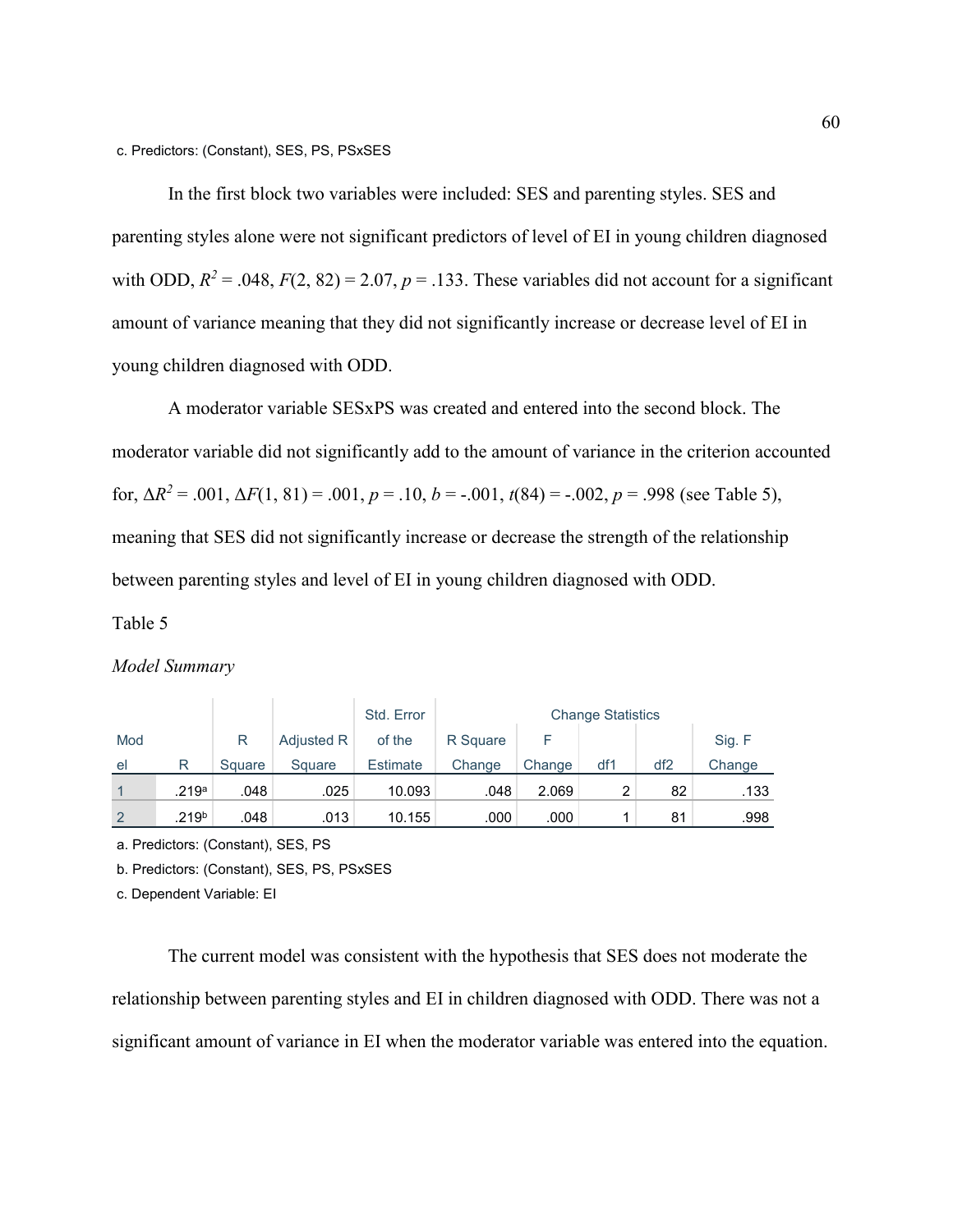c. Predictors: (Constant), SES, PS, PSxSES

In the first block two variables were included: SES and parenting styles. SES and parenting styles alone were not significant predictors of level of EI in young children diagnosed with ODD, $R^2 = .048$, $F(2, 82) = 2.07$, $p = .133$. These variables did not account for a significant amount of variance meaning that they did not significantly increase or decrease level of EI in young children diagnosed with ODD.

A moderator variable SESxPS was created and entered into the second block. The moderator variable did not significantly add to the amount of variance in the criterion accounted for, $\Delta R^2 = .001$, $\Delta F(1, 81) = .001$, $p = .10$, $b = -.001$, $t(84) = -.002$, $p = .998$ (see Table 5), meaning that SES did not significantly increase or decrease the strength of the relationship between parenting styles and level of EI in young children diagnosed with ODD.

Table 5

*Model Summary*

| Model | R | R Square | Adjusted R Square | Std. Error of the Estimate | Change Statistics | | | | |
|---|---|---|---|---|---|---|---|---|---|
| | | | | | R Square Change | F Change | df1 | df2 | Sig. F Change |
| 1 | .219[a] | .048 | .025 | 10.093 | .048 | 2.069 | 2 | 82 | .133 |
| 2 | .219[b] | .048 | .013 | 10.155 | .000 | .000 | 1 | 81 | .998 |

a. Predictors: (Constant), SES, PS

b. Predictors: (Constant), SES, PS, PSxSES

c. Dependent Variable: EI

The current model was consistent with the hypothesis that SES does not moderate the relationship between parenting styles and EI in children diagnosed with ODD. There was not a significant amount of variance in EI when the moderator variable was entered into the equation.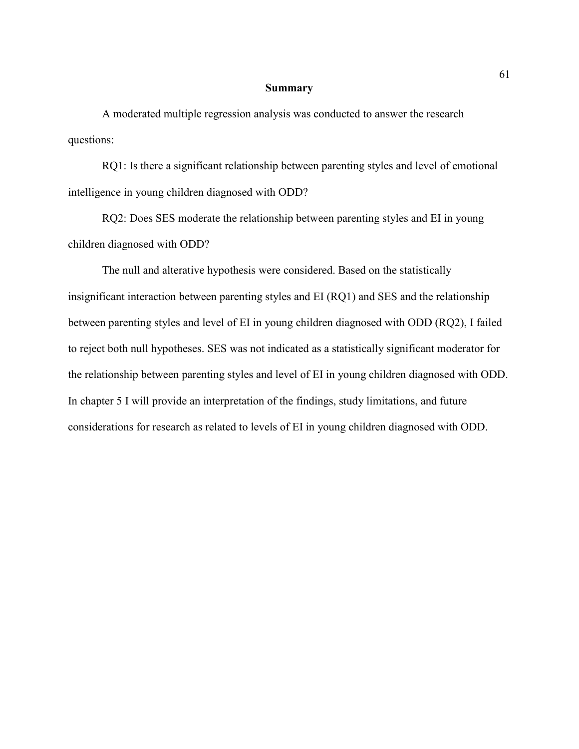## Summary

A moderated multiple regression analysis was conducted to answer the research questions:

RQ1: Is there a significant relationship between parenting styles and level of emotional intelligence in young children diagnosed with ODD?

RQ2: Does SES moderate the relationship between parenting styles and EI in young children diagnosed with ODD?

The null and alterative hypothesis were considered. Based on the statistically insignificant interaction between parenting styles and EI (RQ1) and SES and the relationship between parenting styles and level of EI in young children diagnosed with ODD (RQ2), I failed to reject both null hypotheses. SES was not indicated as a statistically significant moderator for the relationship between parenting styles and level of EI in young children diagnosed with ODD. In chapter 5 I will provide an interpretation of the findings, study limitations, and future considerations for research as related to levels of EI in young children diagnosed with ODD.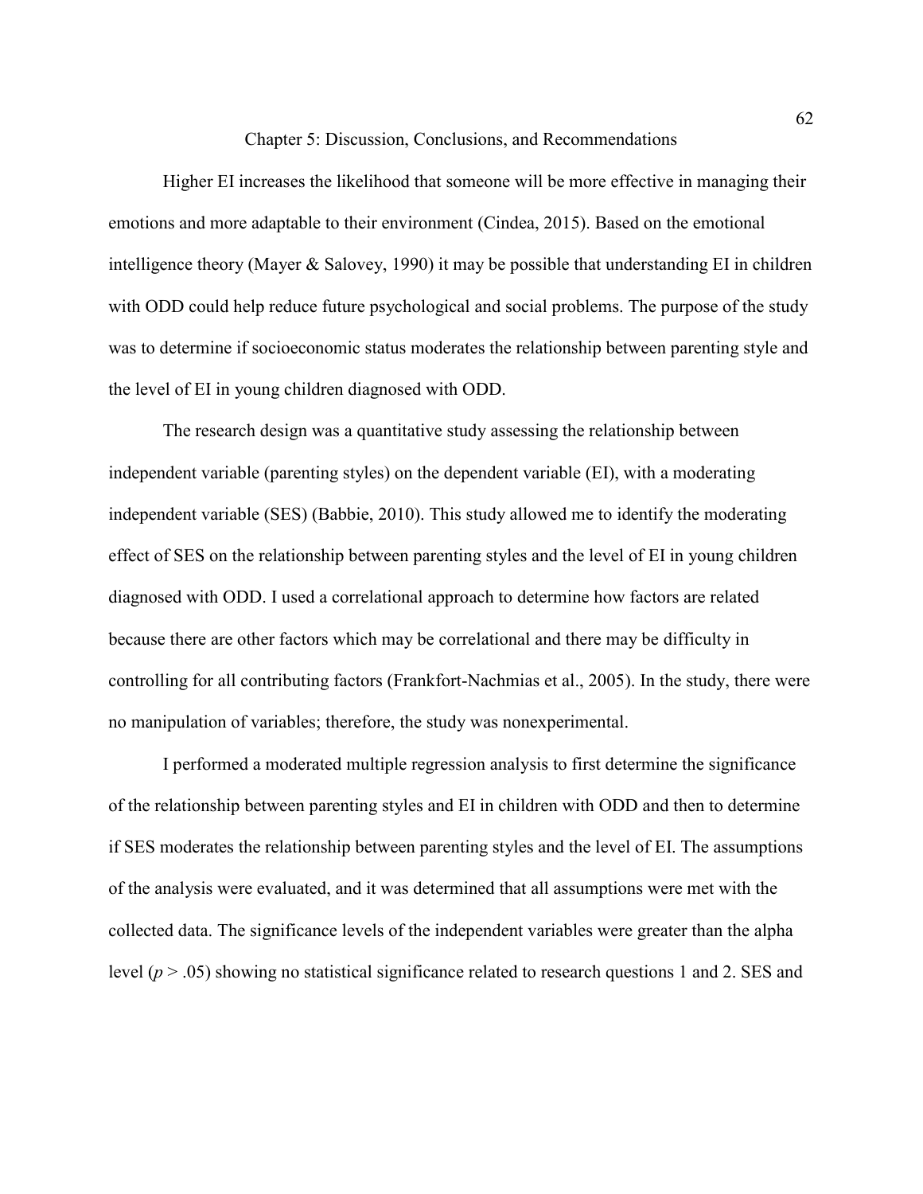# Chapter 5: Discussion, Conclusions, and Recommendations

Higher EI increases the likelihood that someone will be more effective in managing their emotions and more adaptable to their environment (Cindea, 2015). Based on the emotional intelligence theory (Mayer & Salovey, 1990) it may be possible that understanding EI in children with ODD could help reduce future psychological and social problems. The purpose of the study was to determine if socioeconomic status moderates the relationship between parenting style and the level of EI in young children diagnosed with ODD.

The research design was a quantitative study assessing the relationship between independent variable (parenting styles) on the dependent variable (EI), with a moderating independent variable (SES) (Babbie, 2010). This study allowed me to identify the moderating effect of SES on the relationship between parenting styles and the level of EI in young children diagnosed with ODD. I used a correlational approach to determine how factors are related because there are other factors which may be correlational and there may be difficulty in controlling for all contributing factors (Frankfort-Nachmias et al., 2005). In the study, there were no manipulation of variables; therefore, the study was nonexperimental.

I performed a moderated multiple regression analysis to first determine the significance of the relationship between parenting styles and EI in children with ODD and then to determine if SES moderates the relationship between parenting styles and the level of EI. The assumptions of the analysis were evaluated, and it was determined that all assumptions were met with the collected data. The significance levels of the independent variables were greater than the alpha level ($p > .05$) showing no statistical significance related to research questions 1 and 2. SES and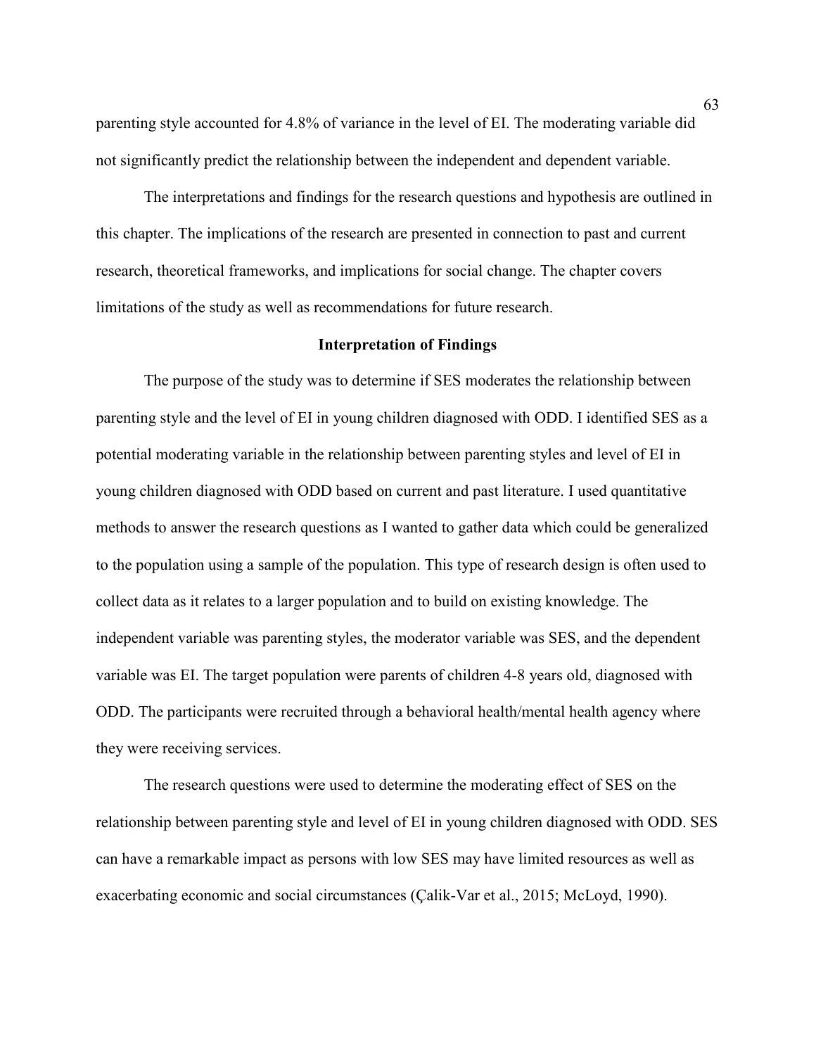parenting style accounted for 4.8% of variance in the level of EI. The moderating variable did not significantly predict the relationship between the independent and dependent variable.

The interpretations and findings for the research questions and hypothesis are outlined in this chapter. The implications of the research are presented in connection to past and current research, theoretical frameworks, and implications for social change. The chapter covers limitations of the study as well as recommendations for future research.

## Interpretation of Findings

The purpose of the study was to determine if SES moderates the relationship between parenting style and the level of EI in young children diagnosed with ODD. I identified SES as a potential moderating variable in the relationship between parenting styles and level of EI in young children diagnosed with ODD based on current and past literature. I used quantitative methods to answer the research questions as I wanted to gather data which could be generalized to the population using a sample of the population. This type of research design is often used to collect data as it relates to a larger population and to build on existing knowledge. The independent variable was parenting styles, the moderator variable was SES, and the dependent variable was EI. The target population were parents of children 4-8 years old, diagnosed with ODD. The participants were recruited through a behavioral health/mental health agency where they were receiving services.

The research questions were used to determine the moderating effect of SES on the relationship between parenting style and level of EI in young children diagnosed with ODD. SES can have a remarkable impact as persons with low SES may have limited resources as well as exacerbating economic and social circumstances (Çalik-Var et al., 2015; McLoyd, 1990).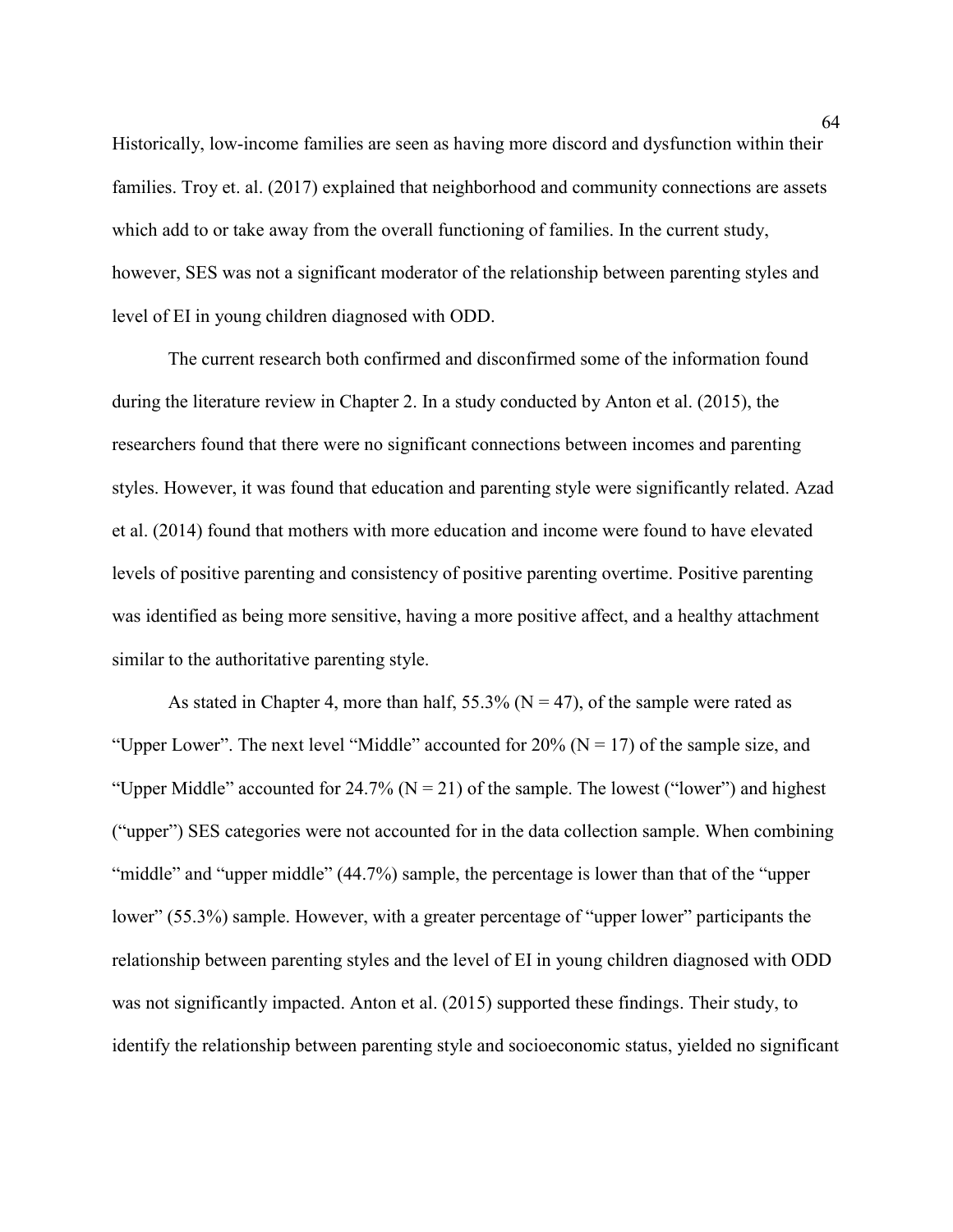Historically, low-income families are seen as having more discord and dysfunction within their families. Troy et. al. (2017) explained that neighborhood and community connections are assets which add to or take away from the overall functioning of families. In the current study, however, SES was not a significant moderator of the relationship between parenting styles and level of EI in young children diagnosed with ODD.

The current research both confirmed and disconfirmed some of the information found during the literature review in Chapter 2. In a study conducted by Anton et al. (2015), the researchers found that there were no significant connections between incomes and parenting styles. However, it was found that education and parenting style were significantly related. Azad et al. (2014) found that mothers with more education and income were found to have elevated levels of positive parenting and consistency of positive parenting overtime. Positive parenting was identified as being more sensitive, having a more positive affect, and a healthy attachment similar to the authoritative parenting style.

As stated in Chapter 4, more than half, 55.3% (N = 47), of the sample were rated as "Upper Lower". The next level "Middle" accounted for 20% (N = 17) of the sample size, and "Upper Middle" accounted for 24.7% (N = 21) of the sample. The lowest ("lower") and highest ("upper") SES categories were not accounted for in the data collection sample. When combining "middle" and "upper middle" (44.7%) sample, the percentage is lower than that of the "upper lower" (55.3%) sample. However, with a greater percentage of "upper lower" participants the relationship between parenting styles and the level of EI in young children diagnosed with ODD was not significantly impacted. Anton et al. (2015) supported these findings. Their study, to identify the relationship between parenting style and socioeconomic status, yielded no significant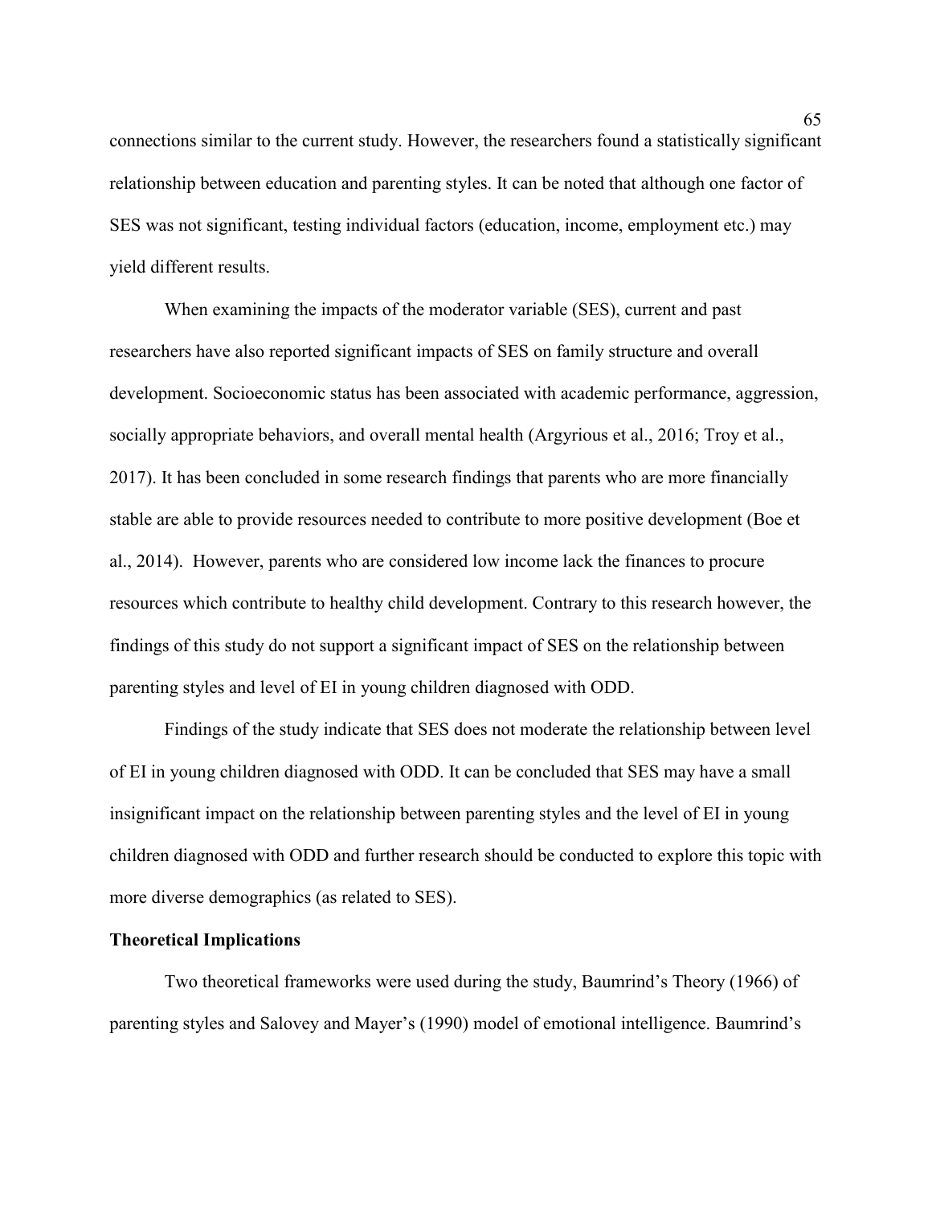connections similar to the current study. However, the researchers found a statistically significant relationship between education and parenting styles. It can be noted that although one factor of SES was not significant, testing individual factors (education, income, employment etc.) may yield different results.

When examining the impacts of the moderator variable (SES), current and past researchers have also reported significant impacts of SES on family structure and overall development. Socioeconomic status has been associated with academic performance, aggression, socially appropriate behaviors, and overall mental health (Argyrious et al., 2016; Troy et al., 2017). It has been concluded in some research findings that parents who are more financially stable are able to provide resources needed to contribute to more positive development (Boe et al., 2014). However, parents who are considered low income lack the finances to procure resources which contribute to healthy child development. Contrary to this research however, the findings of this study do not support a significant impact of SES on the relationship between parenting styles and level of EI in young children diagnosed with ODD.

Findings of the study indicate that SES does not moderate the relationship between level of EI in young children diagnosed with ODD. It can be concluded that SES may have a small insignificant impact on the relationship between parenting styles and the level of EI in young children diagnosed with ODD and further research should be conducted to explore this topic with more diverse demographics (as related to SES).

**Theoretical Implications**

Two theoretical frameworks were used during the study, Baumrind's Theory (1966) of parenting styles and Salovey and Mayer's (1990) model of emotional intelligence. Baumrind's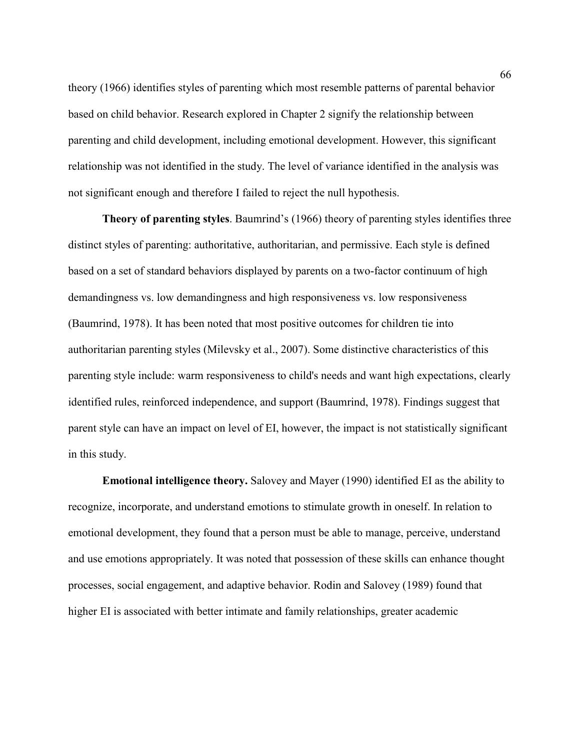theory (1966) identifies styles of parenting which most resemble patterns of parental behavior based on child behavior. Research explored in Chapter 2 signify the relationship between parenting and child development, including emotional development. However, this significant relationship was not identified in the study. The level of variance identified in the analysis was not significant enough and therefore I failed to reject the null hypothesis.

**Theory of parenting styles**. Baumrind's (1966) theory of parenting styles identifies three distinct styles of parenting: authoritative, authoritarian, and permissive. Each style is defined based on a set of standard behaviors displayed by parents on a two-factor continuum of high demandingness vs. low demandingness and high responsiveness vs. low responsiveness (Baumrind, 1978). It has been noted that most positive outcomes for children tie into authoritarian parenting styles (Milevsky et al., 2007). Some distinctive characteristics of this parenting style include: warm responsiveness to child's needs and want high expectations, clearly identified rules, reinforced independence, and support (Baumrind, 1978). Findings suggest that parent style can have an impact on level of EI, however, the impact is not statistically significant in this study.

**Emotional intelligence theory.** Salovey and Mayer (1990) identified EI as the ability to recognize, incorporate, and understand emotions to stimulate growth in oneself. In relation to emotional development, they found that a person must be able to manage, perceive, understand and use emotions appropriately. It was noted that possession of these skills can enhance thought processes, social engagement, and adaptive behavior. Rodin and Salovey (1989) found that higher EI is associated with better intimate and family relationships, greater academic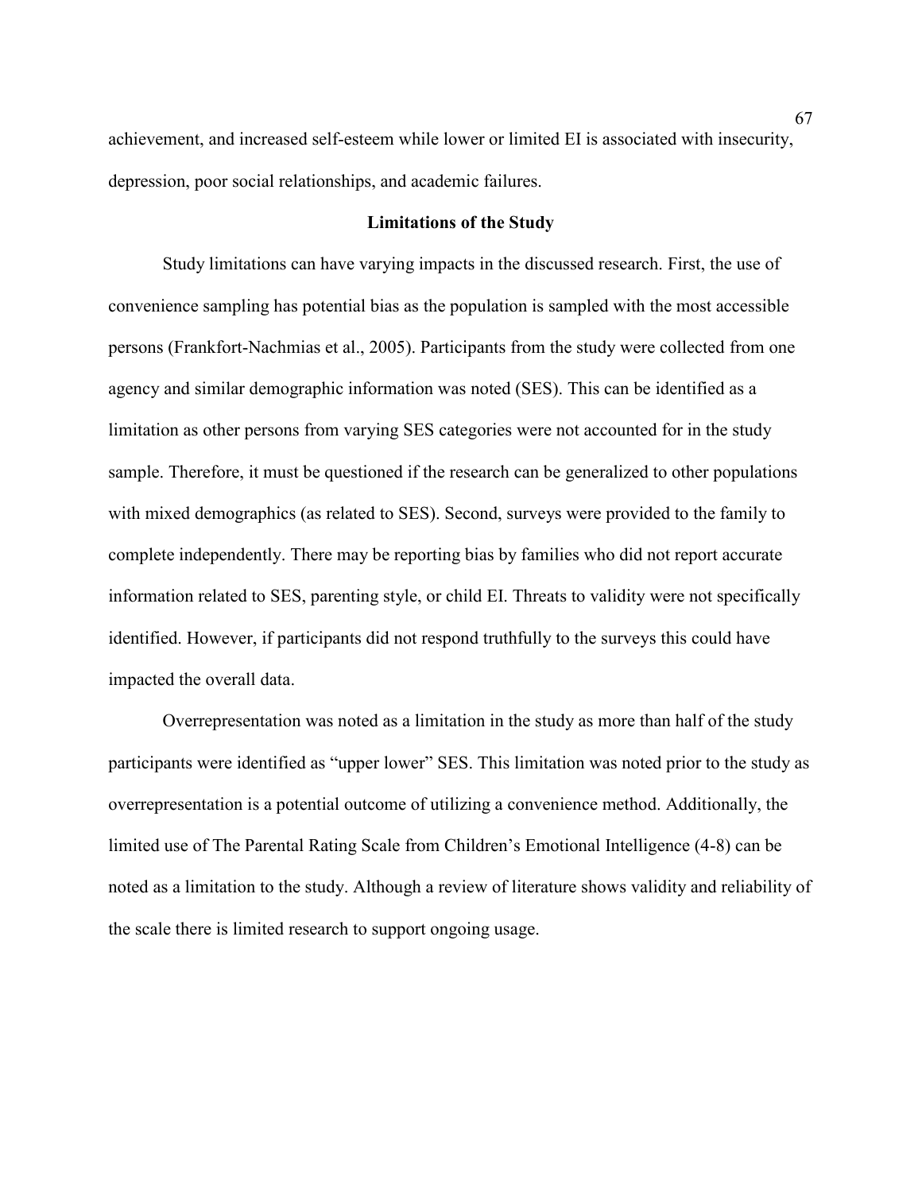achievement, and increased self-esteem while lower or limited EI is associated with insecurity, depression, poor social relationships, and academic failures.

## Limitations of the Study

Study limitations can have varying impacts in the discussed research. First, the use of convenience sampling has potential bias as the population is sampled with the most accessible persons (Frankfort-Nachmias et al., 2005). Participants from the study were collected from one agency and similar demographic information was noted (SES). This can be identified as a limitation as other persons from varying SES categories were not accounted for in the study sample. Therefore, it must be questioned if the research can be generalized to other populations with mixed demographics (as related to SES). Second, surveys were provided to the family to complete independently. There may be reporting bias by families who did not report accurate information related to SES, parenting style, or child EI. Threats to validity were not specifically identified. However, if participants did not respond truthfully to the surveys this could have impacted the overall data.

Overrepresentation was noted as a limitation in the study as more than half of the study participants were identified as "upper lower" SES. This limitation was noted prior to the study as overrepresentation is a potential outcome of utilizing a convenience method. Additionally, the limited use of The Parental Rating Scale from Children's Emotional Intelligence (4-8) can be noted as a limitation to the study. Although a review of literature shows validity and reliability of the scale there is limited research to support ongoing usage.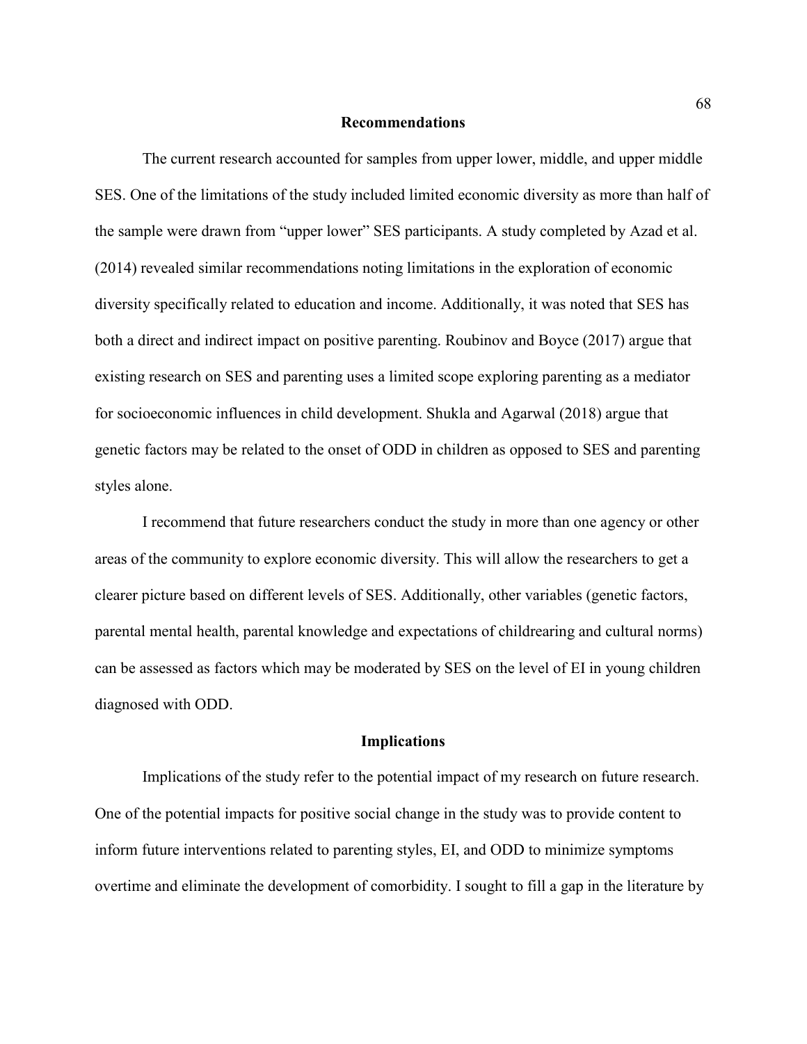## Recommendations

The current research accounted for samples from upper lower, middle, and upper middle SES. One of the limitations of the study included limited economic diversity as more than half of the sample were drawn from "upper lower" SES participants. A study completed by Azad et al. (2014) revealed similar recommendations noting limitations in the exploration of economic diversity specifically related to education and income. Additionally, it was noted that SES has both a direct and indirect impact on positive parenting. Roubinov and Boyce (2017) argue that existing research on SES and parenting uses a limited scope exploring parenting as a mediator for socioeconomic influences in child development. Shukla and Agarwal (2018) argue that genetic factors may be related to the onset of ODD in children as opposed to SES and parenting styles alone.

I recommend that future researchers conduct the study in more than one agency or other areas of the community to explore economic diversity. This will allow the researchers to get a clearer picture based on different levels of SES. Additionally, other variables (genetic factors, parental mental health, parental knowledge and expectations of childrearing and cultural norms) can be assessed as factors which may be moderated by SES on the level of EI in young children diagnosed with ODD.

## Implications

Implications of the study refer to the potential impact of my research on future research. One of the potential impacts for positive social change in the study was to provide content to inform future interventions related to parenting styles, EI, and ODD to minimize symptoms overtime and eliminate the development of comorbidity. I sought to fill a gap in the literature by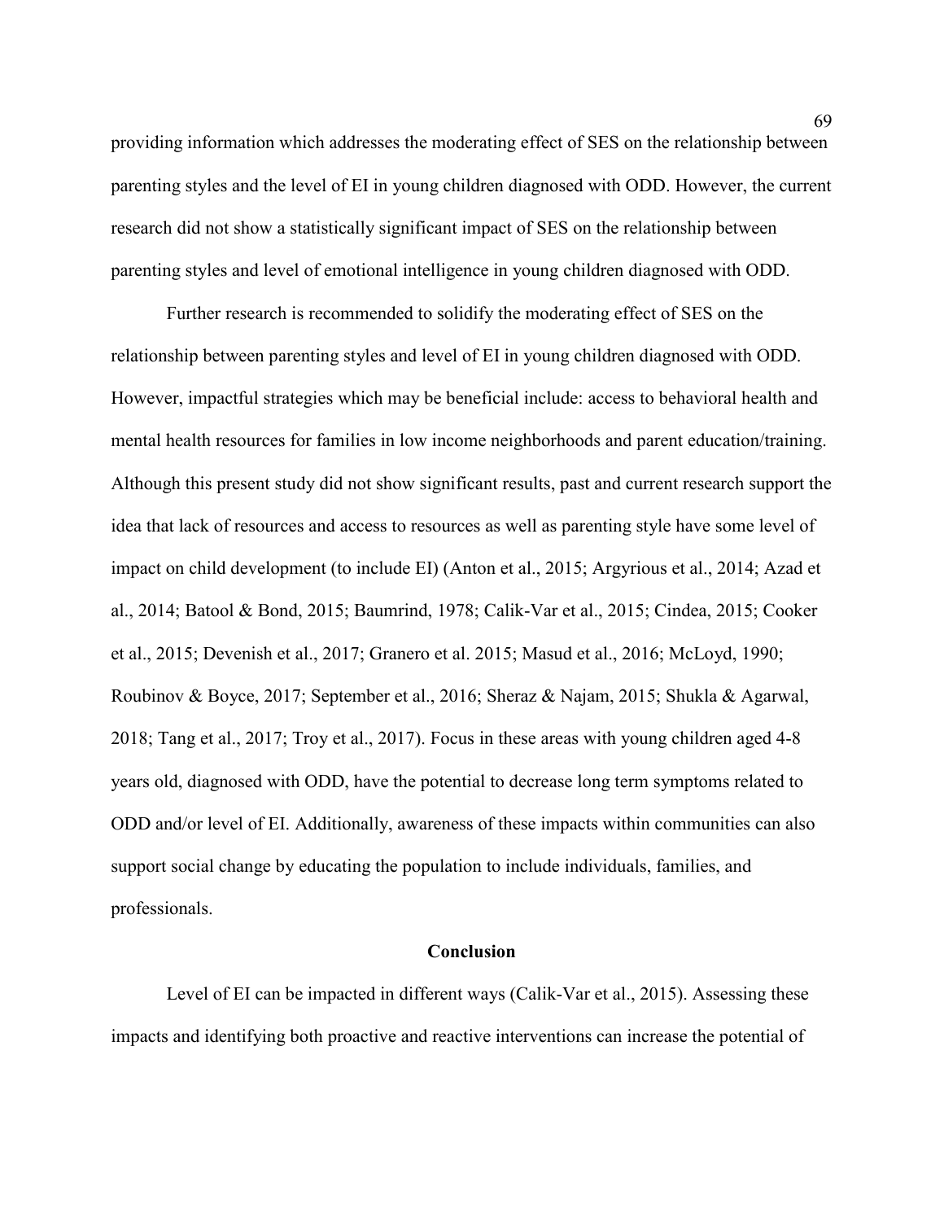providing information which addresses the moderating effect of SES on the relationship between parenting styles and the level of EI in young children diagnosed with ODD. However, the current research did not show a statistically significant impact of SES on the relationship between parenting styles and level of emotional intelligence in young children diagnosed with ODD.

Further research is recommended to solidify the moderating effect of SES on the relationship between parenting styles and level of EI in young children diagnosed with ODD. However, impactful strategies which may be beneficial include: access to behavioral health and mental health resources for families in low income neighborhoods and parent education/training. Although this present study did not show significant results, past and current research support the idea that lack of resources and access to resources as well as parenting style have some level of impact on child development (to include EI) (Anton et al., 2015; Argyrious et al., 2014; Azad et al., 2014; Batool & Bond, 2015; Baumrind, 1978; Calik-Var et al., 2015; Cindea, 2015; Cooker et al., 2015; Devenish et al., 2017; Granero et al. 2015; Masud et al., 2016; McLoyd, 1990; Roubinov & Boyce, 2017; September et al., 2016; Sheraz & Najam, 2015; Shukla & Agarwal, 2018; Tang et al., 2017; Troy et al., 2017). Focus in these areas with young children aged 4-8 years old, diagnosed with ODD, have the potential to decrease long term symptoms related to ODD and/or level of EI. Additionally, awareness of these impacts within communities can also support social change by educating the population to include individuals, families, and professionals.

## Conclusion

Level of EI can be impacted in different ways (Calik-Var et al., 2015). Assessing these impacts and identifying both proactive and reactive interventions can increase the potential of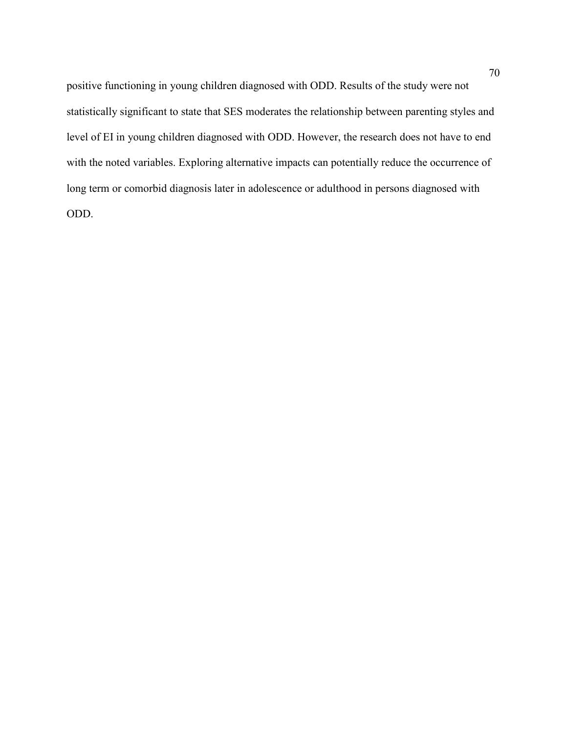positive functioning in young children diagnosed with ODD. Results of the study were not statistically significant to state that SES moderates the relationship between parenting styles and level of EI in young children diagnosed with ODD. However, the research does not have to end with the noted variables. Exploring alternative impacts can potentially reduce the occurrence of long term or comorbid diagnosis later in adolescence or adulthood in persons diagnosed with ODD.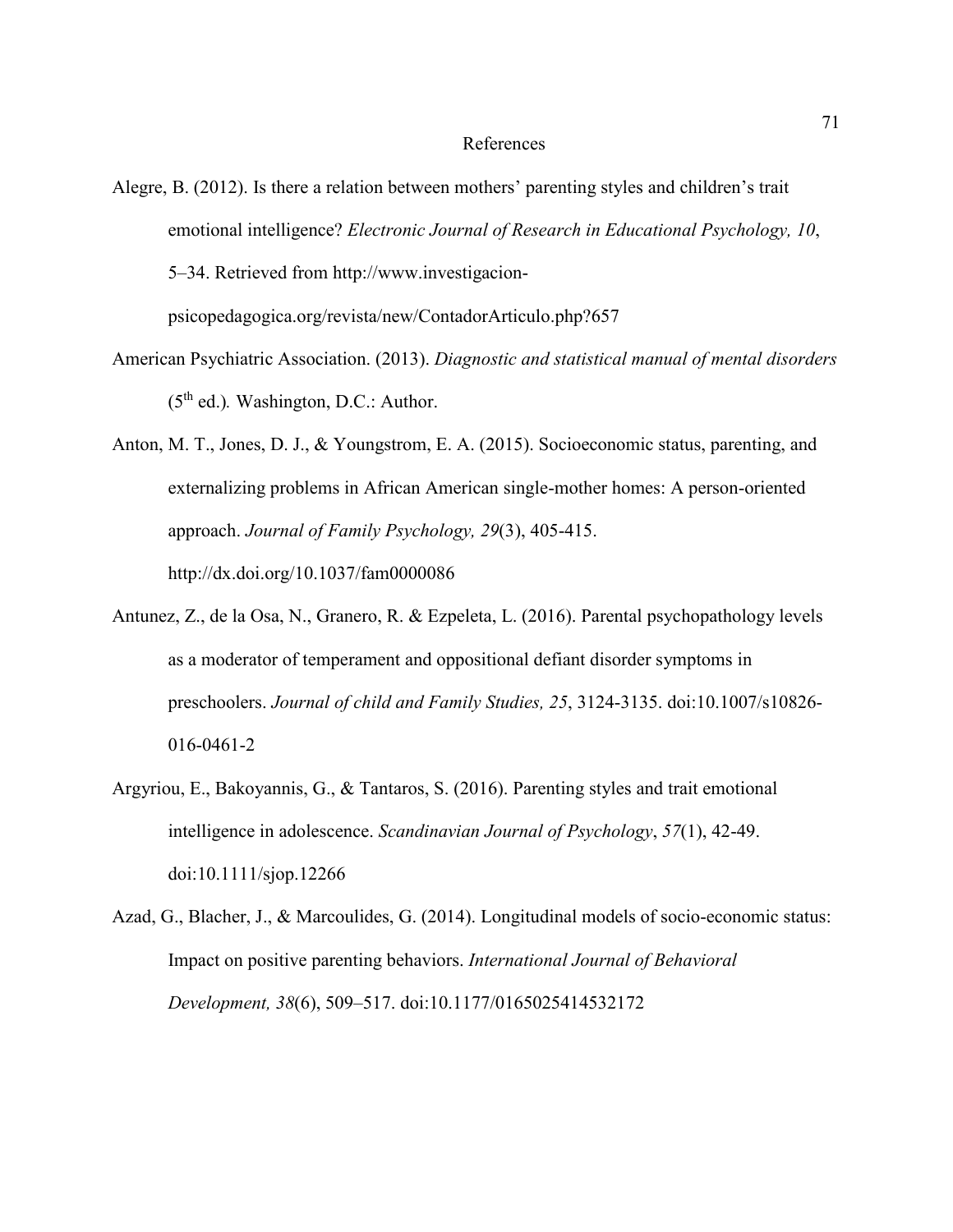# References

Alegre, B. (2012). Is there a relation between mothers' parenting styles and children's trait emotional intelligence? *Electronic Journal of Research in Educational Psychology, 10*, 5–34. Retrieved from http://www.investigacion-psicopedagogica.org/revista/new/ContadorArticulo.php?657

American Psychiatric Association. (2013). *Diagnostic and statistical manual of mental disorders* (5th ed.)*.* Washington, D.C.: Author.

Anton, M. T., Jones, D. J., & Youngstrom, E. A. (2015). Socioeconomic status, parenting, and externalizing problems in African American single-mother homes: A person-oriented approach. *Journal of Family Psychology, 29*(3), 405-415. http://dx.doi.org/10.1037/fam0000086

Antunez, Z., de la Osa, N., Granero, R. & Ezpeleta, L. (2016). Parental psychopathology levels as a moderator of temperament and oppositional defiant disorder symptoms in preschoolers. *Journal of child and Family Studies, 25*, 3124-3135. doi:10.1007/s10826-016-0461-2

Argyriou, E., Bakoyannis, G., & Tantaros, S. (2016). Parenting styles and trait emotional intelligence in adolescence. *Scandinavian Journal of Psychology*, *57*(1), 42-49. doi:10.1111/sjop.12266

Azad, G., Blacher, J., & Marcoulides, G. (2014). Longitudinal models of socio-economic status: Impact on positive parenting behaviors. *International Journal of Behavioral Development, 38*(6), 509–517. doi:10.1177/0165025414532172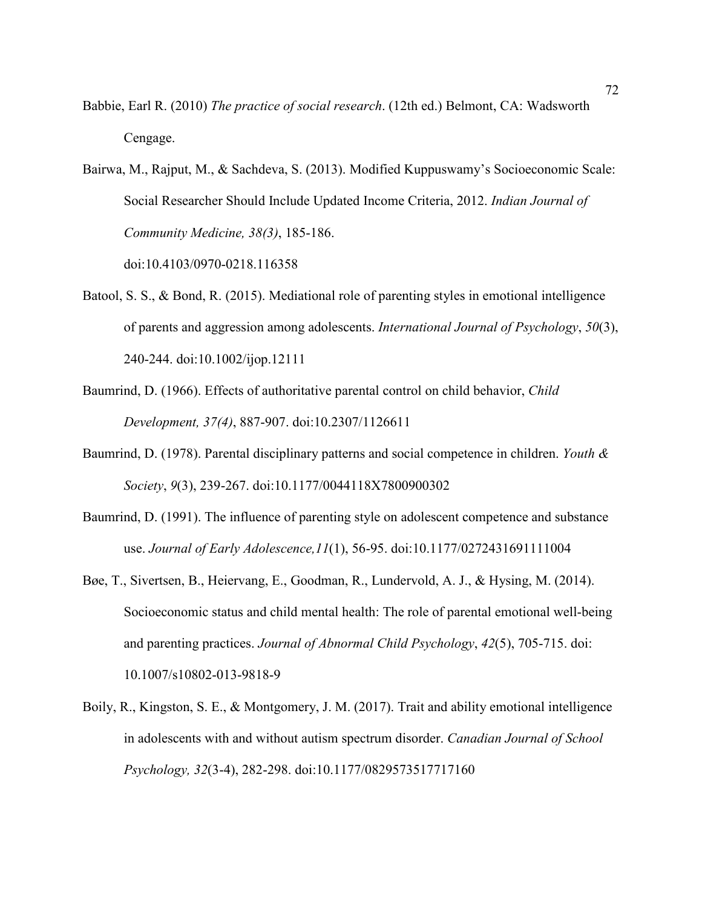Babbie, Earl R. (2010) *The practice of social research*. (12th ed.) Belmont, CA: Wadsworth Cengage.

Bairwa, M., Rajput, M., & Sachdeva, S. (2013). Modified Kuppuswamy's Socioeconomic Scale: Social Researcher Should Include Updated Income Criteria, 2012. *Indian Journal of Community Medicine, 38(3)*, 185-186. doi:10.4103/0970-0218.116358

Batool, S. S., & Bond, R. (2015). Mediational role of parenting styles in emotional intelligence of parents and aggression among adolescents. *International Journal of Psychology*, *50*(3), 240-244. doi:10.1002/ijop.12111

Baumrind, D. (1966). Effects of authoritative parental control on child behavior, *Child Development, 37(4)*, 887-907. doi:10.2307/1126611

Baumrind, D. (1978). Parental disciplinary patterns and social competence in children. *Youth & Society*, *9*(3), 239-267. doi:10.1177/0044118X7800900302

Baumrind, D. (1991). The influence of parenting style on adolescent competence and substance use. *Journal of Early Adolescence,11*(1), 56-95. doi:10.1177/0272431691111004

Bøe, T., Sivertsen, B., Heiervang, E., Goodman, R., Lundervold, A. J., & Hysing, M. (2014). Socioeconomic status and child mental health: The role of parental emotional well-being and parenting practices. *Journal of Abnormal Child Psychology*, *42*(5), 705-715. doi: 10.1007/s10802-013-9818-9

Boily, R., Kingston, S. E., & Montgomery, J. M. (2017). Trait and ability emotional intelligence in adolescents with and without autism spectrum disorder. *Canadian Journal of School Psychology, 32*(3-4), 282-298. doi:10.1177/0829573517717160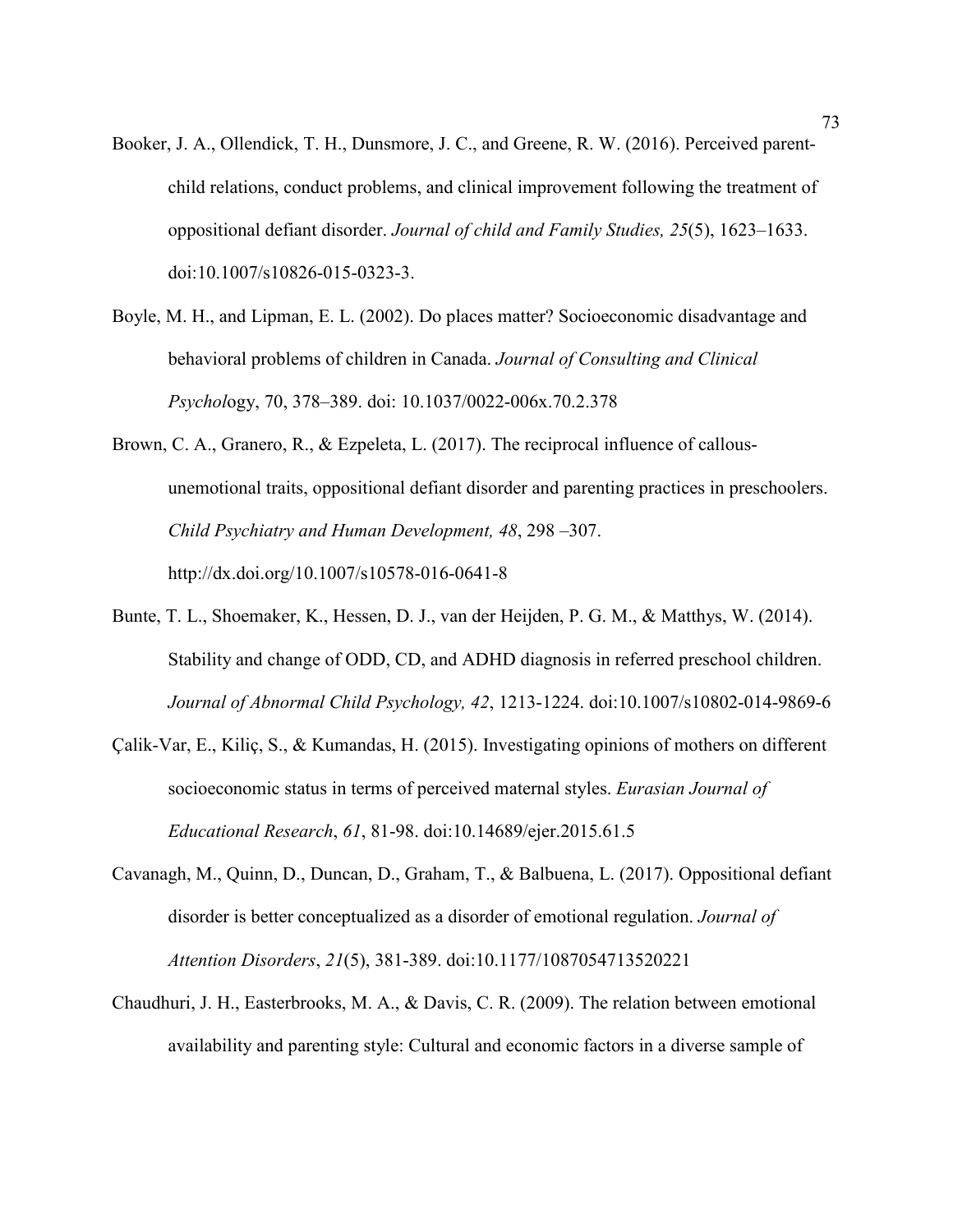Booker, J. A., Ollendick, T. H., Dunsmore, J. C., and Greene, R. W. (2016). Perceived parent-child relations, conduct problems, and clinical improvement following the treatment of oppositional defiant disorder. *Journal of child and Family Studies, 25*(5), 1623–1633. doi:10.1007/s10826-015-0323-3.

Boyle, M. H., and Lipman, E. L. (2002). Do places matter? Socioeconomic disadvantage and behavioral problems of children in Canada. *Journal of Consulting and Clinical Psychol*ogy, 70, 378–389. doi: 10.1037/0022-006x.70.2.378

Brown, C. A., Granero, R., & Ezpeleta, L. (2017). The reciprocal influence of callous-unemotional traits, oppositional defiant disorder and parenting practices in preschoolers. *Child Psychiatry and Human Development, 48*, 298 –307. http://dx.doi.org/10.1007/s10578-016-0641-8

Bunte, T. L., Shoemaker, K., Hessen, D. J., van der Heijden, P. G. M., & Matthys, W. (2014). Stability and change of ODD, CD, and ADHD diagnosis in referred preschool children. *Journal of Abnormal Child Psychology, 42*, 1213-1224. doi:10.1007/s10802-014-9869-6

Çalik-Var, E., Kiliç, S., & Kumandas, H. (2015). Investigating opinions of mothers on different socioeconomic status in terms of perceived maternal styles. *Eurasian Journal of Educational Research*, *61*, 81-98. doi:10.14689/ejer.2015.61.5

Cavanagh, M., Quinn, D., Duncan, D., Graham, T., & Balbuena, L. (2017). Oppositional defiant disorder is better conceptualized as a disorder of emotional regulation. *Journal of Attention Disorders*, *21*(5), 381-389. doi:10.1177/1087054713520221

Chaudhuri, J. H., Easterbrooks, M. A., & Davis, C. R. (2009). The relation between emotional availability and parenting style: Cultural and economic factors in a diverse sample of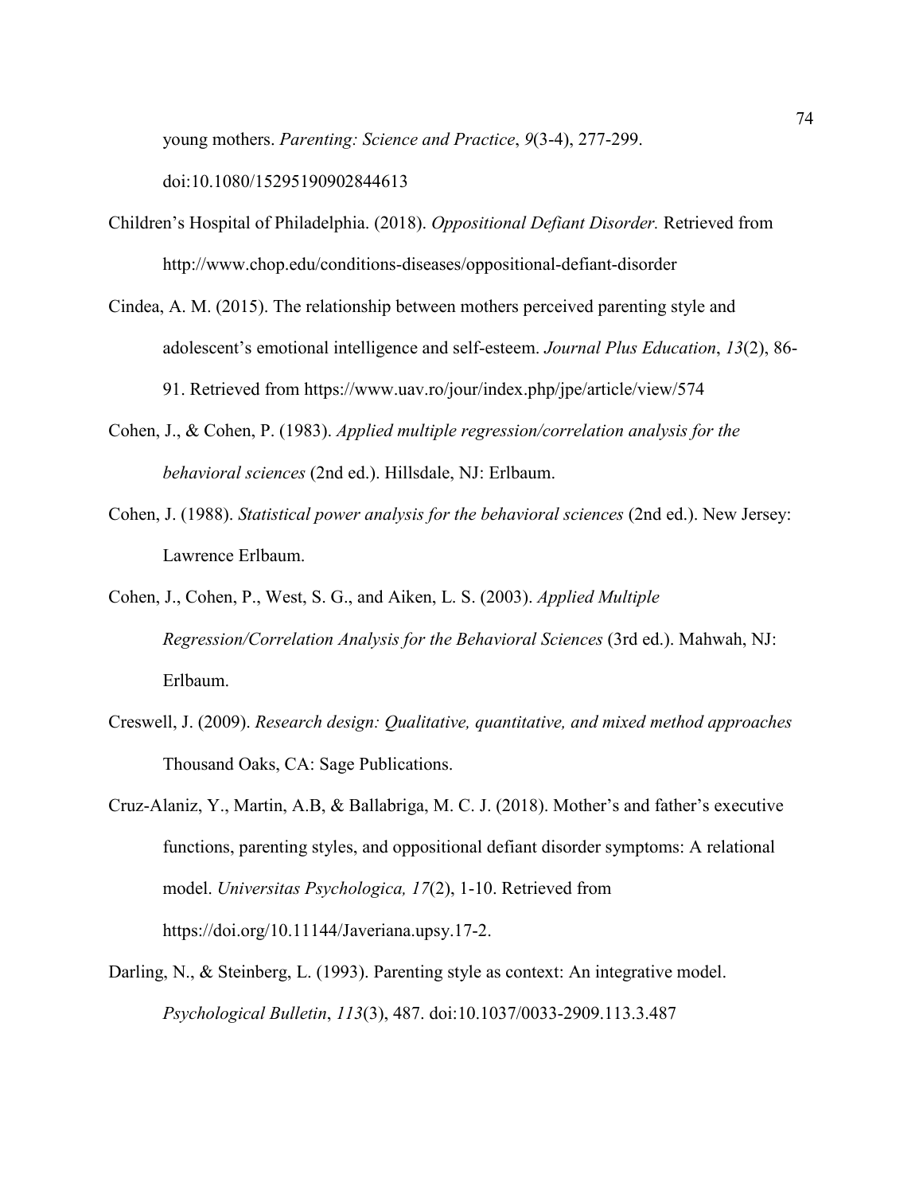young mothers. *Parenting: Science and Practice*, *9*(3-4), 277-299. doi:10.1080/15295190902844613

Children's Hospital of Philadelphia. (2018). *Oppositional Defiant Disorder.* Retrieved from http://www.chop.edu/conditions-diseases/oppositional-defiant-disorder

Cindea, A. M. (2015). The relationship between mothers perceived parenting style and adolescent's emotional intelligence and self-esteem. *Journal Plus Education*, *13*(2), 86-91. Retrieved from https://www.uav.ro/jour/index.php/jpe/article/view/574

Cohen, J., & Cohen, P. (1983). *Applied multiple regression/correlation analysis for the behavioral sciences* (2nd ed.). Hillsdale, NJ: Erlbaum.

Cohen, J. (1988). *Statistical power analysis for the behavioral sciences* (2nd ed.). New Jersey: Lawrence Erlbaum.

Cohen, J., Cohen, P., West, S. G., and Aiken, L. S. (2003). *Applied Multiple Regression/Correlation Analysis for the Behavioral Sciences* (3rd ed.). Mahwah, NJ: Erlbaum.

Creswell, J. (2009). *Research design: Qualitative, quantitative, and mixed method approaches* Thousand Oaks, CA: Sage Publications.

Cruz-Alaniz, Y., Martin, A.B, & Ballabriga, M. C. J. (2018). Mother's and father's executive functions, parenting styles, and oppositional defiant disorder symptoms: A relational model. *Universitas Psychologica, 17*(2), 1-10. Retrieved from https://doi.org/10.11144/Javeriana.upsy.17-2.

Darling, N., & Steinberg, L. (1993). Parenting style as context: An integrative model. *Psychological Bulletin*, *113*(3), 487. doi:10.1037/0033-2909.113.3.487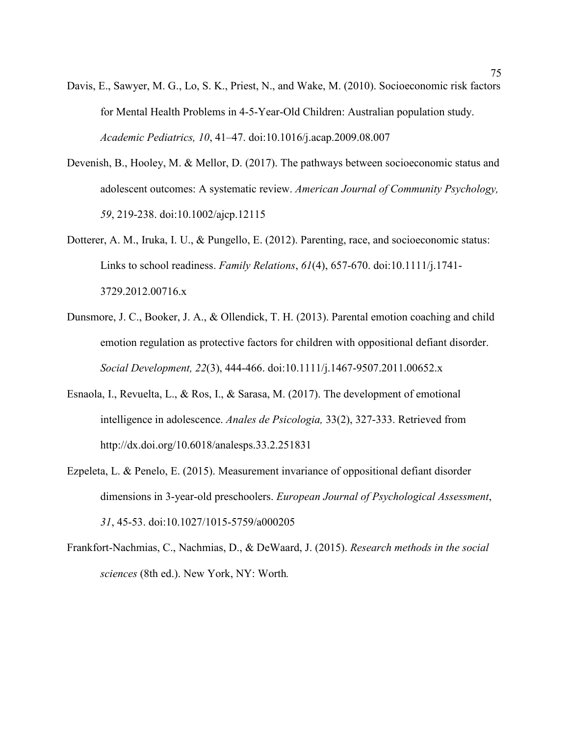Davis, E., Sawyer, M. G., Lo, S. K., Priest, N., and Wake, M. (2010). Socioeconomic risk factors for Mental Health Problems in 4-5-Year-Old Children: Australian population study. *Academic Pediatrics, 10*, 41–47. doi:10.1016/j.acap.2009.08.007

Devenish, B., Hooley, M. & Mellor, D. (2017). The pathways between socioeconomic status and adolescent outcomes: A systematic review. *American Journal of Community Psychology, 59*, 219-238. doi:10.1002/ajcp.12115

Dotterer, A. M., Iruka, I. U., & Pungello, E. (2012). Parenting, race, and socioeconomic status: Links to school readiness. *Family Relations*, *61*(4), 657-670. doi:10.1111/j.1741-3729.2012.00716.x

Dunsmore, J. C., Booker, J. A., & Ollendick, T. H. (2013). Parental emotion coaching and child emotion regulation as protective factors for children with oppositional defiant disorder. *Social Development, 22*(3), 444-466. doi:10.1111/j.1467-9507.2011.00652.x

Esnaola, I., Revuelta, L., & Ros, I., & Sarasa, M. (2017). The development of emotional intelligence in adolescence. *Anales de Psicologia,* 33(2), 327-333. Retrieved from http://dx.doi.org/10.6018/analesps.33.2.251831

Ezpeleta, L. & Penelo, E. (2015). Measurement invariance of oppositional defiant disorder dimensions in 3-year-old preschoolers. *European Journal of Psychological Assessment*, *31*, 45-53. doi:10.1027/1015-5759/a000205

Frankfort-Nachmias, C., Nachmias, D., & DeWaard, J. (2015). *Research methods in the social sciences* (8th ed.). New York, NY: Worth.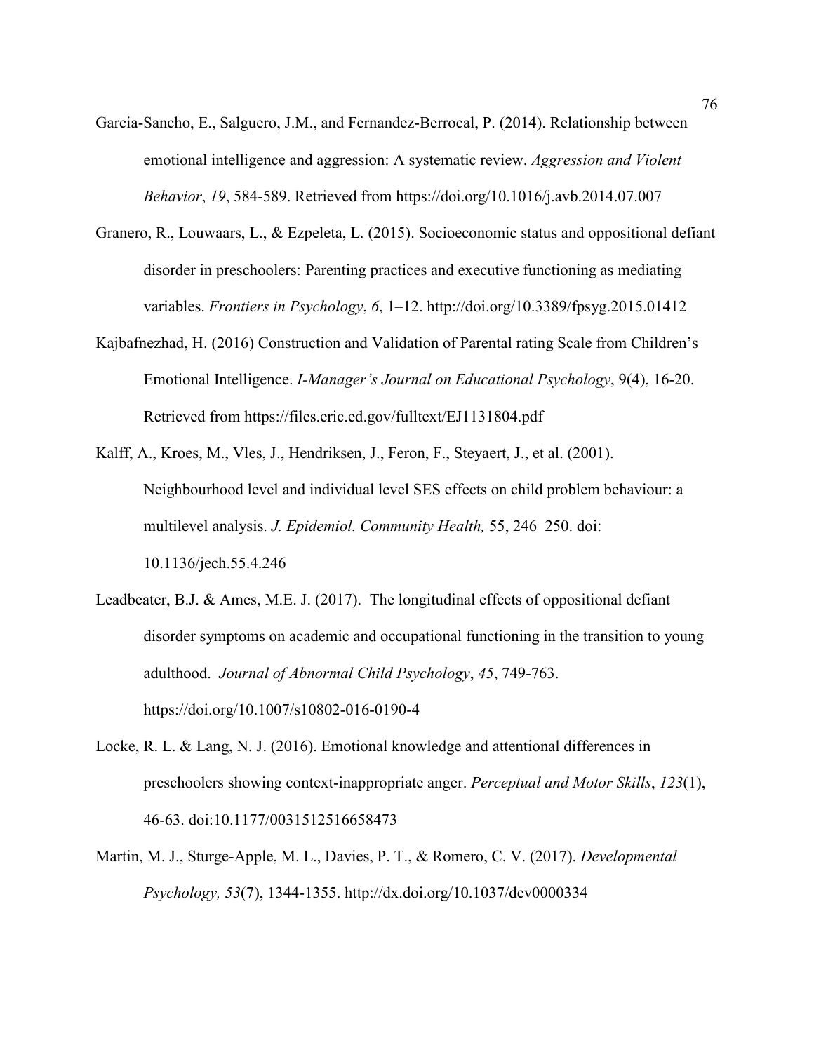Garcia-Sancho, E., Salguero, J.M., and Fernandez-Berrocal, P. (2014). Relationship between emotional intelligence and aggression: A systematic review. *Aggression and Violent Behavior*, *19*, 584-589. Retrieved from https://doi.org/10.1016/j.avb.2014.07.007

Granero, R., Louwaars, L., & Ezpeleta, L. (2015). Socioeconomic status and oppositional defiant disorder in preschoolers: Parenting practices and executive functioning as mediating variables. *Frontiers in Psychology*, *6*, 1–12. http://doi.org/10.3389/fpsyg.2015.01412

Kajbafnezhad, H. (2016) Construction and Validation of Parental rating Scale from Children's Emotional Intelligence. *I-Manager's Journal on Educational Psychology*, 9(4), 16-20. Retrieved from https://files.eric.ed.gov/fulltext/EJ1131804.pdf

Kalff, A., Kroes, M., Vles, J., Hendriksen, J., Feron, F., Steyaert, J., et al. (2001). Neighbourhood level and individual level SES effects on child problem behaviour: a multilevel analysis. *J. Epidemiol. Community Health,* 55, 246–250. doi: 10.1136/jech.55.4.246

Leadbeater, B.J. & Ames, M.E. J. (2017). The longitudinal effects of oppositional defiant disorder symptoms on academic and occupational functioning in the transition to young adulthood. *Journal of Abnormal Child Psychology*, *45*, 749-763. https://doi.org/10.1007/s10802-016-0190-4

Locke, R. L. & Lang, N. J. (2016). Emotional knowledge and attentional differences in preschoolers showing context-inappropriate anger. *Perceptual and Motor Skills*, *123*(1), 46-63. doi:10.1177/0031512516658473

Martin, M. J., Sturge-Apple, M. L., Davies, P. T., & Romero, C. V. (2017). *Developmental Psychology, 53*(7), 1344-1355. http://dx.doi.org/10.1037/dev0000334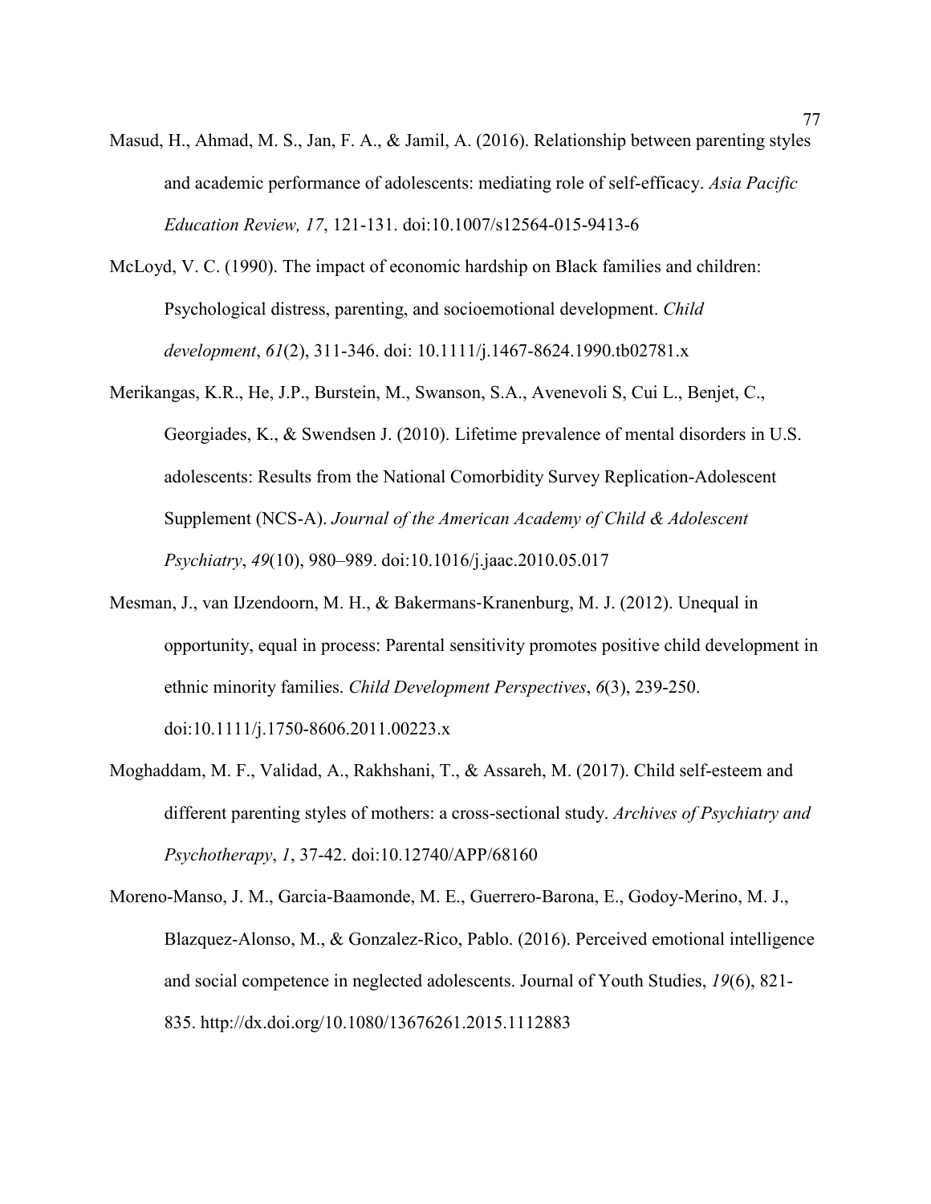Masud, H., Ahmad, M. S., Jan, F. A., & Jamil, A. (2016). Relationship between parenting styles and academic performance of adolescents: mediating role of self-efficacy. *Asia Pacific Education Review, 17*, 121-131. doi:10.1007/s12564-015-9413-6

McLoyd, V. C. (1990). The impact of economic hardship on Black families and children: Psychological distress, parenting, and socioemotional development. *Child development*, *61*(2), 311-346. doi: 10.1111/j.1467-8624.1990.tb02781.x

Merikangas, K.R., He, J.P., Burstein, M., Swanson, S.A., Avenevoli S, Cui L., Benjet, C., Georgiades, K., & Swendsen J. (2010). Lifetime prevalence of mental disorders in U.S. adolescents: Results from the National Comorbidity Survey Replication-Adolescent Supplement (NCS-A). *Journal of the American Academy of Child & Adolescent Psychiatry*, *49*(10), 980–989. doi:10.1016/j.jaac.2010.05.017

Mesman, J., van IJzendoorn, M. H., & Bakermans-Kranenburg, M. J. (2012). Unequal in opportunity, equal in process: Parental sensitivity promotes positive child development in ethnic minority families. *Child Development Perspectives*, *6*(3), 239-250. doi:10.1111/j.1750-8606.2011.00223.x

Moghaddam, M. F., Validad, A., Rakhshani, T., & Assareh, M. (2017). Child self-esteem and different parenting styles of mothers: a cross-sectional study. *Archives of Psychiatry and Psychotherapy*, *1*, 37-42. doi:10.12740/APP/68160

Moreno-Manso, J. M., Garcia-Baamonde, M. E., Guerrero-Barona, E., Godoy-Merino, M. J., Blazquez-Alonso, M., & Gonzalez-Rico, Pablo. (2016). Perceived emotional intelligence and social competence in neglected adolescents. Journal of Youth Studies, *19*(6), 821-835. http://dx.doi.org/10.1080/13676261.2015.1112883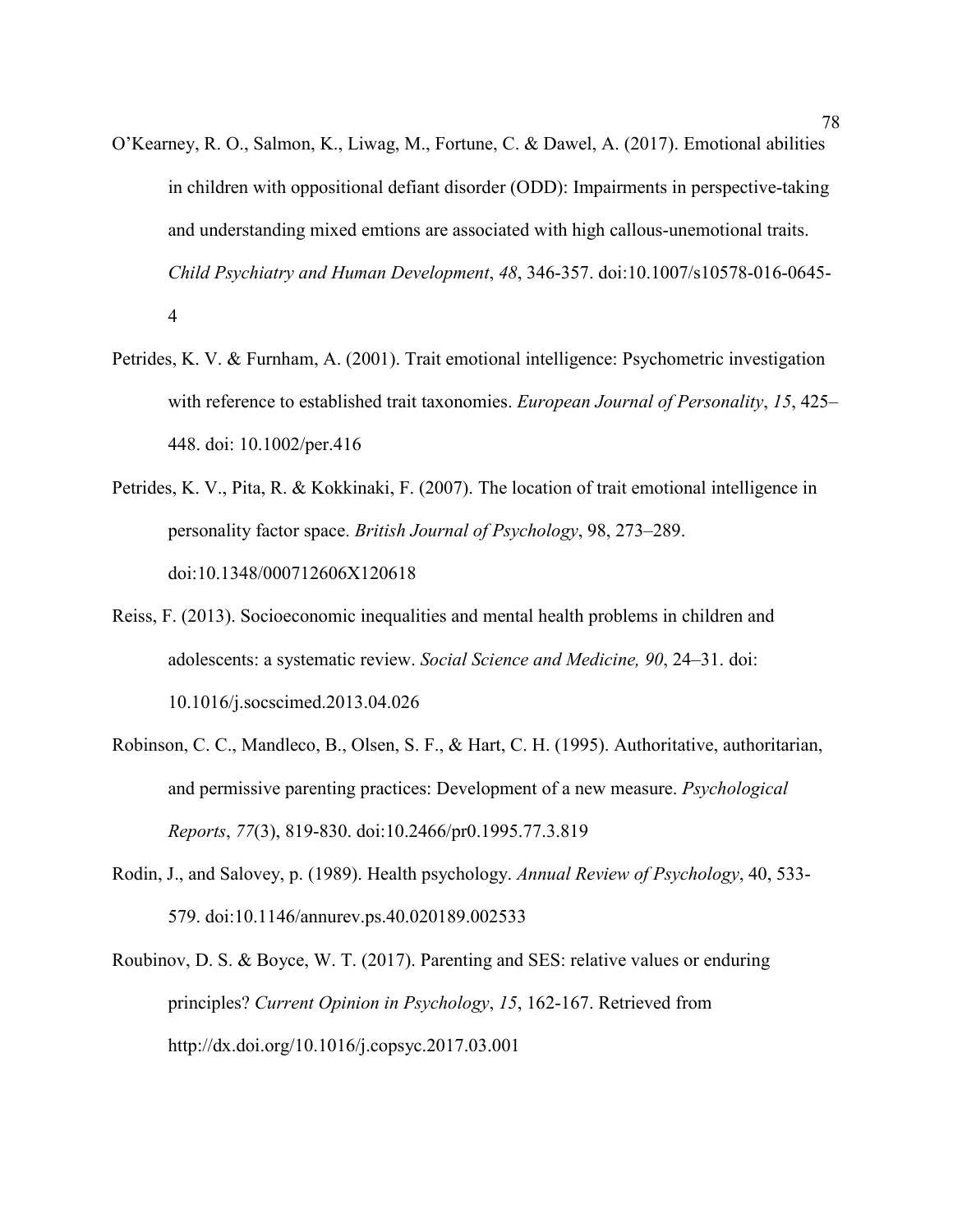O'Kearney, R. O., Salmon, K., Liwag, M., Fortune, C. & Dawel, A. (2017). Emotional abilities in children with oppositional defiant disorder (ODD): Impairments in perspective-taking and understanding mixed emtions are associated with high callous-unemotional traits. *Child Psychiatry and Human Development*, *48*, 346-357. doi:10.1007/s10578-016-0645-4

Petrides, K. V. & Furnham, A. (2001). Trait emotional intelligence: Psychometric investigation with reference to established trait taxonomies. *European Journal of Personality*, *15*, 425–448. doi: 10.1002/per.416

Petrides, K. V., Pita, R. & Kokkinaki, F. (2007). The location of trait emotional intelligence in personality factor space. *British Journal of Psychology*, 98, 273–289. doi:10.1348/000712606X120618

Reiss, F. (2013). Socioeconomic inequalities and mental health problems in children and adolescents: a systematic review. *Social Science and Medicine, 90*, 24–31. doi: 10.1016/j.socscimed.2013.04.026

Robinson, C. C., Mandleco, B., Olsen, S. F., & Hart, C. H. (1995). Authoritative, authoritarian, and permissive parenting practices: Development of a new measure. *Psychological Reports*, *77*(3), 819-830. doi:10.2466/pr0.1995.77.3.819

Rodin, J., and Salovey, p. (1989). Health psychology. *Annual Review of Psychology*, 40, 533-579. doi:10.1146/annurev.ps.40.020189.002533

Roubinov, D. S. & Boyce, W. T. (2017). Parenting and SES: relative values or enduring principles? *Current Opinion in Psychology*, *15*, 162-167. Retrieved from http://dx.doi.org/10.1016/j.copsyc.2017.03.001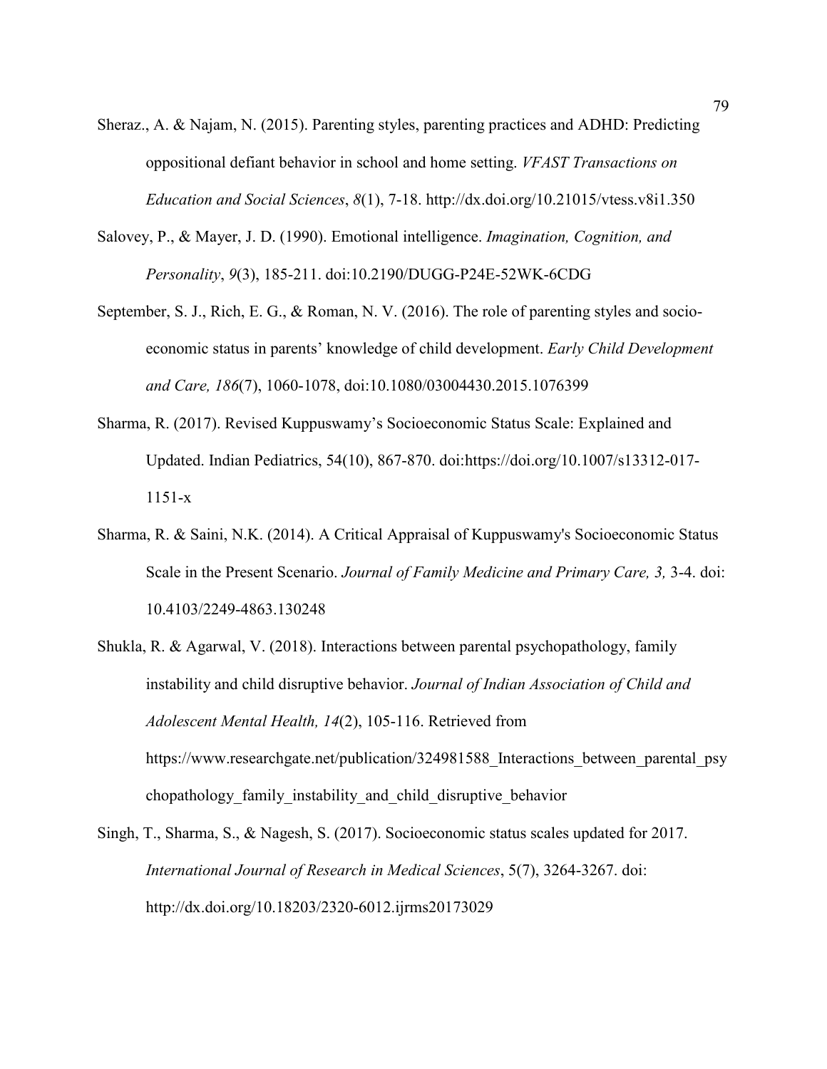Sheraz., A. & Najam, N. (2015). Parenting styles, parenting practices and ADHD: Predicting oppositional defiant behavior in school and home setting. *VFAST Transactions on Education and Social Sciences*, *8*(1), 7-18. http://dx.doi.org/10.21015/vtess.v8i1.350

Salovey, P., & Mayer, J. D. (1990). Emotional intelligence. *Imagination, Cognition, and Personality*, *9*(3), 185-211. doi:10.2190/DUGG-P24E-52WK-6CDG

September, S. J., Rich, E. G., & Roman, N. V. (2016). The role of parenting styles and socio-economic status in parents' knowledge of child development. *Early Child Development and Care, 186*(7), 1060-1078, doi:10.1080/03004430.2015.1076399

Sharma, R. (2017). Revised Kuppuswamy's Socioeconomic Status Scale: Explained and Updated. Indian Pediatrics, 54(10), 867-870. doi:https://doi.org/10.1007/s13312-017-1151-x

Sharma, R. & Saini, N.K. (2014). A Critical Appraisal of Kuppuswamy's Socioeconomic Status Scale in the Present Scenario. *Journal of Family Medicine and Primary Care, 3,* 3-4. doi: 10.4103/2249-4863.130248

Shukla, R. & Agarwal, V. (2018). Interactions between parental psychopathology, family instability and child disruptive behavior. *Journal of Indian Association of Child and Adolescent Mental Health, 14*(2), 105-116. Retrieved from https://www.researchgate.net/publication/324981588_Interactions_between_parental_psychopathology_family_instability_and_child_disruptive_behavior

Singh, T., Sharma, S., & Nagesh, S. (2017). Socioeconomic status scales updated for 2017. *International Journal of Research in Medical Sciences*, 5(7), 3264-3267. doi: http://dx.doi.org/10.18203/2320-6012.ijrms20173029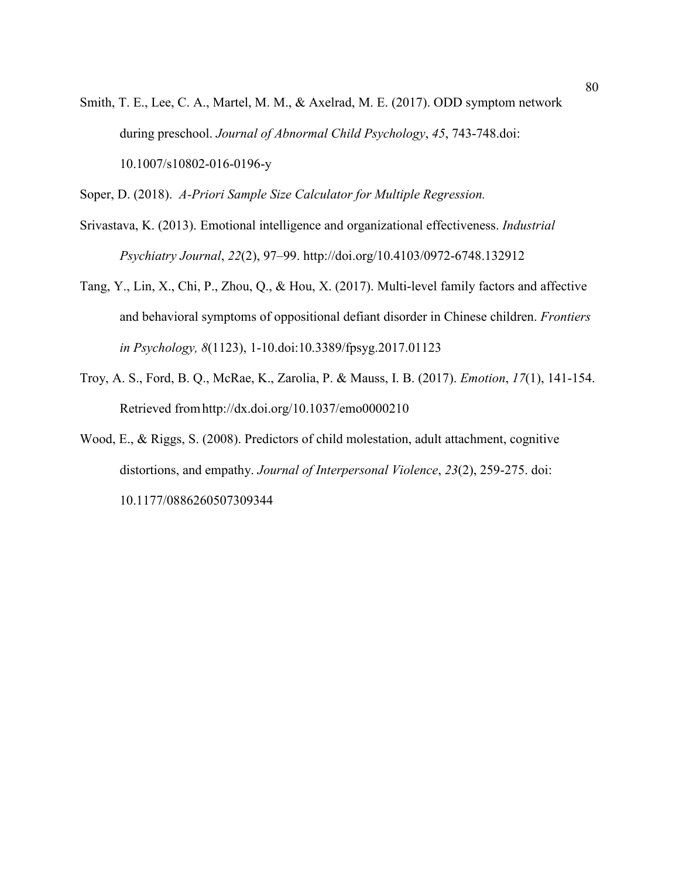Smith, T. E., Lee, C. A., Martel, M. M., & Axelrad, M. E. (2017). ODD symptom network during preschool. *Journal of Abnormal Child Psychology*, *45*, 743-748.doi: 10.1007/s10802-016-0196-y

Soper, D. (2018). *A-Priori Sample Size Calculator for Multiple Regression.*

Srivastava, K. (2013). Emotional intelligence and organizational effectiveness. *Industrial Psychiatry Journal*, *22*(2), 97–99. http://doi.org/10.4103/0972-6748.132912

Tang, Y., Lin, X., Chi, P., Zhou, Q., & Hou, X. (2017). Multi-level family factors and affective and behavioral symptoms of oppositional defiant disorder in Chinese children. *Frontiers in Psychology, 8*(1123), 1-10.doi:10.3389/fpsyg.2017.01123

Troy, A. S., Ford, B. Q., McRae, K., Zarolia, P. & Mauss, I. B. (2017). *Emotion*, *17*(1), 141-154. Retrieved from http://dx.doi.org/10.1037/emo0000210

Wood, E., & Riggs, S. (2008). Predictors of child molestation, adult attachment, cognitive distortions, and empathy. *Journal of Interpersonal Violence*, *23*(2), 259-275. doi: 10.1177/0886260507309344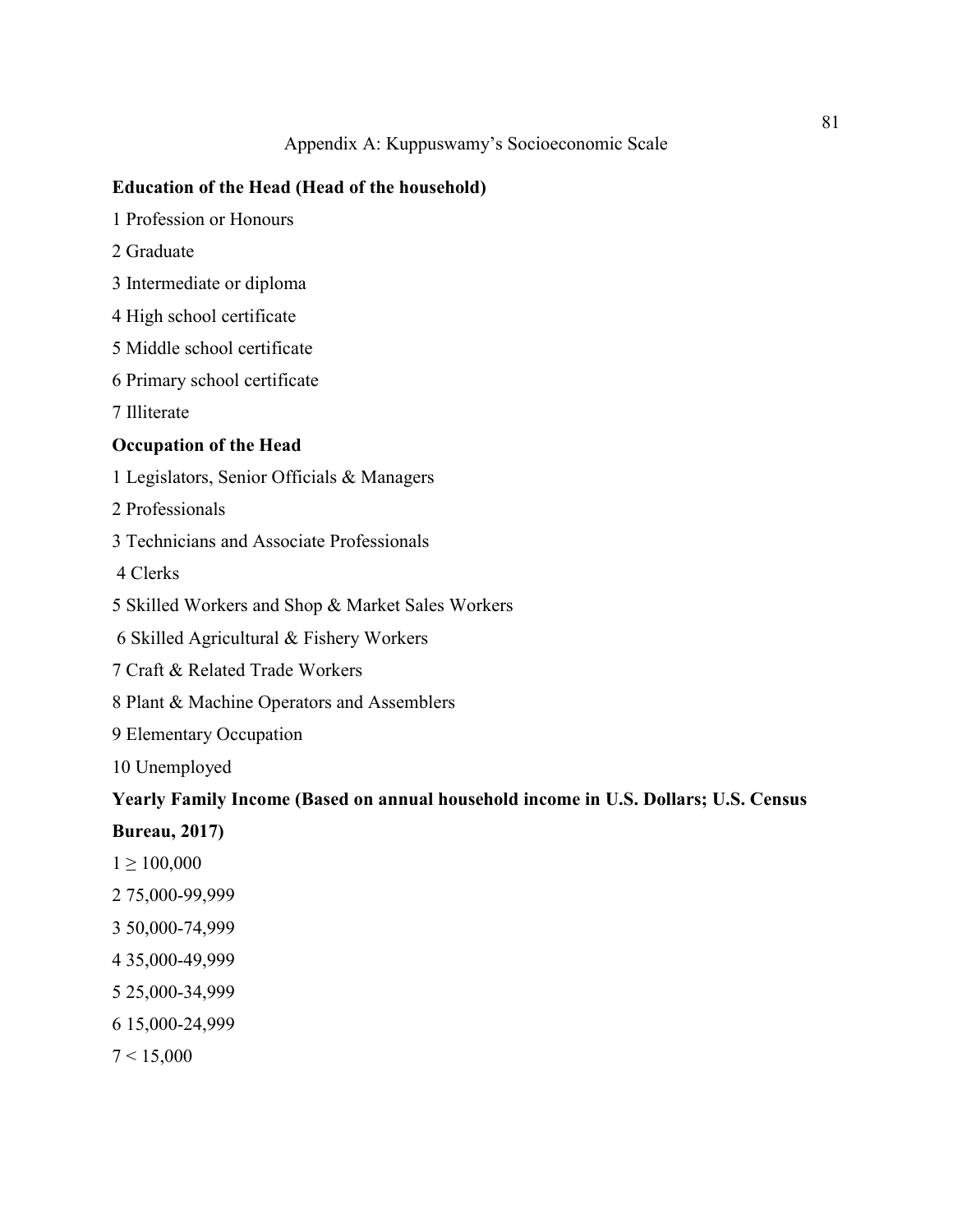# Appendix A: Kuppuswamy's Socioeconomic Scale

**Education of the Head (Head of the household)**

1 Profession or Honours

2 Graduate

3 Intermediate or diploma

4 High school certificate

5 Middle school certificate

6 Primary school certificate

7 Illiterate

**Occupation of the Head**

1 Legislators, Senior Officials & Managers

2 Professionals

3 Technicians and Associate Professionals

4 Clerks

5 Skilled Workers and Shop & Market Sales Workers

6 Skilled Agricultural & Fishery Workers

7 Craft & Related Trade Workers

8 Plant & Machine Operators and Assemblers

9 Elementary Occupation

10 Unemployed

**Yearly Family Income (Based on annual household income in U.S. Dollars; U.S. Census Bureau, 2017)**

1 ≥ 100,000

2 75,000-99,999

3 50,000-74,999

4 35,000-49,999

5 25,000-34,999

6 15,000-24,999

7 < 15,000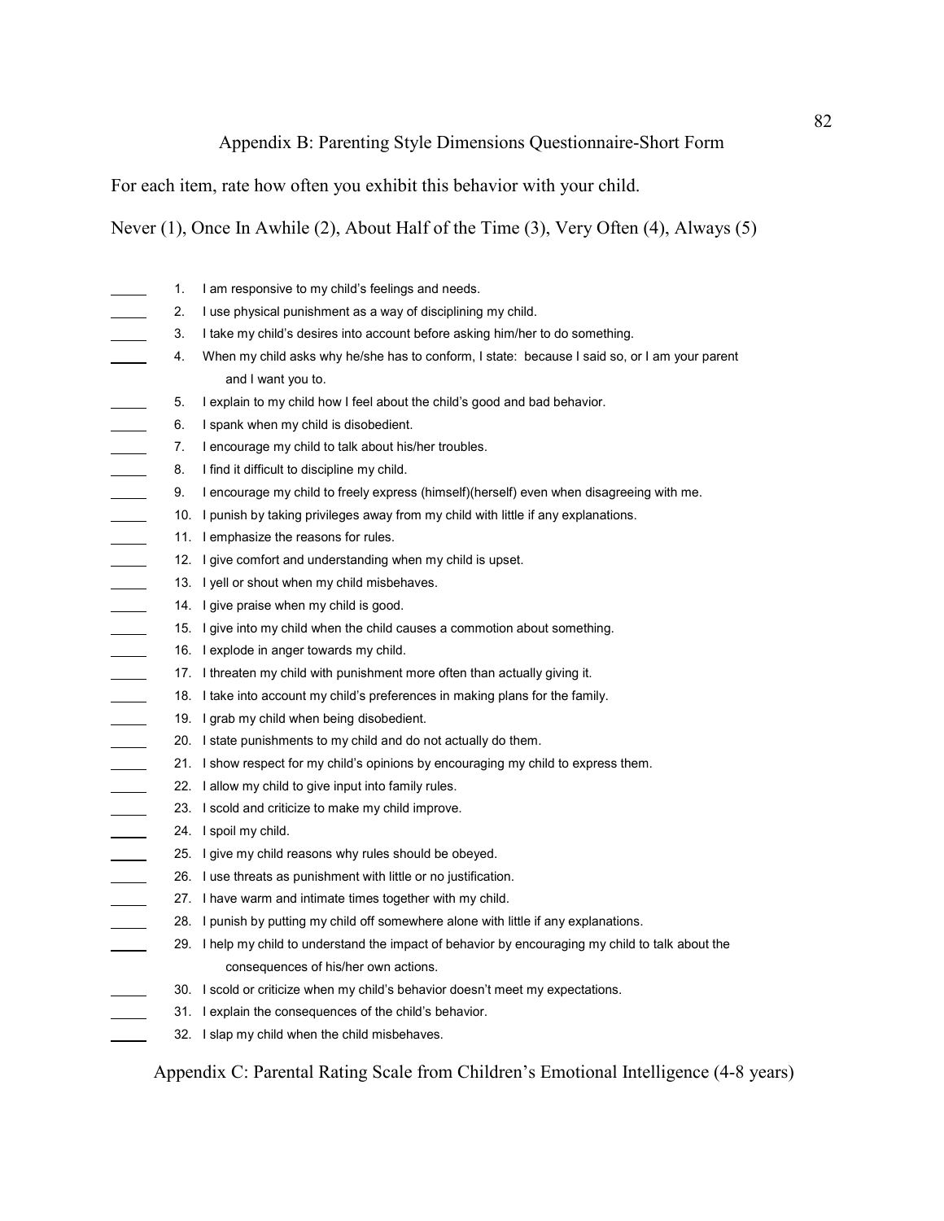## Appendix B: Parenting Style Dimensions Questionnaire-Short Form

For each item, rate how often you exhibit this behavior with your child.

Never (1), Once In Awhile (2), About Half of the Time (3), Very Often (4), Always (5)

_____ 1. I am responsive to my child's feelings and needs.

_____ 2. I use physical punishment as a way of disciplining my child.

_____ 3. I take my child's desires into account before asking him/her to do something.

_____ 4. When my child asks why he/she has to conform, I state: because I said so, or I am your parent and I want you to.

_____ 5. I explain to my child how I feel about the child's good and bad behavior.

_____ 6. I spank when my child is disobedient.

_____ 7. I encourage my child to talk about his/her troubles.

_____ 8. I find it difficult to discipline my child.

_____ 9. I encourage my child to freely express (himself)(herself) even when disagreeing with me.

_____ 10. I punish by taking privileges away from my child with little if any explanations.

_____ 11. I emphasize the reasons for rules.

_____ 12. I give comfort and understanding when my child is upset.

_____ 13. I yell or shout when my child misbehaves.

_____ 14. I give praise when my child is good.

_____ 15. I give into my child when the child causes a commotion about something.

_____ 16. I explode in anger towards my child.

_____ 17. I threaten my child with punishment more often than actually giving it.

_____ 18. I take into account my child's preferences in making plans for the family.

_____ 19. I grab my child when being disobedient.

_____ 20. I state punishments to my child and do not actually do them.

_____ 21. I show respect for my child's opinions by encouraging my child to express them.

_____ 22. I allow my child to give input into family rules.

_____ 23. I scold and criticize to make my child improve.

_____ 24. I spoil my child.

_____ 25. I give my child reasons why rules should be obeyed.

_____ 26. I use threats as punishment with little or no justification.

_____ 27. I have warm and intimate times together with my child.

_____ 28. I punish by putting my child off somewhere alone with little if any explanations.

_____ 29. I help my child to understand the impact of behavior by encouraging my child to talk about the consequences of his/her own actions.

_____ 30. I scold or criticize when my child's behavior doesn't meet my expectations.

_____ 31. I explain the consequences of the child's behavior.

_____ 32. I slap my child when the child misbehaves.

## Appendix C: Parental Rating Scale from Children's Emotional Intelligence (4-8 years)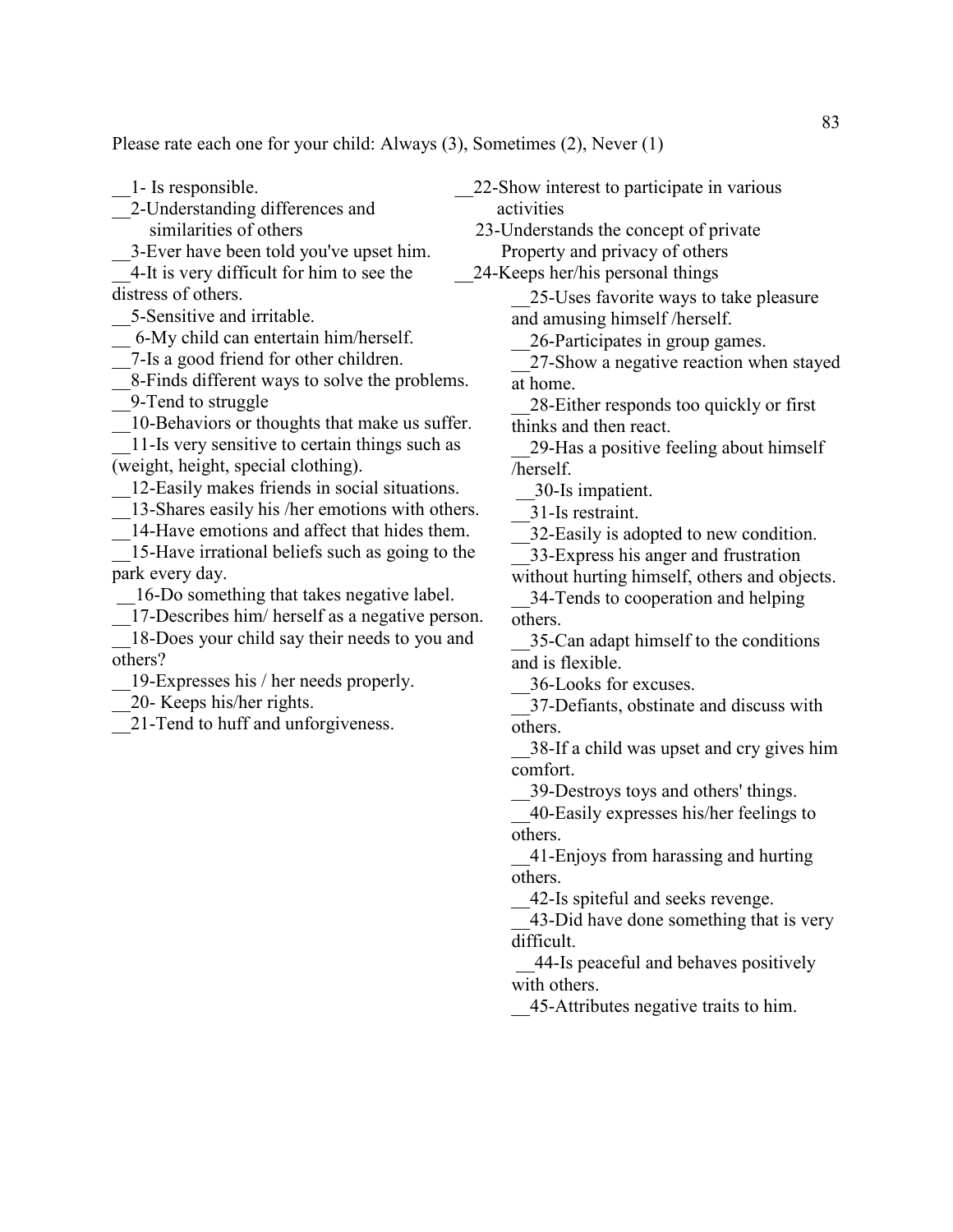Please rate each one for your child: Always (3), Sometimes (2), Never (1)

__1- Is responsible.
__2-Understanding differences and similarities of others
__3-Ever have been told you've upset him.
__4-It is very difficult for him to see the distress of others.
__5-Sensitive and irritable.
__ 6-My child can entertain him/herself.
__7-Is a good friend for other children.
__8-Finds different ways to solve the problems.
__9-Tend to struggle
__10-Behaviors or thoughts that make us suffer.
__11-Is very sensitive to certain things such as (weight, height, special clothing).
__12-Easily makes friends in social situations.
__13-Shares easily his /her emotions with others.
__14-Have emotions and affect that hides them.
__15-Have irrational beliefs such as going to the park every day.
__16-Do something that takes negative label.
__17-Describes him/ herself as a negative person.
__18-Does your child say their needs to you and others?
__19-Expresses his / her needs properly.
__20- Keeps his/her rights.
__21-Tend to huff and unforgiveness.
__22-Show interest to participate in various activities
23-Understands the concept of private Property and privacy of others
__24-Keeps her/his personal things
__25-Uses favorite ways to take pleasure and amusing himself /herself.
__26-Participates in group games.
__27-Show a negative reaction when stayed at home.
__28-Either responds too quickly or first thinks and then react.
__29-Has a positive feeling about himself /herself.
__30-Is impatient.
__31-Is restraint.
__32-Easily is adopted to new condition.
__33-Express his anger and frustration without hurting himself, others and objects.
__34-Tends to cooperation and helping others.
__35-Can adapt himself to the conditions and is flexible.
__36-Looks for excuses.
__37-Defiants, obstinate and discuss with others.
__38-If a child was upset and cry gives him comfort.
__39-Destroys toys and others' things.
__40-Easily expresses his/her feelings to others.
__41-Enjoys from harassing and hurting others.
__42-Is spiteful and seeks revenge.
__43-Did have done something that is very difficult.
__44-Is peaceful and behaves positively with others.
__45-Attributes negative traits to him.